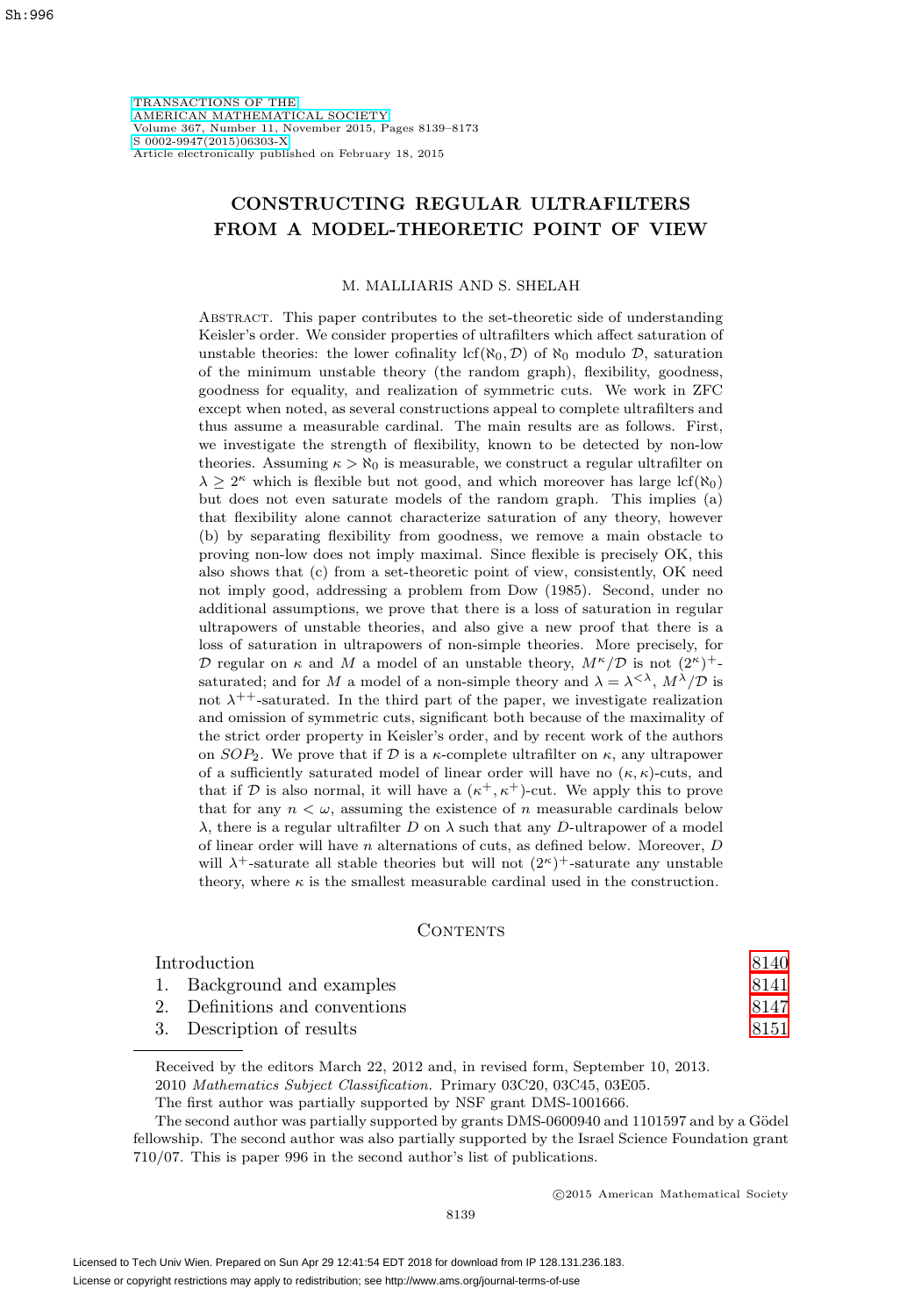# CONSTRUCTING REGULAR ULTRAFILTERS FROM A MODEL-THEORETIC POINT OF VIEW

M. MALLIARIS AND S. SHELAH

Abstract. This paper contributes to the set-theoretic side of understanding Keisler's order. We consider properties of ultrafilters which affect saturation of unstable theories: the lower cofinality $\mathrm{lcf}(\aleph_0, \mathcal{D})$ of $\aleph_0$ modulo $\mathcal{D}$, saturation of the minimum unstable theory (the random graph), flexibility, goodness, goodness for equality, and realization of symmetric cuts. We work in ZFC except when noted, as several constructions appeal to complete ultrafilters and thus assume a measurable cardinal. The main results are as follows. First, we investigate the strength of flexibility, known to be detected by non-low theories. Assuming $\kappa > \aleph_0$ is measurable, we construct a regular ultrafilter on $\lambda \geq 2^\kappa$ which is flexible but not good, and which moreover has large $\mathrm{lcf}(\aleph_0)$ but does not even saturate models of the random graph. This implies (a) that flexibility alone cannot characterize saturation of any theory, however (b) by separating flexibility from goodness, we remove a main obstacle to proving non-low does not imply maximal. Since flexible is precisely OK, this also shows that (c) from a set-theoretic point of view, consistently, OK need not imply good, addressing a problem from Dow (1985). Second, under no additional assumptions, we prove that there is a loss of saturation in regular ultrapowers of unstable theories, and also give a new proof that there is a loss of saturation in ultrapowers of non-simple theories. More precisely, for $\mathcal{D}$ regular on $\kappa$ and $M$ a model of an unstable theory, $M^\kappa/\mathcal{D}$ is not $(2^\kappa)^+$-saturated; and for $M$ a model of a non-simple theory and $\lambda = \lambda^{<\lambda}$, $M^\lambda/\mathcal{D}$ is not $\lambda^{++}$-saturated. In the third part of the paper, we investigate realization and omission of symmetric cuts, significant both because of the maximality of the strict order property in Keisler's order, and by recent work of the authors on $SOP_2$. We prove that if $\mathcal{D}$ is a $\kappa$-complete ultrafilter on $\kappa$, any ultrapower of a sufficiently saturated model of linear order will have no $(\kappa, \kappa)$-cuts, and that if $\mathcal{D}$ is also normal, it will have a $(\kappa^+, \kappa^+)$-cut. We apply this to prove that for any $n < \omega$, assuming the existence of $n$ measurable cardinals below $\lambda$, there is a regular ultrafilter $D$ on $\lambda$ such that any $D$-ultrapower of a model of linear order will have $n$ alternations of cuts, as defined below. Moreover, $D$ will $\lambda^+$-saturate all stable theories but will not $(2^\kappa)^+$-saturate any unstable theory, where $\kappa$ is the smallest measurable cardinal used in the construction.

## Contents

| | |
|---|---|
| Introduction | 8140 |
| 1. Background and examples | 8141 |
| 2. Definitions and conventions | 8147 |
| 3. Description of results | 8151 |

Received by the editors March 22, 2012 and, in revised form, September 10, 2013.

2010 *Mathematics Subject Classification.* Primary 03C20, 03C45, 03E05.

The first author was partially supported by NSF grant DMS-1001666.

The second author was partially supported by grants DMS-0600940 and 1101597 and by a Gödel fellowship. The second author was also partially supported by the Israel Science Foundation grant 710/07. This is paper 996 in the second author's list of publications.

©2015 American Mathematical Society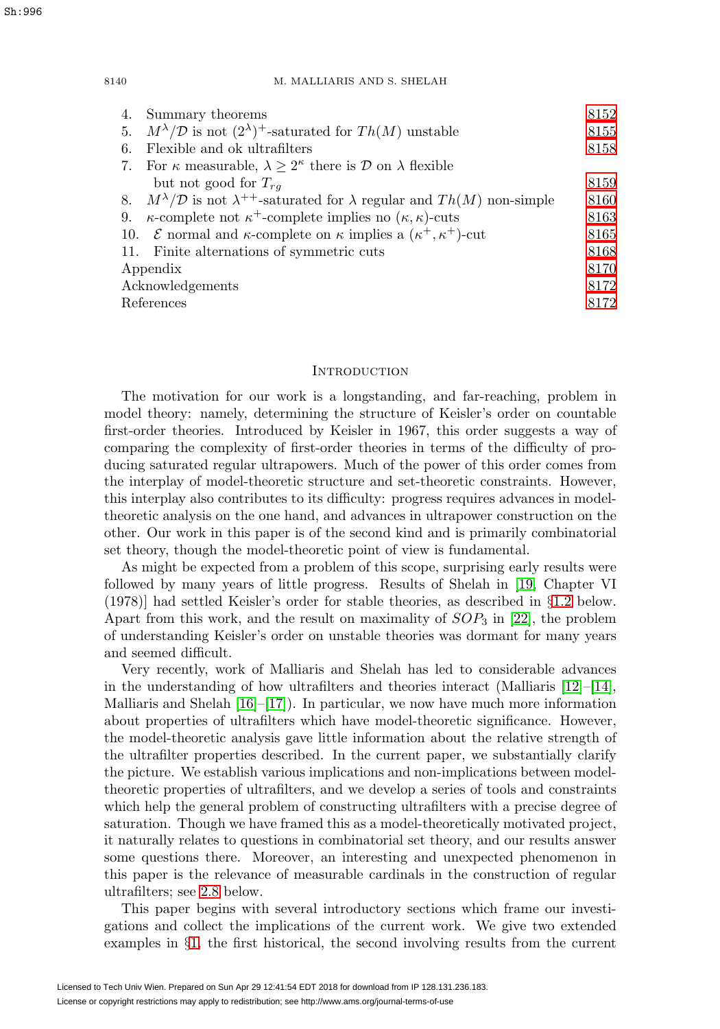| | | |
|---|---|---|
| 4. | Summary theorems | 8152 |
| 5. | $M^\lambda/\mathcal{D}$ is not $(2^\lambda)^+$-saturated for $Th(M)$ unstable | 8155 |
| 6. | Flexible and ok ultrafilters | 8158 |
| 7. | For $\kappa$ measurable, $\lambda \geq 2^\kappa$ there is $\mathcal{D}$ on $\lambda$ flexible but not good for $T_{rg}$ | 8159 |
| 8. | $M^\lambda/\mathcal{D}$ is not $\lambda^{++}$-saturated for $\lambda$ regular and $Th(M)$ non-simple | 8160 |
| 9. | $\kappa$-complete not $\kappa^+$-complete implies no $(\kappa,\kappa)$-cuts | 8163 |
| 10. | $\mathcal{E}$ normal and $\kappa$-complete on $\kappa$ implies a $(\kappa^+,\kappa^+)$-cut | 8165 |
| 11. | Finite alternations of symmetric cuts | 8168 |
| | Appendix | 8170 |
| | Acknowledgements | 8172 |
| | References | 8172 |

## Introduction

The motivation for our work is a longstanding, and far-reaching, problem in model theory: namely, determining the structure of Keisler's order on countable first-order theories. Introduced by Keisler in 1967, this order suggests a way of comparing the complexity of first-order theories in terms of the difficulty of producing saturated regular ultrapowers. Much of the power of this order comes from the interplay of model-theoretic structure and set-theoretic constraints. However, this interplay also contributes to its difficulty: progress requires advances in model-theoretic analysis on the one hand, and advances in ultrapower construction on the other. Our work in this paper is of the second kind and is primarily combinatorial set theory, though the model-theoretic point of view is fundamental.

As might be expected from a problem of this scope, surprising early results were followed by many years of little progress. Results of Shelah in [19, Chapter VI (1978)] had settled Keisler's order for stable theories, as described in §1.2 below. Apart from this work, and the result on maximality of $SOP_3$ in [22], the problem of understanding Keisler's order on unstable theories was dormant for many years and seemed difficult.

Very recently, work of Malliaris and Shelah has led to considerable advances in the understanding of how ultrafilters and theories interact (Malliaris [12]–[14], Malliaris and Shelah [16]–[17]). In particular, we now have much more information about properties of ultrafilters which have model-theoretic significance. However, the model-theoretic analysis gave little information about the relative strength of the ultrafilter properties described. In the current paper, we substantially clarify the picture. We establish various implications and non-implications between model-theoretic properties of ultrafilters, and we develop a series of tools and constraints which help the general problem of constructing ultrafilters with a precise degree of saturation. Though we have framed this as a model-theoretically motivated project, it naturally relates to questions in combinatorial set theory, and our results answer some questions there. Moreover, an interesting and unexpected phenomenon in this paper is the relevance of measurable cardinals in the construction of regular ultrafilters; see 2.8 below.

This paper begins with several introductory sections which frame our investigations and collect the implications of the current work. We give two extended examples in §1, the first historical, the second involving results from the current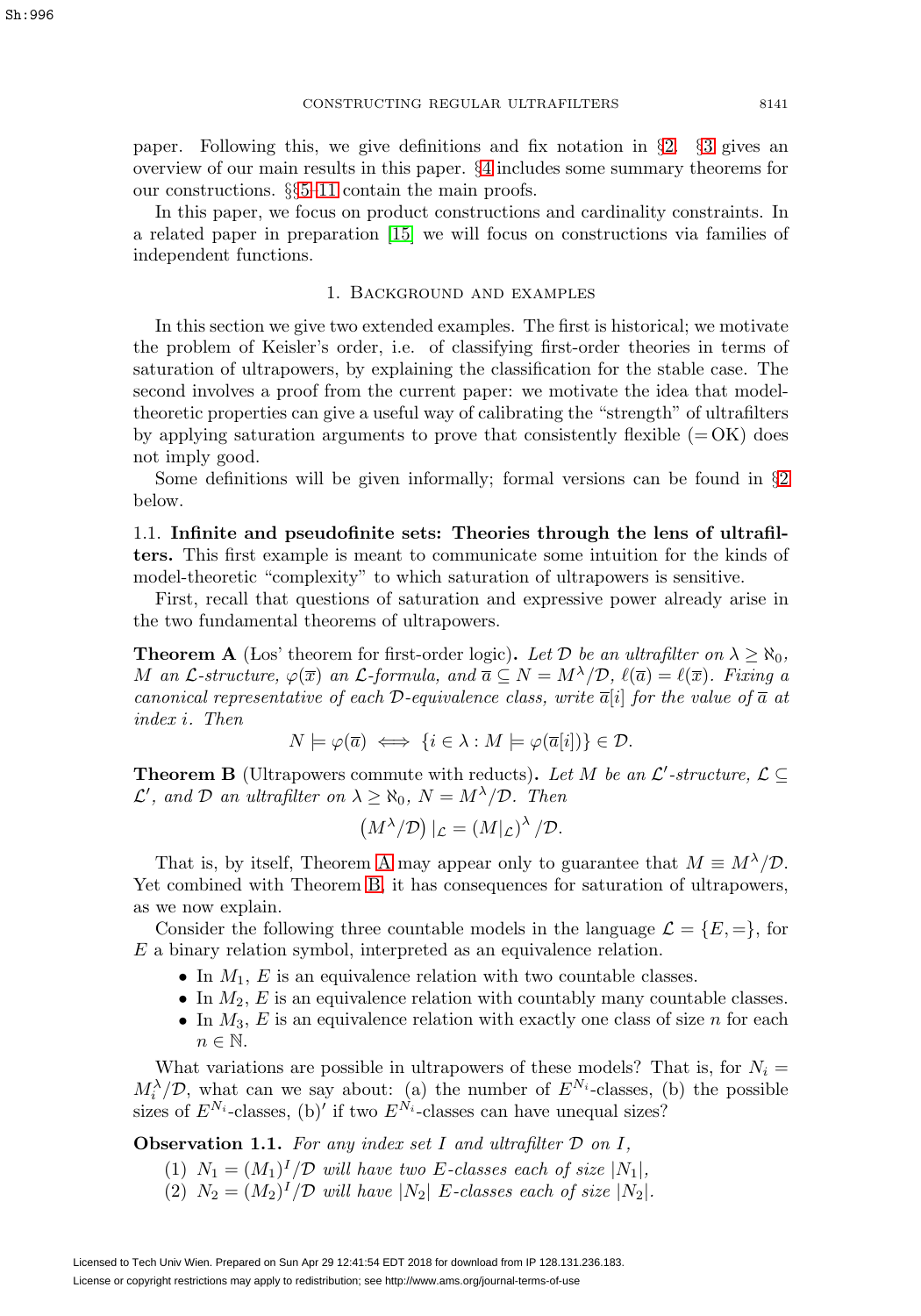paper. Following this, we give definitions and fix notation in §2. §3 gives an overview of our main results in this paper. §4 includes some summary theorems for our constructions. §§5–11 contain the main proofs.

In this paper, we focus on product constructions and cardinality constraints. In a related paper in preparation [15] we will focus on constructions via families of independent functions.

## 1. Background and examples

In this section we give two extended examples. The first is historical; we motivate the problem of Keisler's order, i.e. of classifying first-order theories in terms of saturation of ultrapowers, by explaining the classification for the stable case. The second involves a proof from the current paper: we motivate the idea that model-theoretic properties can give a useful way of calibrating the "strength" of ultrafilters by applying saturation arguments to prove that consistently flexible (= OK) does not imply good.

Some definitions will be given informally; formal versions can be found in §2 below.

**1.1. Infinite and pseudofinite sets: Theories through the lens of ultrafilters.** This first example is meant to communicate some intuition for the kinds of model-theoretic "complexity" to which saturation of ultrapowers is sensitive.

First, recall that questions of saturation and expressive power already arise in the two fundamental theorems of ultrapowers.

**Theorem A** (Łos' theorem for first-order logic). *Let $\mathcal{D}$ be an ultrafilter on $\lambda \geq \aleph_0$, $M$ an $\mathcal{L}$-structure, $\varphi(\overline{x})$ an $\mathcal{L}$-formula, and $\overline{a} \subseteq N = M^\lambda/\mathcal{D}$, $\ell(\overline{a}) = \ell(\overline{x})$. Fixing a canonical representative of each $\mathcal{D}$-equivalence class, write $\overline{a}[i]$ for the value of $\overline{a}$ at index $i$. Then*

$$N \models \varphi(\overline{a}) \iff \{i \in \lambda : M \models \varphi(\overline{a}[i])\} \in \mathcal{D}.$$

**Theorem B** (Ultrapowers commute with reducts). *Let $M$ be an $\mathcal{L}'$-structure, $\mathcal{L} \subseteq \mathcal{L}'$, and $\mathcal{D}$ an ultrafilter on $\lambda \geq \aleph_0$, $N = M^\lambda/\mathcal{D}$. Then*

$$\left(M^\lambda/\mathcal{D}\right)|_{\mathcal{L}} = \left(M|_{\mathcal{L}}\right)^\lambda/\mathcal{D}.$$

That is, by itself, Theorem A may appear only to guarantee that $M \equiv M^\lambda/\mathcal{D}$. Yet combined with Theorem B, it has consequences for saturation of ultrapowers, as we now explain.

Consider the following three countable models in the language $\mathcal{L} = \{E, =\}$, for $E$ a binary relation symbol, interpreted as an equivalence relation.

- In $M_1$, $E$ is an equivalence relation with two countable classes.
- In $M_2$, $E$ is an equivalence relation with countably many countable classes.
- In $M_3$, $E$ is an equivalence relation with exactly one class of size $n$ for each $n \in \mathbb{N}$.

What variations are possible in ultrapowers of these models? That is, for $N_i = M_i^\lambda/\mathcal{D}$, what can we say about: (a) the number of $E^{N_i}$-classes, (b) the possible sizes of $E^{N_i}$-classes, (b)$'$ if two $E^{N_i}$-classes can have unequal sizes?

**Observation 1.1.** *For any index set $I$ and ultrafilter $\mathcal{D}$ on $I$,*

1. *$N_1 = (M_1)^I/\mathcal{D}$ will have two $E$-classes each of size $|N_1|$,*
2. *$N_2 = (M_2)^I/\mathcal{D}$ will have $|N_2|$ $E$-classes each of size $|N_2|$.*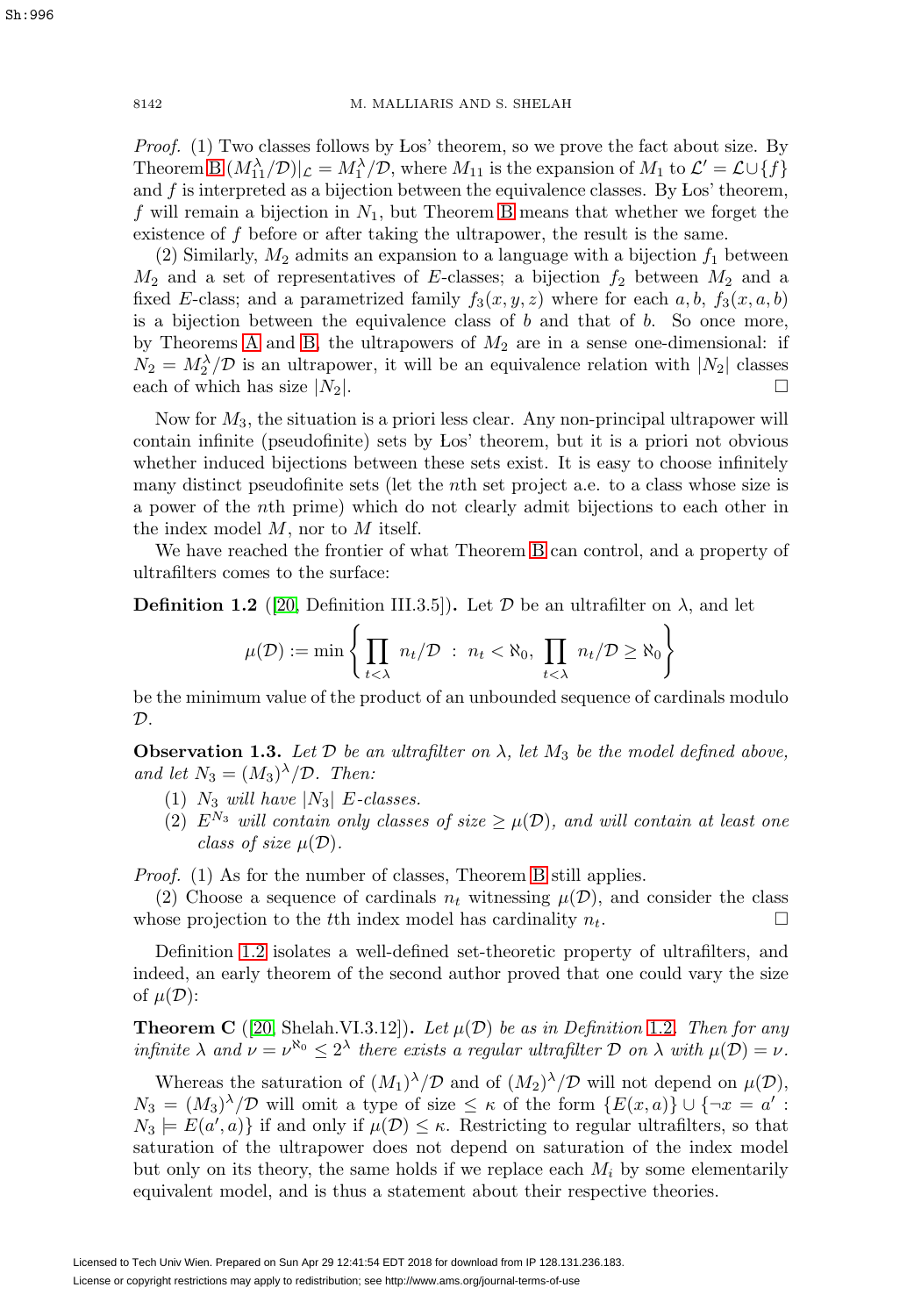*Proof.* (1) Two classes follows by Łos' theorem, so we prove the fact about size. By Theorem B $(M_{11}^\lambda/\mathcal{D})|_\mathcal{L} = M_1^\lambda/\mathcal{D}$, where $M_{11}$ is the expansion of $M_1$ to $\mathcal{L}' = \mathcal{L} \cup \{f\}$ and $f$ is interpreted as a bijection between the equivalence classes. By Łos' theorem, $f$ will remain a bijection in $N_1$, but Theorem B means that whether we forget the existence of $f$ before or after taking the ultrapower, the result is the same.

(2) Similarly, $M_2$ admits an expansion to a language with a bijection $f_1$ between $M_2$ and a set of representatives of $E$-classes; a bijection $f_2$ between $M_2$ and a fixed $E$-class; and a parametrized family $f_3(x, y, z)$ where for each $a, b$, $f_3(x, a, b)$ is a bijection between the equivalence class of $b$ and that of $b$. So once more, by Theorems A and B, the ultrapowers of $M_2$ are in a sense one-dimensional: if $N_2 = M_2^\lambda/\mathcal{D}$ is an ultrapower, it will be an equivalence relation with $|N_2|$ classes each of which has size $|N_2|$. □

Now for $M_3$, the situation is a priori less clear. Any non-principal ultrapower will contain infinite (pseudofinite) sets by Łos' theorem, but it is a priori not obvious whether induced bijections between these sets exist. It is easy to choose infinitely many distinct pseudofinite sets (let the $n$th set project a.e. to a class whose size is a power of the $n$th prime) which do not clearly admit bijections to each other in the index model $M$, nor to $M$ itself.

We have reached the frontier of what Theorem B can control, and a property of ultrafilters comes to the surface:

**Definition 1.2** ([20, Definition III.3.5]). Let $\mathcal{D}$ be an ultrafilter on $\lambda$, and let

$$\mu(\mathcal{D}) := \min \left\{ \prod_{t<\lambda} n_t/\mathcal{D} \ : \ n_t < \aleph_0, \ \prod_{t<\lambda} n_t/\mathcal{D} \geq \aleph_0 \right\}$$

be the minimum value of the product of an unbounded sequence of cardinals modulo $\mathcal{D}$.

**Observation 1.3.** *Let $\mathcal{D}$ be an ultrafilter on $\lambda$, let $M_3$ be the model defined above, and let $N_3 = (M_3)^\lambda/\mathcal{D}$. Then:*

1. *$N_3$ will have $|N_3|$ $E$-classes.*
2. *$E^{N_3}$ will contain only classes of size $\geq \mu(\mathcal{D})$, and will contain at least one class of size $\mu(\mathcal{D})$.*

*Proof.* (1) As for the number of classes, Theorem B still applies.

(2) Choose a sequence of cardinals $n_t$ witnessing $\mu(\mathcal{D})$, and consider the class whose projection to the $t$th index model has cardinality $n_t$. □

Definition 1.2 isolates a well-defined set-theoretic property of ultrafilters, and indeed, an early theorem of the second author proved that one could vary the size of $\mu(\mathcal{D})$:

**Theorem C** ([20, Shelah.VI.3.12]). *Let $\mu(\mathcal{D})$ be as in Definition 1.2. Then for any infinite $\lambda$ and $\nu = \nu^{\aleph_0} \leq 2^\lambda$ there exists a regular ultrafilter $\mathcal{D}$ on $\lambda$ with $\mu(\mathcal{D}) = \nu$.*

Whereas the saturation of $(M_1)^\lambda/\mathcal{D}$ and of $(M_2)^\lambda/\mathcal{D}$ will not depend on $\mu(\mathcal{D})$, $N_3 = (M_3)^\lambda/\mathcal{D}$ will omit a type of size $\leq \kappa$ of the form $\{E(x, a)\} \cup \{\neg x = a' : N_3 \models E(a', a)\}$ if and only if $\mu(\mathcal{D}) \leq \kappa$. Restricting to regular ultrafilters, so that saturation of the ultrapower does not depend on saturation of the index model but only on its theory, the same holds if we replace each $M_i$ by some elementarily equivalent model, and is thus a statement about their respective theories.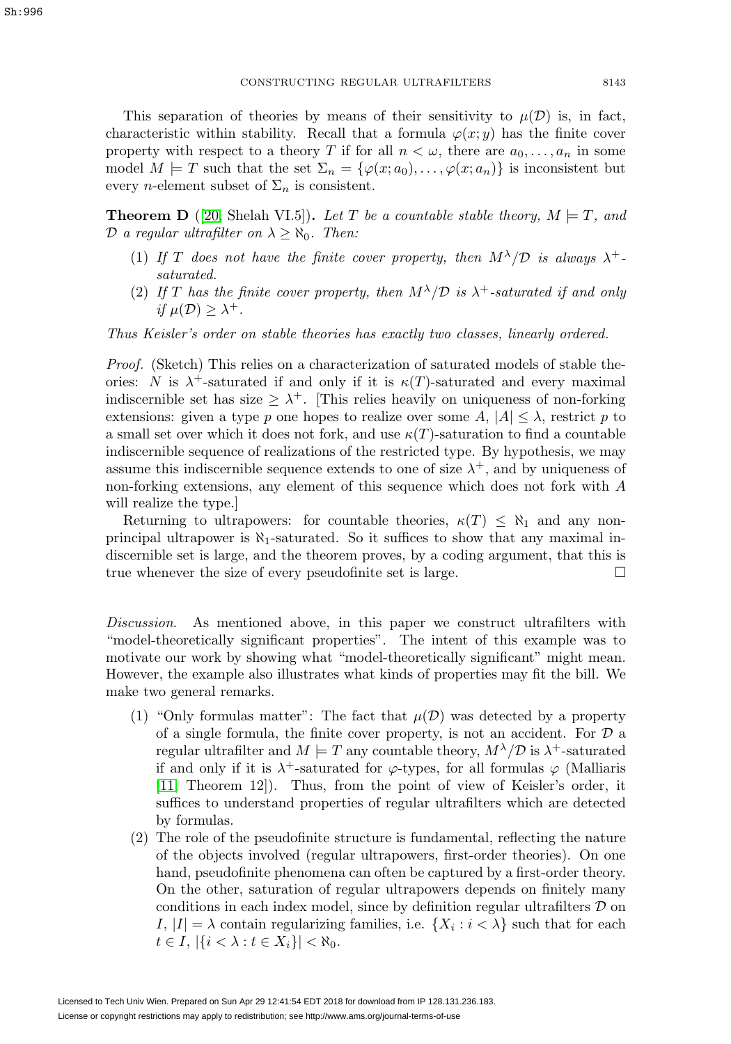This separation of theories by means of their sensitivity to $\mu(\mathcal{D})$ is, in fact, characteristic within stability. Recall that a formula $\varphi(x;y)$ has the finite cover property with respect to a theory $T$ if for all $n < \omega$, there are $a_0, \dots, a_n$ in some model $M \models T$ such that the set $\Sigma_n = \{\varphi(x;a_0), \dots, \varphi(x;a_n)\}$ is inconsistent but every $n$-element subset of $\Sigma_n$ is consistent.

**Theorem D** ([20, Shelah VI.5])**.** *Let $T$ be a countable stable theory, $M \models T$, and $\mathcal{D}$ a regular ultrafilter on $\lambda \geq \aleph_0$. Then:*

1. *If $T$ does not have the finite cover property, then $M^\lambda/\mathcal{D}$ is always $\lambda^+$-saturated.*
2. *If $T$ has the finite cover property, then $M^\lambda/\mathcal{D}$ is $\lambda^+$-saturated if and only if $\mu(\mathcal{D}) \geq \lambda^+$.*

*Thus Keisler's order on stable theories has exactly two classes, linearly ordered.*

*Proof.* (Sketch) This relies on a characterization of saturated models of stable theories: $N$ is $\lambda^+$-saturated if and only if it is $\kappa(T)$-saturated and every maximal indiscernible set has size $\geq \lambda^+$. [This relies heavily on uniqueness of non-forking extensions: given a type $p$ one hopes to realize over some $A$, $|A| \leq \lambda$, restrict $p$ to a small set over which it does not fork, and use $\kappa(T)$-saturation to find a countable indiscernible sequence of realizations of the restricted type. By hypothesis, we may assume this indiscernible sequence extends to one of size $\lambda^+$, and by uniqueness of non-forking extensions, any element of this sequence which does not fork with $A$ will realize the type.]

Returning to ultrapowers: for countable theories, $\kappa(T) \leq \aleph_1$ and any non-principal ultrapower is $\aleph_1$-saturated. So it suffices to show that any maximal indiscernible set is large, and the theorem proves, by a coding argument, that this is true whenever the size of every pseudofinite set is large. □

*Discussion*. As mentioned above, in this paper we construct ultrafilters with "model-theoretically significant properties". The intent of this example was to motivate our work by showing what "model-theoretically significant" might mean. However, the example also illustrates what kinds of properties may fit the bill. We make two general remarks.

1. "Only formulas matter": The fact that $\mu(\mathcal{D})$ was detected by a property of a single formula, the finite cover property, is not an accident. For $\mathcal{D}$ a regular ultrafilter and $M \models T$ any countable theory, $M^\lambda/\mathcal{D}$ is $\lambda^+$-saturated if and only if it is $\lambda^+$-saturated for $\varphi$-types, for all formulas $\varphi$ (Malliaris [11, Theorem 12]). Thus, from the point of view of Keisler's order, it suffices to understand properties of regular ultrafilters which are detected by formulas.
2. The role of the pseudofinite structure is fundamental, reflecting the nature of the objects involved (regular ultrapowers, first-order theories). On one hand, pseudofinite phenomena can often be captured by a first-order theory. On the other, saturation of regular ultrapowers depends on finitely many conditions in each index model, since by definition regular ultrafilters $\mathcal{D}$ on $I$, $|I| = \lambda$ contain regularizing families, i.e. $\{X_i : i < \lambda\}$ such that for each $t \in I$, $|\{i < \lambda : t \in X_i\}| < \aleph_0$.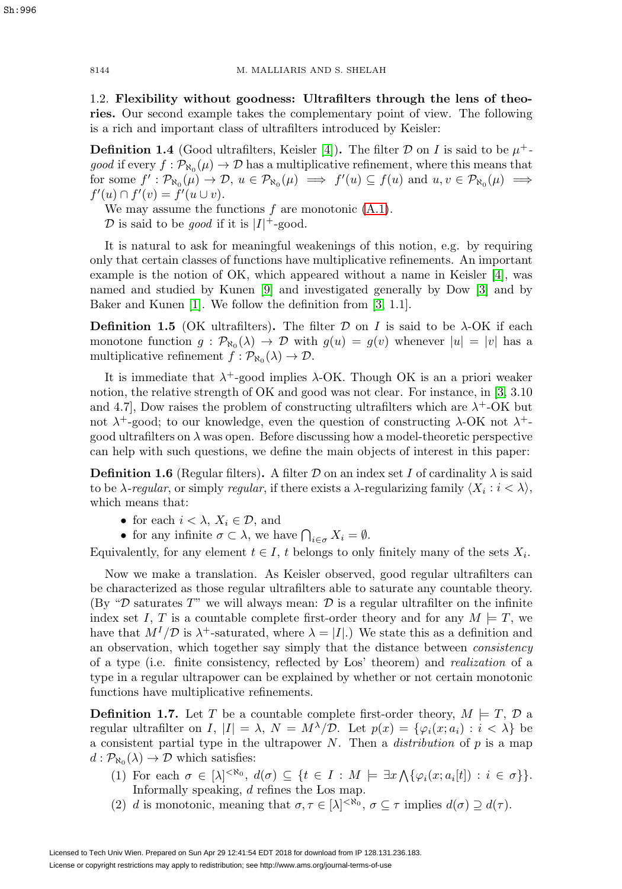### 1.2. Flexibility without goodness: Ultrafilters through the lens of theories.

Our second example takes the complementary point of view. The following is a rich and important class of ultrafilters introduced by Keisler:

**Definition 1.4** (Good ultrafilters, Keisler [4])**.** The filter $\mathcal{D}$ on $I$ is said to be $\mu^+$-*good* if every $f : \mathcal{P}_{\aleph_0}(\mu) \to \mathcal{D}$ has a multiplicative refinement, where this means that for some $f' : \mathcal{P}_{\aleph_0}(\mu) \to \mathcal{D}$, $u \in \mathcal{P}_{\aleph_0}(\mu) \implies f'(u) \subseteq f(u)$ and $u, v \in \mathcal{P}_{\aleph_0}(\mu) \implies f'(u) \cap f'(v) = f'(u \cup v)$.

We may assume the functions $f$ are monotonic (A.1).

$\mathcal{D}$ is said to be *good* if it is $|I|^+$-good.

It is natural to ask for meaningful weakenings of this notion, e.g. by requiring only that certain classes of functions have multiplicative refinements. An important example is the notion of OK, which appeared without a name in Keisler [4], was named and studied by Kunen [9] and investigated generally by Dow [3] and by Baker and Kunen [1]. We follow the definition from [3, 1.1].

**Definition 1.5** (OK ultrafilters)**.** The filter $\mathcal{D}$ on $I$ is said to be $\lambda$-OK if each monotone function $g : \mathcal{P}_{\aleph_0}(\lambda) \to \mathcal{D}$ with $g(u) = g(v)$ whenever $|u| = |v|$ has a multiplicative refinement $f : \mathcal{P}_{\aleph_0}(\lambda) \to \mathcal{D}$.

It is immediate that $\lambda^+$-good implies $\lambda$-OK. Though OK is an a priori weaker notion, the relative strength of OK and good was not clear. For instance, in [3, 3.10 and 4.7], Dow raises the problem of constructing ultrafilters which are $\lambda^+$-OK but not $\lambda^+$-good; to our knowledge, even the question of constructing $\lambda$-OK not $\lambda^+$-good ultrafilters on $\lambda$ was open. Before discussing how a model-theoretic perspective can help with such questions, we define the main objects of interest in this paper:

**Definition 1.6** (Regular filters)**.** A filter $\mathcal{D}$ on an index set $I$ of cardinality $\lambda$ is said to be $\lambda$-*regular*, or simply *regular*, if there exists a $\lambda$-regularizing family $\langle X_i : i < \lambda \rangle$, which means that:

- for each $i < \lambda$, $X_i \in \mathcal{D}$, and
- for any infinite $\sigma \subset \lambda$, we have $\bigcap_{i \in \sigma} X_i = \emptyset$.

Equivalently, for any element $t \in I$, $t$ belongs to only finitely many of the sets $X_i$.

Now we make a translation. As Keisler observed, good regular ultrafilters can be characterized as those regular ultrafilters able to saturate any countable theory. (By "$\mathcal{D}$ saturates $T$" we will always mean: $\mathcal{D}$ is a regular ultrafilter on the infinite index set $I$, $T$ is a countable complete first-order theory and for any $M \models T$, we have that $M^I/\mathcal{D}$ is $\lambda^+$-saturated, where $\lambda = |I|$.) We state this as a definition and an observation, which together say simply that the distance between *consistency* of a type (i.e. finite consistency, reflected by Łos' theorem) and *realization* of a type in a regular ultrapower can be explained by whether or not certain monotonic functions have multiplicative refinements.

**Definition 1.7.** Let $T$ be a countable complete first-order theory, $M \models T$, $\mathcal{D}$ a regular ultrafilter on $I$, $|I| = \lambda$, $N = M^\lambda/\mathcal{D}$. Let $p(x) = \{\varphi_i(x; a_i) : i < \lambda\}$ be a consistent partial type in the ultrapower $N$. Then a *distribution* of $p$ is a map $d : \mathcal{P}_{\aleph_0}(\lambda) \to \mathcal{D}$ which satisfies:

(1) For each $\sigma \in [\lambda]^{<\aleph_0}$, $d(\sigma) \subseteq \{t \in I : M \models \exists x \bigwedge\{\varphi_i(x; a_i[t]) : i \in \sigma\}\}$. Informally speaking, $d$ refines the Łos map.

(2) $d$ is monotonic, meaning that $\sigma, \tau \in [\lambda]^{<\aleph_0}$, $\sigma \subseteq \tau$ implies $d(\sigma) \supseteq d(\tau)$.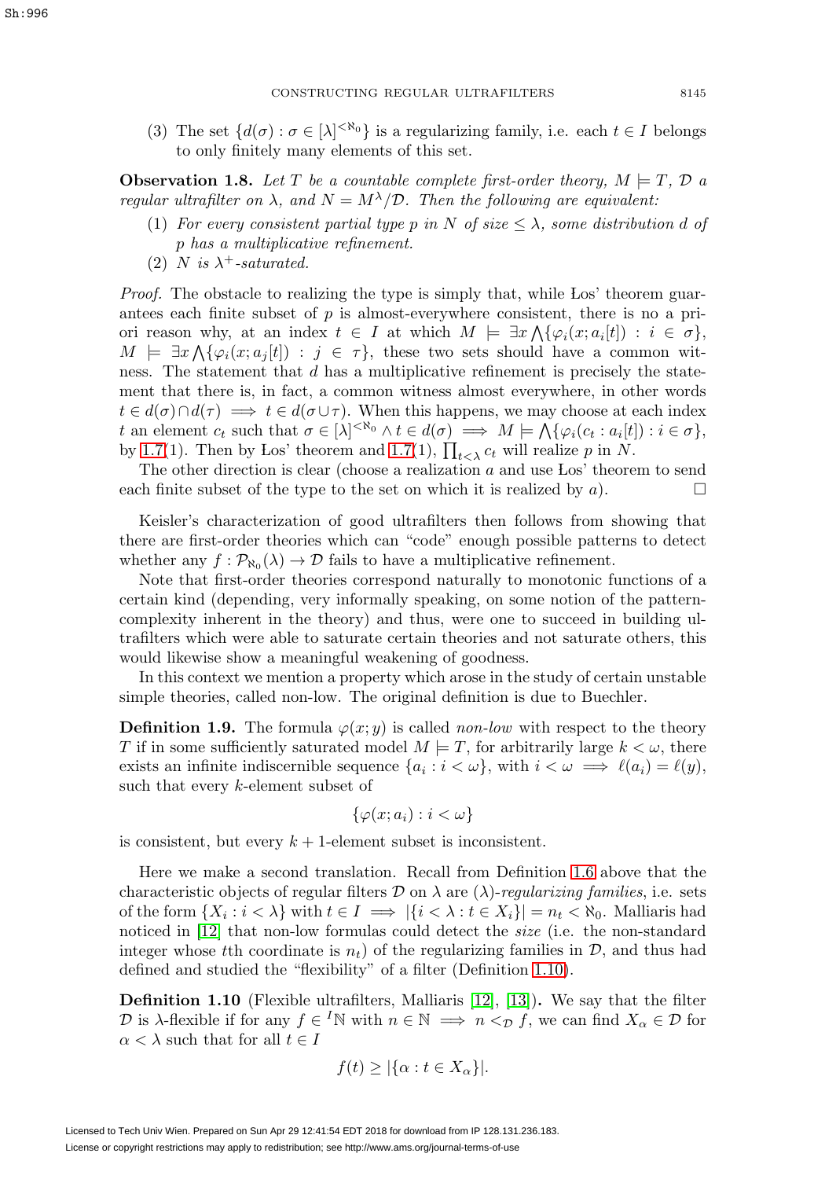(3) The set $\{d(\sigma) : \sigma \in [\lambda]^{<\aleph_0}\}$ is a regularizing family, i.e. each $t \in I$ belongs to only finitely many elements of this set.

**Observation 1.8.** *Let $T$ be a countable complete first-order theory, $M \models T$, $\mathcal{D}$ a regular ultrafilter on $\lambda$, and $N = M^\lambda/\mathcal{D}$. Then the following are equivalent:*

1. *For every consistent partial type $p$ in $N$ of size $\leq \lambda$, some distribution $d$ of $p$ has a multiplicative refinement.*
2. *$N$ is $\lambda^+$-saturated.*

*Proof.* The obstacle to realizing the type is simply that, while Łos' theorem guarantees each finite subset of $p$ is almost-everywhere consistent, there is no a priori reason why, at an index $t \in I$ at which $M \models \exists x \bigwedge\{\varphi_i(x; a_i[t]) : i \in \sigma\}$, $M \models \exists x \bigwedge\{\varphi_i(x; a_j[t]) : j \in \tau\}$, these two sets should have a common witness. The statement that $d$ has a multiplicative refinement is precisely the statement that there is, in fact, a common witness almost everywhere, in other words $t \in d(\sigma) \cap d(\tau) \implies t \in d(\sigma \cup \tau)$. When this happens, we may choose at each index $t$ an element $c_t$ such that $\sigma \in [\lambda]^{<\aleph_0} \wedge t \in d(\sigma) \implies M \models \bigwedge\{\varphi_i(c_t : a_i[t]) : i \in \sigma\}$, by 1.7(1). Then by Łos' theorem and 1.7(1), $\prod_{t<\lambda} c_t$ will realize $p$ in $N$.

The other direction is clear (choose a realization $a$ and use Łos' theorem to send each finite subset of the type to the set on which it is realized by $a$). $\square$

Keisler's characterization of good ultrafilters then follows from showing that there are first-order theories which can "code" enough possible patterns to detect whether any $f : \mathcal{P}_{\aleph_0}(\lambda) \to \mathcal{D}$ fails to have a multiplicative refinement.

Note that first-order theories correspond naturally to monotonic functions of a certain kind (depending, very informally speaking, on some notion of the pattern-complexity inherent in the theory) and thus, were one to succeed in building ultrafilters which were able to saturate certain theories and not saturate others, this would likewise show a meaningful weakening of goodness.

In this context we mention a property which arose in the study of certain unstable simple theories, called non-low. The original definition is due to Buechler.

**Definition 1.9.** The formula $\varphi(x; y)$ is called *non-low* with respect to the theory $T$ if in some sufficiently saturated model $M \models T$, for arbitrarily large $k < \omega$, there exists an infinite indiscernible sequence $\{a_i : i < \omega\}$, with $i < \omega \implies \ell(a_i) = \ell(y)$, such that every $k$-element subset of

$$\{\varphi(x; a_i) : i < \omega\}$$

is consistent, but every $k+1$-element subset is inconsistent.

Here we make a second translation. Recall from Definition 1.6 above that the characteristic objects of regular filters $\mathcal{D}$ on $\lambda$ are ($\lambda$)-*regularizing families*, i.e. sets of the form $\{X_i : i < \lambda\}$ with $t \in I \implies |\{i < \lambda : t \in X_i\}| = n_t < \aleph_0$. Malliaris had noticed in [12] that non-low formulas could detect the *size* (i.e. the non-standard integer whose $t$th coordinate is $n_t$) of the regularizing families in $\mathcal{D}$, and thus had defined and studied the "flexibility" of a filter (Definition 1.10).

**Definition 1.10** (Flexible ultrafilters, Malliaris [12], [13])**.** We say that the filter $\mathcal{D}$ is $\lambda$-flexible if for any $f \in {}^I\mathbb{N}$ with $n \in \mathbb{N} \implies n <_{\mathcal{D}} f$, we can find $X_\alpha \in \mathcal{D}$ for $\alpha < \lambda$ such that for all $t \in I$

$$f(t) \geq |\{\alpha : t \in X_\alpha\}|.$$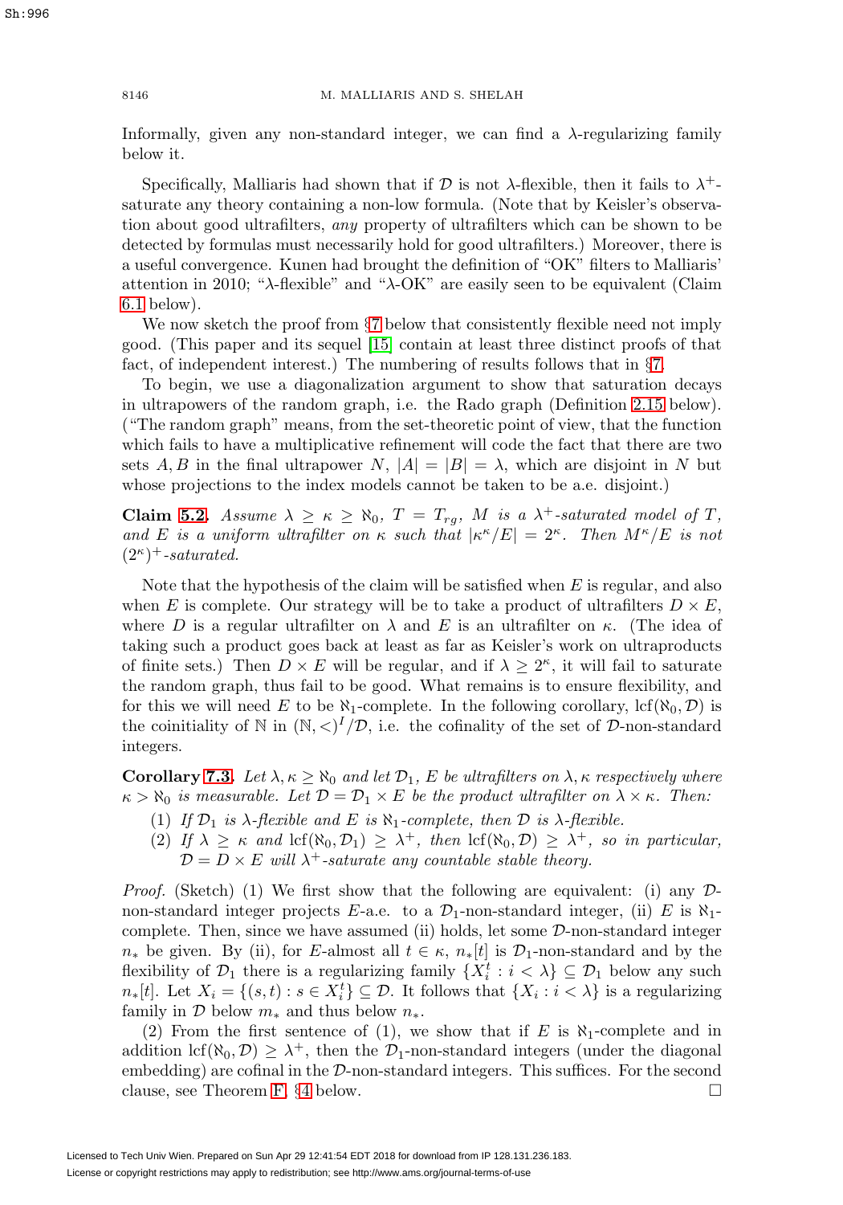Informally, given any non-standard integer, we can find a $\lambda$-regularizing family below it.

Specifically, Malliaris had shown that if $\mathcal{D}$ is not $\lambda$-flexible, then it fails to $\lambda^+$-saturate any theory containing a non-low formula. (Note that by Keisler's observation about good ultrafilters, *any* property of ultrafilters which can be shown to be detected by formulas must necessarily hold for good ultrafilters.) Moreover, there is a useful convergence. Kunen had brought the definition of "OK" filters to Malliaris' attention in 2010; "$\lambda$-flexible" and "$\lambda$-OK" are easily seen to be equivalent (Claim 6.1 below).

We now sketch the proof from §7 below that consistently flexible need not imply good. (This paper and its sequel [15] contain at least three distinct proofs of that fact, of independent interest.) The numbering of results follows that in §7.

To begin, we use a diagonalization argument to show that saturation decays in ultrapowers of the random graph, i.e. the Rado graph (Definition 2.15 below). ("The random graph" means, from the set-theoretic point of view, that the function which fails to have a multiplicative refinement will code the fact that there are two sets $A, B$ in the final ultrapower $N$, $|A| = |B| = \lambda$, which are disjoint in $N$ but whose projections to the index models cannot be taken to be a.e. disjoint.)

**Claim 5.2.** *Assume $\lambda \geq \kappa \geq \aleph_0$, $T = T_{rg}$, $M$ is a $\lambda^+$-saturated model of $T$, and $E$ is a uniform ultrafilter on $\kappa$ such that $|\kappa^\kappa/E| = 2^\kappa$. Then $M^\kappa/E$ is not $(2^\kappa)^+$-saturated.*

Note that the hypothesis of the claim will be satisfied when $E$ is regular, and also when $E$ is complete. Our strategy will be to take a product of ultrafilters $D \times E$, where $D$ is a regular ultrafilter on $\lambda$ and $E$ is an ultrafilter on $\kappa$. (The idea of taking such a product goes back at least as far as Keisler's work on ultraproducts of finite sets.) Then $D \times E$ will be regular, and if $\lambda \geq 2^\kappa$, it will fail to saturate the random graph, thus fail to be good. What remains is to ensure flexibility, and for this we will need $E$ to be $\aleph_1$-complete. In the following corollary, $\operatorname{lcf}(\aleph_0, \mathcal{D})$ is the coinitiality of $\mathbb{N}$ in $(\mathbb{N}, <)^I/\mathcal{D}$, i.e. the cofinality of the set of $\mathcal{D}$-non-standard integers.

**Corollary 7.3.** *Let $\lambda, \kappa \geq \aleph_0$ and let $\mathcal{D}_1$, $E$ be ultrafilters on $\lambda, \kappa$ respectively where $\kappa > \aleph_0$ is measurable. Let $\mathcal{D} = \mathcal{D}_1 \times E$ be the product ultrafilter on $\lambda \times \kappa$. Then:*

1. *If $\mathcal{D}_1$ is $\lambda$-flexible and $E$ is $\aleph_1$-complete, then $\mathcal{D}$ is $\lambda$-flexible.*
2. *If $\lambda \geq \kappa$ and $\operatorname{lcf}(\aleph_0, \mathcal{D}_1) \geq \lambda^+$, then $\operatorname{lcf}(\aleph_0, \mathcal{D}) \geq \lambda^+$, so in particular, $\mathcal{D} = D \times E$ will $\lambda^+$-saturate any countable stable theory.*

*Proof.* (Sketch) (1) We first show that the following are equivalent: (i) any $\mathcal{D}$-non-standard integer projects $E$-a.e. to a $\mathcal{D}_1$-non-standard integer, (ii) $E$ is $\aleph_1$-complete. Then, since we have assumed (ii) holds, let some $\mathcal{D}$-non-standard integer $n_*$ be given. By (ii), for $E$-almost all $t \in \kappa$, $n_*[t]$ is $\mathcal{D}_1$-non-standard and by the flexibility of $\mathcal{D}_1$ there is a regularizing family $\{X^t_i : i < \lambda\} \subseteq \mathcal{D}_1$ below any such $n_*[t]$. Let $X_i = \{(s,t) : s \in X^t_i\} \subseteq \mathcal{D}$. It follows that $\{X_i : i < \lambda\}$ is a regularizing family in $\mathcal{D}$ below $m_*$ and thus below $n_*$.

(2) From the first sentence of (1), we show that if $E$ is $\aleph_1$-complete and in addition $\operatorname{lcf}(\aleph_0, \mathcal{D}) \geq \lambda^+$, then the $\mathcal{D}_1$-non-standard integers (under the diagonal embedding) are cofinal in the $\mathcal{D}$-non-standard integers. This suffices. For the second clause, see Theorem F, §4 below. $\square$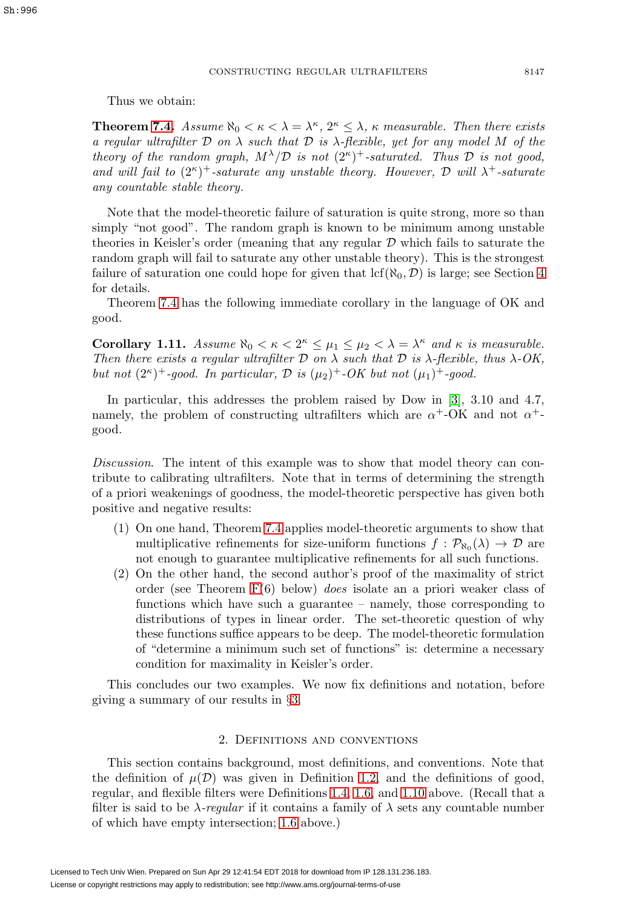Thus we obtain:

**Theorem 7.4.** *Assume $\aleph_0 < \kappa < \lambda = \lambda^\kappa$, $2^\kappa \leq \lambda$, $\kappa$ measurable. Then there exists a regular ultrafilter $\mathcal{D}$ on $\lambda$ such that $\mathcal{D}$ is $\lambda$-flexible, yet for any model $M$ of the theory of the random graph, $M^\lambda/\mathcal{D}$ is not $(2^\kappa)^+$-saturated. Thus $\mathcal{D}$ is not good, and will fail to $(2^\kappa)^+$-saturate any unstable theory. However, $\mathcal{D}$ will $\lambda^+$-saturate any countable stable theory.*

Note that the model-theoretic failure of saturation is quite strong, more so than simply "not good". The random graph is known to be minimum among unstable theories in Keisler's order (meaning that any regular $\mathcal{D}$ which fails to saturate the random graph will fail to saturate any other unstable theory). This is the strongest failure of saturation one could hope for given that $\mathrm{lcf}(\aleph_0, \mathcal{D})$ is large; see Section 4 for details.

Theorem 7.4 has the following immediate corollary in the language of OK and good.

**Corollary 1.11.** *Assume $\aleph_0 < \kappa < 2^\kappa \leq \mu_1 \leq \mu_2 < \lambda = \lambda^\kappa$ and $\kappa$ is measurable. Then there exists a regular ultrafilter $\mathcal{D}$ on $\lambda$ such that $\mathcal{D}$ is $\lambda$-flexible, thus $\lambda$-OK, but not $(2^\kappa)^+$-good. In particular, $\mathcal{D}$ is $(\mu_2)^+$-OK but not $(\mu_1)^+$-good.*

In particular, this addresses the problem raised by Dow in [3], 3.10 and 4.7, namely, the problem of constructing ultrafilters which are $\alpha^+$-OK and not $\alpha^+$-good.

*Discussion*. The intent of this example was to show that model theory can contribute to calibrating ultrafilters. Note that in terms of determining the strength of a priori weakenings of goodness, the model-theoretic perspective has given both positive and negative results:

1. On one hand, Theorem 7.4 applies model-theoretic arguments to show that multiplicative refinements for size-uniform functions $f : \mathcal{P}_{\aleph_0}(\lambda) \to \mathcal{D}$ are not enough to guarantee multiplicative refinements for all such functions.
2. On the other hand, the second author's proof of the maximality of strict order (see Theorem F(6) below) *does* isolate an a priori weaker class of functions which have such a guarantee – namely, those corresponding to distributions of types in linear order. The set-theoretic question of why these functions suffice appears to be deep. The model-theoretic formulation of "determine a minimum such set of functions" is: determine a necessary condition for maximality in Keisler's order.

This concludes our two examples. We now fix definitions and notation, before giving a summary of our results in §3.

## 2. Definitions and conventions

This section contains background, most definitions, and conventions. Note that the definition of $\mu(\mathcal{D})$ was given in Definition 1.2, and the definitions of good, regular, and flexible filters were Definitions 1.4, 1.6, and 1.10 above. (Recall that a filter is said to be *$\lambda$-regular* if it contains a family of $\lambda$ sets any countable number of which have empty intersection; 1.6 above.)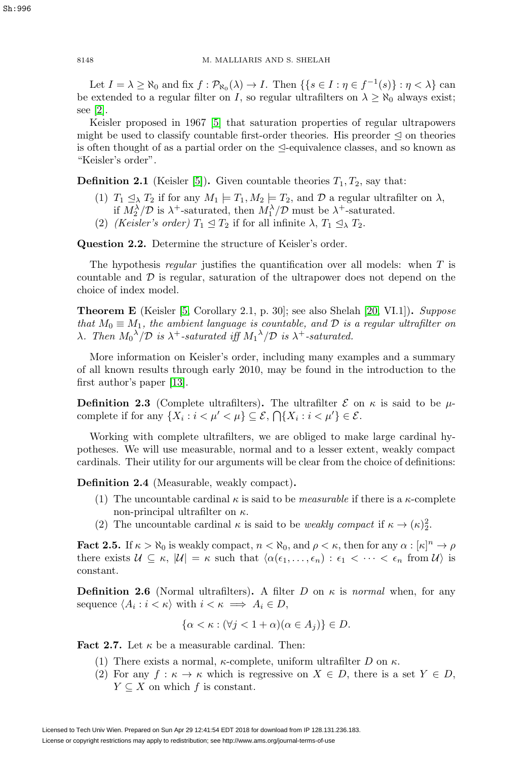Let $I = \lambda \geq \aleph_0$ and fix $f : \mathcal{P}_{\aleph_0}(\lambda) \to I$. Then $\{\{s \in I : \eta \in f^{-1}(s)\} : \eta < \lambda\}$ can be extended to a regular filter on $I$, so regular ultrafilters on $\lambda \geq \aleph_0$ always exist; see [2].

Keisler proposed in 1967 [5] that saturation properties of regular ultrapowers might be used to classify countable first-order theories. His preorder $\trianglelefteq$ on theories is often thought of as a partial order on the $\trianglelefteq$-equivalence classes, and so known as "Keisler's order".

**Definition 2.1** (Keisler [5])**.** Given countable theories $T_1, T_2$, say that:

(1) $T_1 \trianglelefteq_\lambda T_2$ if for any $M_1 \models T_1, M_2 \models T_2$, and $\mathcal{D}$ a regular ultrafilter on $\lambda$, if $M_2^\lambda/\mathcal{D}$ is $\lambda^+$-saturated, then $M_1^\lambda/\mathcal{D}$ must be $\lambda^+$-saturated.

(2) *(Keisler's order)* $T_1 \trianglelefteq T_2$ if for all infinite $\lambda$, $T_1 \trianglelefteq_\lambda T_2$.

**Question 2.2.** Determine the structure of Keisler's order.

The hypothesis *regular* justifies the quantification over all models: when $T$ is countable and $\mathcal{D}$ is regular, saturation of the ultrapower does not depend on the choice of index model.

**Theorem E** (Keisler [5, Corollary 2.1, p. 30]; see also Shelah [20, VI.1])**.** *Suppose that $M_0 \equiv M_1$, the ambient language is countable, and $\mathcal{D}$ is a regular ultrafilter on $\lambda$. Then ${M_0}^\lambda/\mathcal{D}$ is $\lambda^+$-saturated iff ${M_1}^\lambda/\mathcal{D}$ is $\lambda^+$-saturated.*

More information on Keisler's order, including many examples and a summary of all known results through early 2010, may be found in the introduction to the first author's paper [13].

**Definition 2.3** (Complete ultrafilters)**.** The ultrafilter $\mathcal{E}$ on $\kappa$ is said to be $\mu$-complete if for any $\{X_i : i < \mu' < \mu\} \subseteq \mathcal{E}$, $\bigcap\{X_i : i < \mu'\} \in \mathcal{E}$.

Working with complete ultrafilters, we are obliged to make large cardinal hypotheses. We will use measurable, normal and to a lesser extent, weakly compact cardinals. Their utility for our arguments will be clear from the choice of definitions:

**Definition 2.4** (Measurable, weakly compact)**.**

(1) The uncountable cardinal $\kappa$ is said to be *measurable* if there is a $\kappa$-complete non-principal ultrafilter on $\kappa$.

(2) The uncountable cardinal $\kappa$ is said to be *weakly compact* if $\kappa \to (\kappa)^2_2$.

**Fact 2.5.** If $\kappa > \aleph_0$ is weakly compact, $n < \aleph_0$, and $\rho < \kappa$, then for any $\alpha : [\kappa]^n \to \rho$ there exists $\mathcal{U} \subseteq \kappa$, $|\mathcal{U}| = \kappa$ such that $\langle \alpha(\epsilon_1, \dots, \epsilon_n) : \epsilon_1 < \cdots < \epsilon_n \text{ from } \mathcal{U}\rangle$ is constant.

**Definition 2.6** (Normal ultrafilters)**.** A filter $D$ on $\kappa$ is *normal* when, for any sequence $\langle A_i : i < \kappa\rangle$ with $i < \kappa \implies A_i \in D$,

$$\{\alpha < \kappa : (\forall j < 1 + \alpha)(\alpha \in A_j)\} \in D.$$

**Fact 2.7.** Let $\kappa$ be a measurable cardinal. Then:

(1) There exists a normal, $\kappa$-complete, uniform ultrafilter $D$ on $\kappa$.

(2) For any $f : \kappa \to \kappa$ which is regressive on $X \in D$, there is a set $Y \in D$, $Y \subseteq X$ on which $f$ is constant.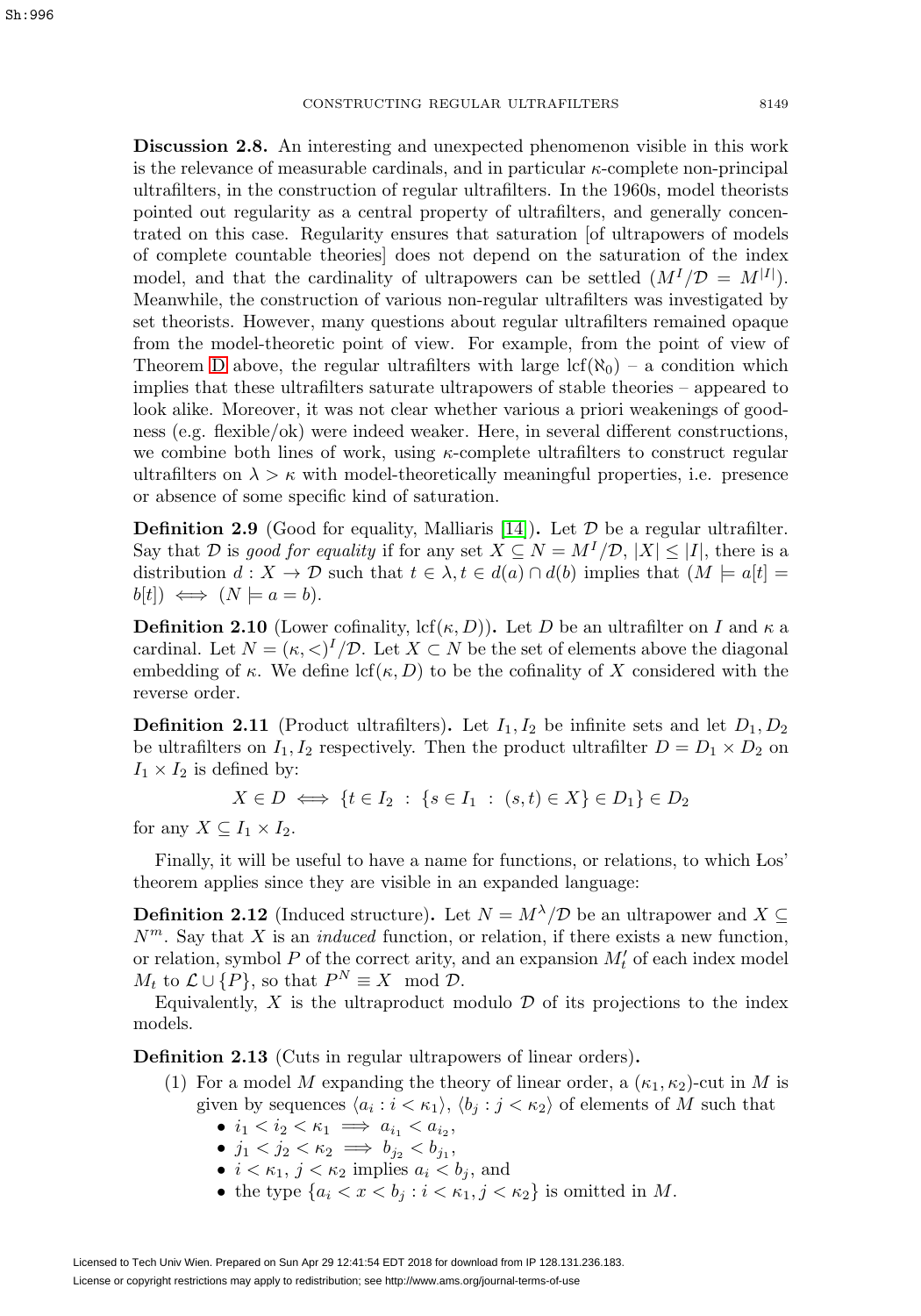**Discussion 2.8.** An interesting and unexpected phenomenon visible in this work is the relevance of measurable cardinals, and in particular $\kappa$-complete non-principal ultrafilters, in the construction of regular ultrafilters. In the 1960s, model theorists pointed out regularity as a central property of ultrafilters, and generally concentrated on this case. Regularity ensures that saturation [of ultrapowers of models of complete countable theories] does not depend on the saturation of the index model, and that the cardinality of ultrapowers can be settled ($M^I/\mathcal{D} = M^{|I|}$). Meanwhile, the construction of various non-regular ultrafilters was investigated by set theorists. However, many questions about regular ultrafilters remained opaque from the model-theoretic point of view. For example, from the point of view of Theorem D above, the regular ultrafilters with large $\mathrm{lcf}(\aleph_0)$ – a condition which implies that these ultrafilters saturate ultrapowers of stable theories – appeared to look alike. Moreover, it was not clear whether various a priori weakenings of goodness (e.g. flexible/ok) were indeed weaker. Here, in several different constructions, we combine both lines of work, using $\kappa$-complete ultrafilters to construct regular ultrafilters on $\lambda > \kappa$ with model-theoretically meaningful properties, i.e. presence or absence of some specific kind of saturation.

**Definition 2.9** (Good for equality, Malliaris [14])**.** Let $\mathcal{D}$ be a regular ultrafilter. Say that $\mathcal{D}$ is *good for equality* if for any set $X \subseteq N = M^I/\mathcal{D}$, $|X| \leq |I|$, there is a distribution $d : X \to \mathcal{D}$ such that $t \in \lambda, t \in d(a) \cap d(b)$ implies that $(M \models a[t] = b[t]) \iff (N \models a = b)$.

**Definition 2.10** (Lower cofinality, $\mathrm{lcf}(\kappa, D)$)**.** Let $D$ be an ultrafilter on $I$ and $\kappa$ a cardinal. Let $N = (\kappa, <)^I/\mathcal{D}$. Let $X \subset N$ be the set of elements above the diagonal embedding of $\kappa$. We define $\mathrm{lcf}(\kappa, D)$ to be the cofinality of $X$ considered with the reverse order.

**Definition 2.11** (Product ultrafilters)**.** Let $I_1, I_2$ be infinite sets and let $D_1, D_2$ be ultrafilters on $I_1, I_2$ respectively. Then the product ultrafilter $D = D_1 \times D_2$ on $I_1 \times I_2$ is defined by:

$$X \in D \iff \{t \in I_2 \;:\; \{s \in I_1 \;:\; (s,t) \in X\} \in D_1\} \in D_2$$

for any $X \subseteq I_1 \times I_2$.

Finally, it will be useful to have a name for functions, or relations, to which Łos' theorem applies since they are visible in an expanded language:

**Definition 2.12** (Induced structure)**.** Let $N = M^\lambda/\mathcal{D}$ be an ultrapower and $X \subseteq N^m$. Say that $X$ is an *induced* function, or relation, if there exists a new function, or relation, symbol $P$ of the correct arity, and an expansion $M'_t$ of each index model $M_t$ to $\mathcal{L} \cup \{P\}$, so that $P^N \equiv X \mod \mathcal{D}$.

Equivalently, $X$ is the ultraproduct modulo $\mathcal{D}$ of its projections to the index models.

**Definition 2.13** (Cuts in regular ultrapowers of linear orders)**.**

1. For a model $M$ expanding the theory of linear order, a $(\kappa_1, \kappa_2)$-cut in $M$ is given by sequences $\langle a_i : i < \kappa_1 \rangle$, $\langle b_j : j < \kappa_2 \rangle$ of elements of $M$ such that
   - $i_1 < i_2 < \kappa_1 \implies a_{i_1} < a_{i_2}$,
   - $j_1 < j_2 < \kappa_2 \implies b_{j_2} < b_{j_1}$,
   - $i < \kappa_1$, $j < \kappa_2$ implies $a_i < b_j$, and
   - the type $\{a_i < x < b_j : i < \kappa_1, j < \kappa_2\}$ is omitted in $M$.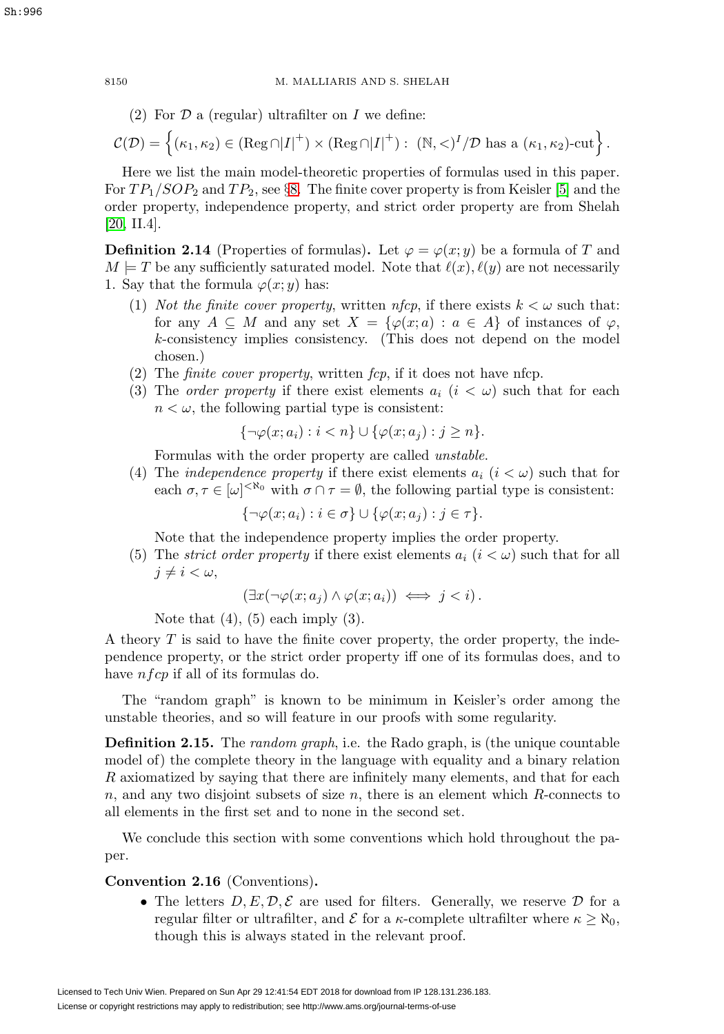(2) For $\mathcal{D}$ a (regular) ultrafilter on $I$ we define:

$$\mathcal{C}(\mathcal{D}) = \left\{ (\kappa_1, \kappa_2) \in (\mathrm{Reg} \cap |I|^+) \times (\mathrm{Reg} \cap |I|^+) : \ (\mathbb{N}, <)^I/\mathcal{D} \text{ has a } (\kappa_1, \kappa_2)\text{-cut} \right\}.$$

Here we list the main model-theoretic properties of formulas used in this paper. For $TP_1/SOP_2$ and $TP_2$, see §8. The finite cover property is from Keisler [5] and the order property, independence property, and strict order property are from Shelah [20, II.4].

**Definition 2.14** (Properties of formulas)**.** Let $\varphi = \varphi(x; y)$ be a formula of $T$ and $M \models T$ be any sufficiently saturated model. Note that $\ell(x), \ell(y)$ are not necessarily 1. Say that the formula $\varphi(x; y)$ has:

(1) *Not the finite cover property*, written *nfcp*, if there exists $k < \omega$ such that: for any $A \subseteq M$ and any set $X = \{\varphi(x; a) : a \in A\}$ of instances of $\varphi$, $k$-consistency implies consistency. (This does not depend on the model chosen.)

(2) The *finite cover property*, written *fcp*, if it does not have nfcp.

(3) The *order property* if there exist elements $a_i$ ($i < \omega$) such that for each $n < \omega$, the following partial type is consistent:

$$\{\neg\varphi(x; a_i) : i < n\} \cup \{\varphi(x; a_j) : j \geq n\}.$$

Formulas with the order property are called *unstable*.

(4) The *independence property* if there exist elements $a_i$ ($i < \omega$) such that for each $\sigma, \tau \in [\omega]^{<\aleph_0}$ with $\sigma \cap \tau = \emptyset$, the following partial type is consistent:

$$\{\neg\varphi(x; a_i) : i \in \sigma\} \cup \{\varphi(x; a_j) : j \in \tau\}.$$

Note that the independence property implies the order property.

(5) The *strict order property* if there exist elements $a_i$ ($i < \omega$) such that for all $j \neq i < \omega$,

$$(\exists x (\neg\varphi(x; a_j) \wedge \varphi(x; a_i)) \iff j < i).$$

Note that (4), (5) each imply (3).

A theory $T$ is said to have the finite cover property, the order property, the independence property, or the strict order property iff one of its formulas does, and to have *nfcp* if all of its formulas do.

The "random graph" is known to be minimum in Keisler's order among the unstable theories, and so will feature in our proofs with some regularity.

**Definition 2.15.** The *random graph*, i.e. the Rado graph, is (the unique countable model of) the complete theory in the language with equality and a binary relation $R$ axiomatized by saying that there are infinitely many elements, and that for each $n$, and any two disjoint subsets of size $n$, there is an element which $R$-connects to all elements in the first set and to none in the second set.

We conclude this section with some conventions which hold throughout the paper.

**Convention 2.16** (Conventions)**.**

- The letters $D, E, \mathcal{D}, \mathcal{E}$ are used for filters. Generally, we reserve $\mathcal{D}$ for a regular filter or ultrafilter, and $\mathcal{E}$ for a $\kappa$-complete ultrafilter where $\kappa \geq \aleph_0$, though this is always stated in the relevant proof.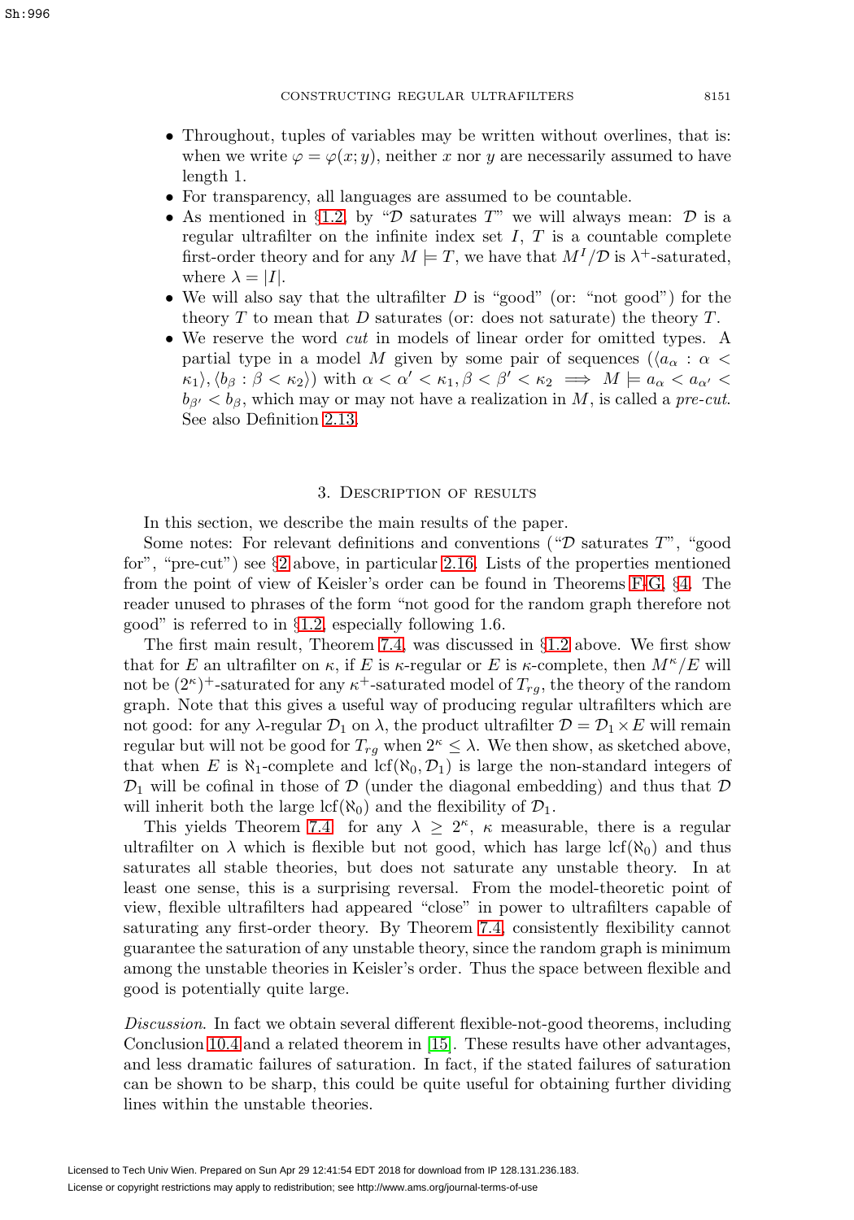- Throughout, tuples of variables may be written without overlines, that is: when we write $\varphi = \varphi(x; y)$, neither $x$ nor $y$ are necessarily assumed to have length 1.
- For transparency, all languages are assumed to be countable.
- As mentioned in §1.2, by "$\mathcal{D}$ saturates $T$" we will always mean: $\mathcal{D}$ is a regular ultrafilter on the infinite index set $I$, $T$ is a countable complete first-order theory and for any $M \models T$, we have that $M^I/\mathcal{D}$ is $\lambda^+$-saturated, where $\lambda = |I|$.
- We will also say that the ultrafilter $D$ is "good" (or: "not good") for the theory $T$ to mean that $D$ saturates (or: does not saturate) the theory $T$.
- We reserve the word *cut* in models of linear order for omitted types. A partial type in a model $M$ given by some pair of sequences $(\langle a_\alpha : \alpha < \kappa_1\rangle, \langle b_\beta : \beta < \kappa_2\rangle)$ with $\alpha < \alpha' < \kappa_1, \beta < \beta' < \kappa_2 \implies M \models a_\alpha < a_{\alpha'} < b_{\beta'} < b_\beta$, which may or may not have a realization in $M$, is called a *pre-cut*. See also Definition 2.13.

## 3. Description of results

In this section, we describe the main results of the paper.

Some notes: For relevant definitions and conventions ("$\mathcal{D}$ saturates $T$", "good for", "pre-cut") see §2 above, in particular 2.16. Lists of the properties mentioned from the point of view of Keisler's order can be found in Theorems F-G, §4. The reader unused to phrases of the form "not good for the random graph therefore not good" is referred to in §1.2, especially following 1.6.

The first main result, Theorem 7.4, was discussed in §1.2 above. We first show that for $E$ an ultrafilter on $\kappa$, if $E$ is $\kappa$-regular or $E$ is $\kappa$-complete, then $M^\kappa/E$ will not be $(2^\kappa)^+$-saturated for any $\kappa^+$-saturated model of $T_{rg}$, the theory of the random graph. Note that this gives a useful way of producing regular ultrafilters which are not good: for any $\lambda$-regular $\mathcal{D}_1$ on $\lambda$, the product ultrafilter $\mathcal{D} = \mathcal{D}_1 \times E$ will remain regular but will not be good for $T_{rg}$ when $2^\kappa \leq \lambda$. We then show, as sketched above, that when $E$ is $\aleph_1$-complete and $\operatorname{lcf}(\aleph_0, \mathcal{D}_1)$ is large the non-standard integers of $\mathcal{D}_1$ will be cofinal in those of $\mathcal{D}$ (under the diagonal embedding) and thus that $\mathcal{D}$ will inherit both the large $\operatorname{lcf}(\aleph_0)$ and the flexibility of $\mathcal{D}_1$.

This yields Theorem 7.4: for any $\lambda \geq 2^\kappa$, $\kappa$ measurable, there is a regular ultrafilter on $\lambda$ which is flexible but not good, which has large $\operatorname{lcf}(\aleph_0)$ and thus saturates all stable theories, but does not saturate any unstable theory. In at least one sense, this is a surprising reversal. From the model-theoretic point of view, flexible ultrafilters had appeared "close" in power to ultrafilters capable of saturating any first-order theory. By Theorem 7.4, consistently flexibility cannot guarantee the saturation of any unstable theory, since the random graph is minimum among the unstable theories in Keisler's order. Thus the space between flexible and good is potentially quite large.

*Discussion*. In fact we obtain several different flexible-not-good theorems, including Conclusion 10.4 and a related theorem in [15]. These results have other advantages, and less dramatic failures of saturation. In fact, if the stated failures of saturation can be shown to be sharp, this could be quite useful for obtaining further dividing lines within the unstable theories.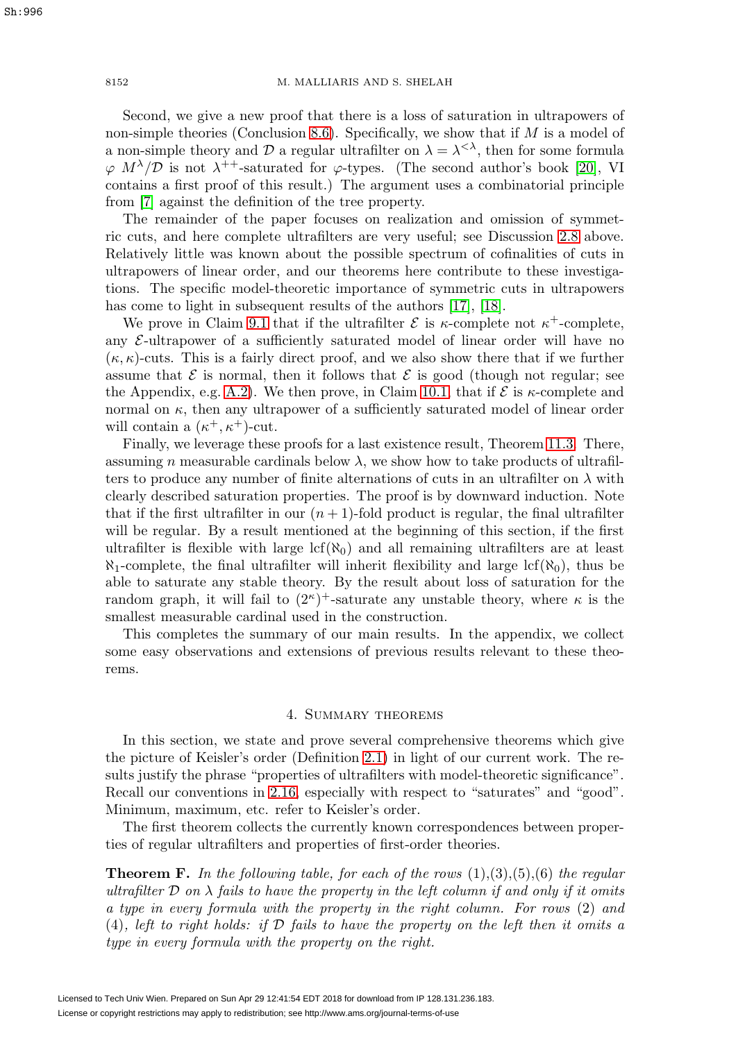Second, we give a new proof that there is a loss of saturation in ultrapowers of non-simple theories (Conclusion 8.6). Specifically, we show that if $M$ is a model of a non-simple theory and $\mathcal{D}$ a regular ultrafilter on $\lambda = \lambda^{<\lambda}$, then for some formula $\varphi$ $M^\lambda/\mathcal{D}$ is not $\lambda^{++}$-saturated for $\varphi$-types. (The second author's book [20], VI contains a first proof of this result.) The argument uses a combinatorial principle from [7] against the definition of the tree property.

The remainder of the paper focuses on realization and omission of symmetric cuts, and here complete ultrafilters are very useful; see Discussion 2.8 above. Relatively little was known about the possible spectrum of cofinalities of cuts in ultrapowers of linear order, and our theorems here contribute to these investigations. The specific model-theoretic importance of symmetric cuts in ultrapowers has come to light in subsequent results of the authors [17], [18].

We prove in Claim 9.1 that if the ultrafilter $\mathcal{E}$ is $\kappa$-complete not $\kappa^+$-complete, any $\mathcal{E}$-ultrapower of a sufficiently saturated model of linear order will have no $(\kappa, \kappa)$-cuts. This is a fairly direct proof, and we also show there that if we further assume that $\mathcal{E}$ is normal, then it follows that $\mathcal{E}$ is good (though not regular; see the Appendix, e.g. A.2). We then prove, in Claim 10.1, that if $\mathcal{E}$ is $\kappa$-complete and normal on $\kappa$, then any ultrapower of a sufficiently saturated model of linear order will contain a $(\kappa^+, \kappa^+)$-cut.

Finally, we leverage these proofs for a last existence result, Theorem 11.3. There, assuming $n$ measurable cardinals below $\lambda$, we show how to take products of ultrafilters to produce any number of finite alternations of cuts in an ultrafilter on $\lambda$ with clearly described saturation properties. The proof is by downward induction. Note that if the first ultrafilter in our $(n+1)$-fold product is regular, the final ultrafilter will be regular. By a result mentioned at the beginning of this section, if the first ultrafilter is flexible with large $\mathrm{lcf}(\aleph_0)$ and all remaining ultrafilters are at least $\aleph_1$-complete, the final ultrafilter will inherit flexibility and large $\mathrm{lcf}(\aleph_0)$, thus be able to saturate any stable theory. By the result about loss of saturation for the random graph, it will fail to $(2^\kappa)^+$-saturate any unstable theory, where $\kappa$ is the smallest measurable cardinal used in the construction.

This completes the summary of our main results. In the appendix, we collect some easy observations and extensions of previous results relevant to these theorems.

## 4. Summary theorems

In this section, we state and prove several comprehensive theorems which give the picture of Keisler's order (Definition 2.1) in light of our current work. The results justify the phrase "properties of ultrafilters with model-theoretic significance". Recall our conventions in 2.16, especially with respect to "saturates" and "good". Minimum, maximum, etc. refer to Keisler's order.

The first theorem collects the currently known correspondences between properties of regular ultrafilters and properties of first-order theories.

**Theorem F.** *In the following table, for each of the rows (1),(3),(5),(6) the regular ultrafilter $\mathcal{D}$ on $\lambda$ fails to have the property in the left column if and only if it omits a type in every formula with the property in the right column. For rows (2) and (4), left to right holds: if $\mathcal{D}$ fails to have the property on the left then it omits a type in every formula with the property on the right.*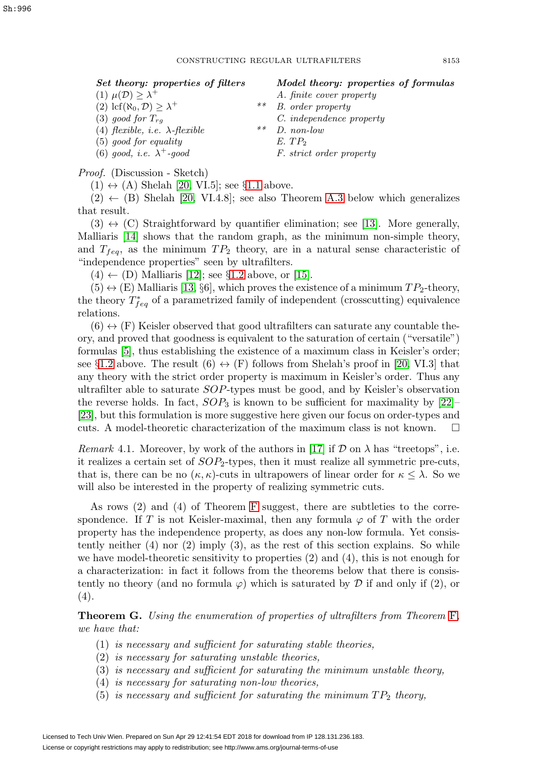| ***Set theory: properties of filters*** | | ***Model theory: properties of formulas*** |
|---|---|---|
| (1) $\mu(\mathcal{D}) \geq \lambda^+$ | | *A. finite cover property* |
| (2) $\mathrm{lcf}(\aleph_0, \mathcal{D}) \geq \lambda^+$ | ** | *B. order property* |
| (3) *good for* $T_{rg}$ | | *C. independence property* |
| (4) *flexible, i.e.* $\lambda$*-flexible* | ** | *D. non-low* |
| (5) *good for equality* | | *E.* $TP_2$ |
| (6) *good, i.e.* $\lambda^+$*-good* | | *F. strict order property* |

*Proof.* (Discussion - Sketch)

(1) $\leftrightarrow$ (A) Shelah [20, VI.5]; see §1.1 above.

(2) $\leftarrow$ (B) Shelah [20, VI.4.8]; see also Theorem A.3 below which generalizes that result.

(3) $\leftrightarrow$ (C) Straightforward by quantifier elimination; see [13]. More generally, Malliaris [14] shows that the random graph, as the minimum non-simple theory, and $T_{feq}$, as the minimum $TP_2$ theory, are in a natural sense characteristic of "independence properties" seen by ultrafilters.

(4) $\leftarrow$ (D) Malliaris [12]; see §1.2 above, or [15].

(5) $\leftrightarrow$ (E) Malliaris [13, §6], which proves the existence of a minimum $TP_2$-theory, the theory $T^*_{feq}$ of a parametrized family of independent (crosscutting) equivalence relations.

(6) $\leftrightarrow$ (F) Keisler observed that good ultrafilters can saturate any countable theory, and proved that goodness is equivalent to the saturation of certain ("versatile") formulas [5], thus establishing the existence of a maximum class in Keisler's order; see §1.2 above. The result (6) $\leftrightarrow$ (F) follows from Shelah's proof in [20, VI.3] that any theory with the strict order property is maximum in Keisler's order. Thus any ultrafilter able to saturate $SOP$-types must be good, and by Keisler's observation the reverse holds. In fact, $SOP_3$ is known to be sufficient for maximality by [22]–[23], but this formulation is more suggestive here given our focus on order-types and cuts. A model-theoretic characterization of the maximum class is not known. $\square$

*Remark* 4.1. Moreover, by work of the authors in [17] if $\mathcal{D}$ on $\lambda$ has "treetops", i.e. it realizes a certain set of $SOP_2$-types, then it must realize all symmetric pre-cuts, that is, there can be no $(\kappa, \kappa)$-cuts in ultrapowers of linear order for $\kappa \leq \lambda$. So we will also be interested in the property of realizing symmetric cuts.

As rows (2) and (4) of Theorem F suggest, there are subtleties to the correspondence. If $T$ is not Keisler-maximal, then any formula $\varphi$ of $T$ with the order property has the independence property, as does any non-low formula. Yet consistently neither (4) nor (2) imply (3), as the rest of this section explains. So while we have model-theoretic sensitivity to properties (2) and (4), this is not enough for a characterization: in fact it follows from the theorems below that there is consistently no theory (and no formula $\varphi$) which is saturated by $\mathcal{D}$ if and only if (2), or (4).

**Theorem G.** *Using the enumeration of properties of ultrafilters from Theorem F, we have that:*

(1) *is necessary and sufficient for saturating stable theories,*
(2) *is necessary for saturating unstable theories,*
(3) *is necessary and sufficient for saturating the minimum unstable theory,*
(4) *is necessary for saturating non-low theories,*
(5) *is necessary and sufficient for saturating the minimum* $TP_2$ *theory,*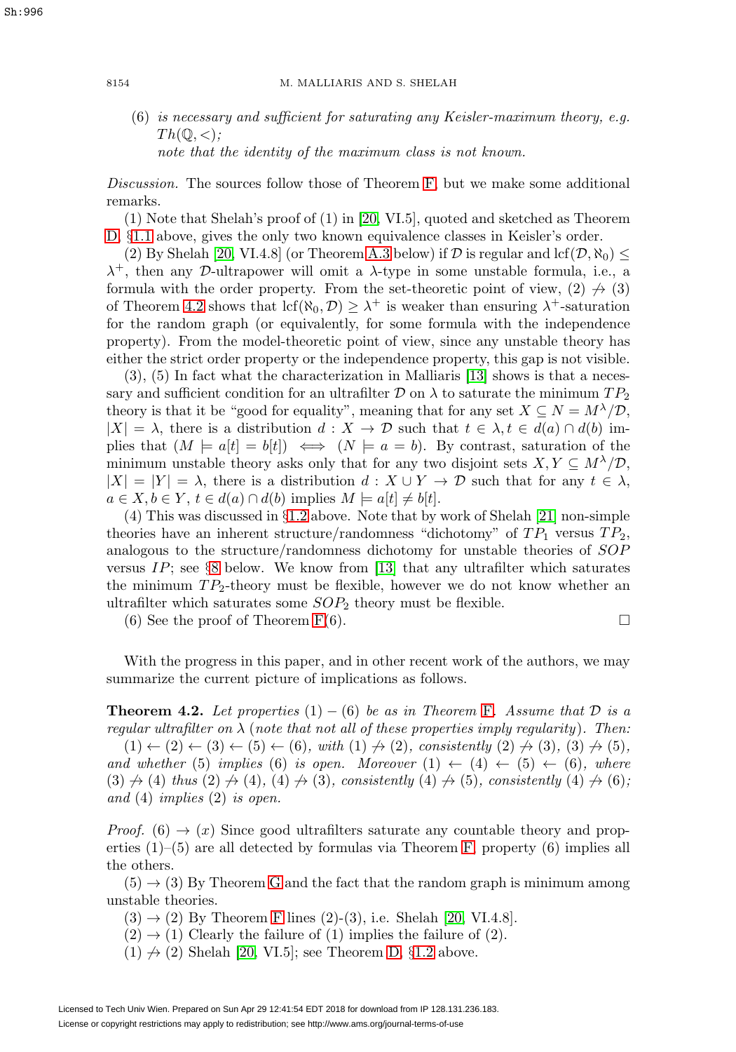(6) *is necessary and sufficient for saturating any Keisler-maximum theory, e.g.* $Th(\mathbb{Q}, <)$;
*note that the identity of the maximum class is not known.*

*Discussion.* The sources follow those of Theorem F, but we make some additional remarks.

(1) Note that Shelah's proof of (1) in [20, VI.5], quoted and sketched as Theorem D, §1.1 above, gives the only two known equivalence classes in Keisler's order.

(2) By Shelah [20, VI.4.8] (or Theorem A.3 below) if $\mathcal{D}$ is regular and $\operatorname{lcf}(\mathcal{D}, \aleph_0) \leq \lambda^+$, then any $\mathcal{D}$-ultrapower will omit a $\lambda$-type in some unstable formula, i.e., a formula with the order property. From the set-theoretic point of view, (2) $\not\to$ (3) of Theorem 4.2 shows that $\operatorname{lcf}(\aleph_0, \mathcal{D}) \geq \lambda^+$ is weaker than ensuring $\lambda^+$-saturation for the random graph (or equivalently, for some formula with the independence property). From the model-theoretic point of view, since any unstable theory has either the strict order property or the independence property, this gap is not visible.

(3), (5) In fact what the characterization in Malliaris [13] shows is that a necessary and sufficient condition for an ultrafilter $\mathcal{D}$ on $\lambda$ to saturate the minimum $TP_2$ theory is that it be "good for equality", meaning that for any set $X \subseteq N = M^\lambda/\mathcal{D}$, $|X| = \lambda$, there is a distribution $d : X \to \mathcal{D}$ such that $t \in \lambda, t \in d(a) \cap d(b)$ implies that $(M \models a[t] = b[t]) \iff (N \models a = b)$. By contrast, saturation of the minimum unstable theory asks only that for any two disjoint sets $X, Y \subseteq M^\lambda/\mathcal{D}$, $|X| = |Y| = \lambda$, there is a distribution $d : X \cup Y \to \mathcal{D}$ such that for any $t \in \lambda$, $a \in X, b \in Y$, $t \in d(a) \cap d(b)$ implies $M \models a[t] \neq b[t]$.

(4) This was discussed in §1.2 above. Note that by work of Shelah [21] non-simple theories have an inherent structure/randomness "dichotomy" of $TP_1$ versus $TP_2$, analogous to the structure/randomness dichotomy for unstable theories of $SOP$ versus $IP$; see §8 below. We know from [13] that any ultrafilter which saturates the minimum $TP_2$-theory must be flexible, however we do not know whether an ultrafilter which saturates some $SOP_2$ theory must be flexible.

(6) See the proof of Theorem F(6). $\square$

With the progress in this paper, and in other recent work of the authors, we may summarize the current picture of implications as follows.

**Theorem 4.2.** *Let properties* $(1) - (6)$ *be as in Theorem* F. *Assume that* $\mathcal{D}$ *is a regular ultrafilter on* $\lambda$ *(note that not all of these properties imply regularity). Then:*
$(1) \leftarrow (2) \leftarrow (3) \leftarrow (5) \leftarrow (6)$, *with* $(1) \not\to (2)$, *consistently* $(2) \not\to (3)$, $(3) \not\to (5)$, *and whether* (5) *implies* (6) *is open. Moreover* $(1) \leftarrow (4) \leftarrow (5) \leftarrow (6)$, *where* $(3) \not\to (4)$ *thus* $(2) \not\to (4)$, $(4) \not\to (3)$, *consistently* $(4) \not\to (5)$, *consistently* $(4) \not\to (6)$; *and* (4) *implies* (2) *is open.*

*Proof.* $(6) \to (x)$ Since good ultrafilters saturate any countable theory and properties (1)–(5) are all detected by formulas via Theorem F, property (6) implies all the others.

$(5) \to (3)$ By Theorem G and the fact that the random graph is minimum among unstable theories.

$(3) \to (2)$ By Theorem F lines (2)-(3), i.e. Shelah [20, VI.4.8].

$(2) \to (1)$ Clearly the failure of (1) implies the failure of (2).

$(1) \not\to (2)$ Shelah [20, VI.5]; see Theorem D, §1.2 above.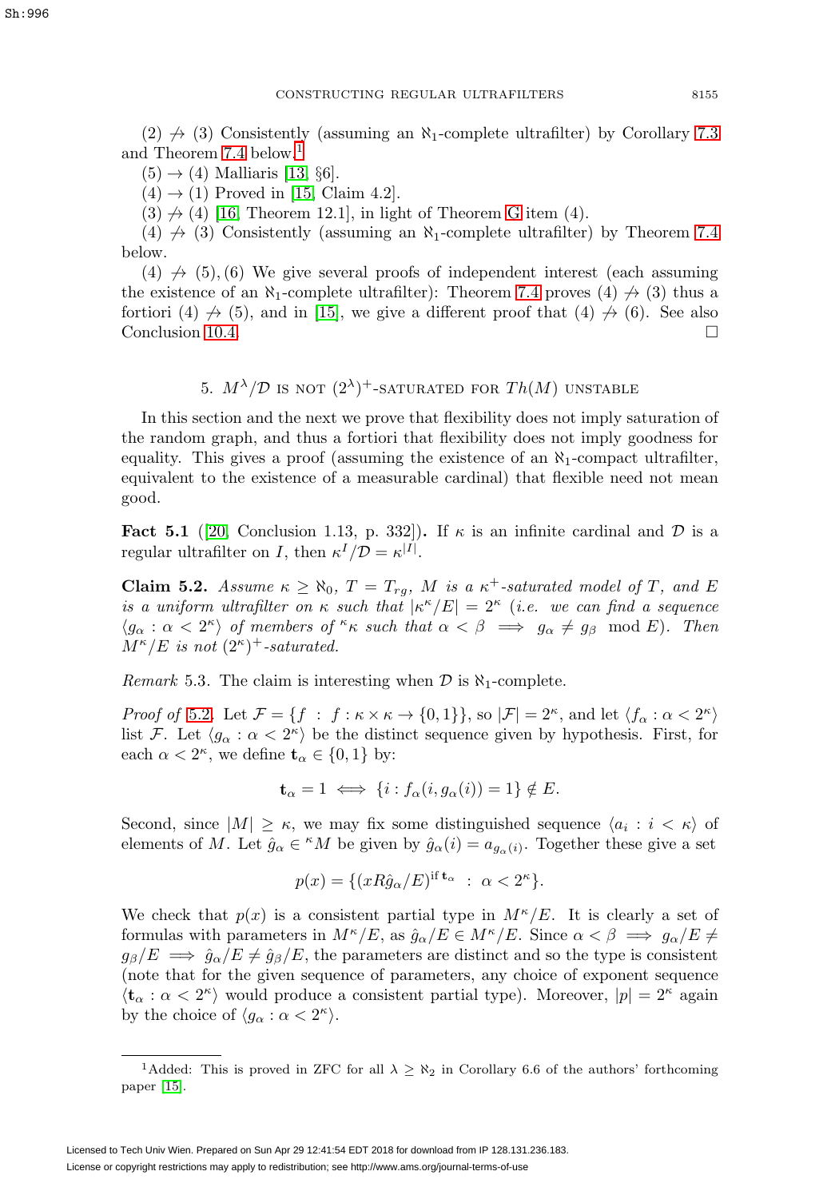(2) $\not\rightarrow$ (3) Consistently (assuming an $\aleph_1$-complete ultrafilter) by Corollary 7.3 and Theorem 7.4 below.[1]

(5) $\rightarrow$ (4) Malliaris [13, §6].

(4) $\rightarrow$ (1) Proved in [15, Claim 4.2].

(3) $\not\rightarrow$ (4) [16, Theorem 12.1], in light of Theorem G item (4).

(4) $\not\rightarrow$ (3) Consistently (assuming an $\aleph_1$-complete ultrafilter) by Theorem 7.4 below.

(4) $\not\rightarrow$ (5), (6) We give several proofs of independent interest (each assuming the existence of an $\aleph_1$-complete ultrafilter): Theorem 7.4 proves (4) $\not\rightarrow$ (3) thus a fortiori (4) $\not\rightarrow$ (5), and in [15], we give a different proof that (4) $\not\rightarrow$ (6). See also Conclusion 10.4. $\square$

## 5. $M^\lambda/\mathcal{D}$ is not $(2^\lambda)^+$-saturated for $Th(M)$ unstable

In this section and the next we prove that flexibility does not imply saturation of the random graph, and thus a fortiori that flexibility does not imply goodness for equality. This gives a proof (assuming the existence of an $\aleph_1$-compact ultrafilter, equivalent to the existence of a measurable cardinal) that flexible need not mean good.

**Fact 5.1** ([20, Conclusion 1.13, p. 332])**.** If $\kappa$ is an infinite cardinal and $\mathcal{D}$ is a regular ultrafilter on $I$, then $\kappa^I/\mathcal{D} = \kappa^{|I|}$.

**Claim 5.2.** *Assume $\kappa \geq \aleph_0$, $T = T_{rg}$, $M$ is a $\kappa^+$-saturated model of $T$, and $E$ is a uniform ultrafilter on $\kappa$ such that $|\kappa^\kappa/E| = 2^\kappa$ (i.e. we can find a sequence $\langle g_\alpha : \alpha < 2^\kappa\rangle$ of members of ${}^\kappa\kappa$ such that $\alpha < \beta \implies g_\alpha \neq g_\beta \mod E$). Then $M^\kappa/E$ is not $(2^\kappa)^+$-saturated.*

*Remark* 5.3. The claim is interesting when $\mathcal{D}$ is $\aleph_1$-complete.

*Proof of* 5.2. Let $\mathcal{F} = \{f : f : \kappa \times \kappa \rightarrow \{0, 1\}\}$, so $|\mathcal{F}| = 2^\kappa$, and let $\langle f_\alpha : \alpha < 2^\kappa\rangle$ list $\mathcal{F}$. Let $\langle g_\alpha : \alpha < 2^\kappa\rangle$ be the distinct sequence given by hypothesis. First, for each $\alpha < 2^\kappa$, we define $\mathbf{t}_\alpha \in \{0, 1\}$ by:

$$\mathbf{t}_\alpha = 1 \iff \{i : f_\alpha(i, g_\alpha(i)) = 1\} \notin E.$$

Second, since $|M| \geq \kappa$, we may fix some distinguished sequence $\langle a_i : i < \kappa\rangle$ of elements of $M$. Let $\hat{g}_\alpha \in {}^\kappa M$ be given by $\hat{g}_\alpha(i) = a_{g_\alpha(i)}$. Together these give a set

$$p(x) = \{(xR\hat{g}_\alpha/E)^{\text{if } \mathbf{t}_\alpha} : \alpha < 2^\kappa\}.$$

We check that $p(x)$ is a consistent partial type in $M^\kappa/E$. It is clearly a set of formulas with parameters in $M^\kappa/E$, as $\hat{g}_\alpha/E \in M^\kappa/E$. Since $\alpha < \beta \implies g_\alpha/E \neq g_\beta/E \implies \hat{g}_\alpha/E \neq \hat{g}_\beta/E$, the parameters are distinct and so the type is consistent (note that for the given sequence of parameters, any choice of exponent sequence $\langle \mathbf{t}_\alpha : \alpha < 2^\kappa\rangle$ would produce a consistent partial type). Moreover, $|p| = 2^\kappa$ again by the choice of $\langle g_\alpha : \alpha < 2^\kappa\rangle$.

[1] Added: This is proved in ZFC for all $\lambda \geq \aleph_2$ in Corollary 6.6 of the authors' forthcoming paper [15].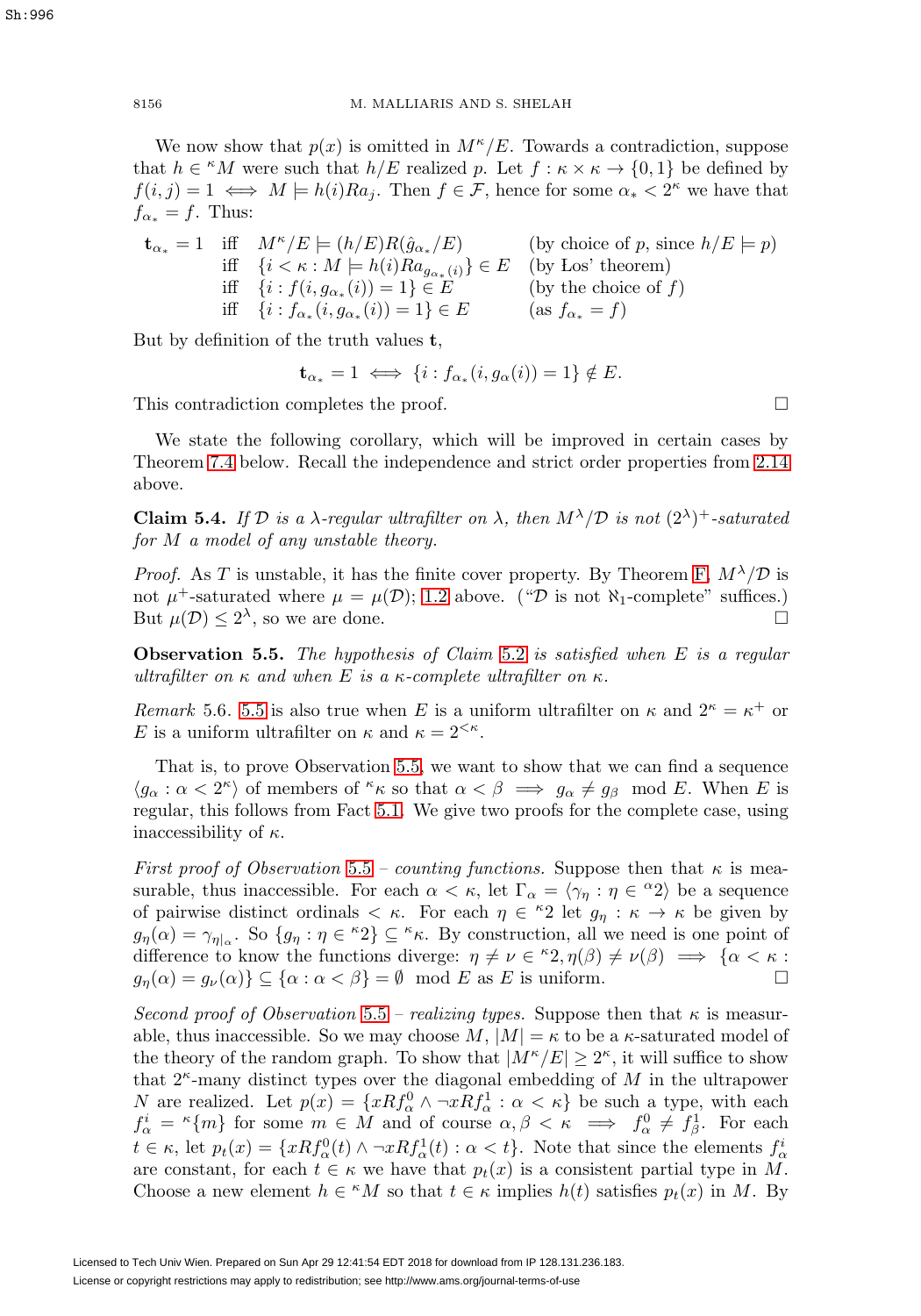We now show that $p(x)$ is omitted in $M^\kappa/E$. Towards a contradiction, suppose that $h \in {}^\kappa M$ were such that $h/E$ realized $p$. Let $f : \kappa \times \kappa \to \{0, 1\}$ be defined by $f(i, j) = 1 \iff M \models h(i)Ra_j$. Then $f \in \mathcal{F}$, hence for some $\alpha_* < 2^\kappa$ we have that $f_{\alpha_*} = f$. Thus:

$$
\begin{array}{llll}
\mathbf{t}_{\alpha_*} = 1 & \text{iff} & M^\kappa/E \models (h/E)R(\hat{g}_{\alpha_*}/E) & \text{(by choice of } p\text{, since } h/E \models p) \\
& \text{iff} & \{i < \kappa : M \models h(i)Ra_{g_{\alpha_*}(i)}\} \in E & \text{(by Łos' theorem)} \\
& \text{iff} & \{i : f(i, g_{\alpha_*}(i)) = 1\} \in E & \text{(by the choice of } f) \\
& \text{iff} & \{i : f_{\alpha_*}(i, g_{\alpha_*}(i)) = 1\} \in E & \text{(as } f_{\alpha_*} = f)
\end{array}
$$

But by definition of the truth values $\mathbf{t}$,

$$\mathbf{t}_{\alpha_*} = 1 \iff \{i : f_{\alpha_*}(i, g_\alpha(i)) = 1\} \notin E.$$

This contradiction completes the proof. $\square$

We state the following corollary, which will be improved in certain cases by Theorem 7.4 below. Recall the independence and strict order properties from 2.14 above.

**Claim 5.4.** *If $\mathcal{D}$ is a $\lambda$-regular ultrafilter on $\lambda$, then $M^\lambda/\mathcal{D}$ is not $(2^\lambda)^+$-saturated for $M$ a model of any unstable theory.*

*Proof.* As $T$ is unstable, it has the finite cover property. By Theorem F, $M^\lambda/\mathcal{D}$ is not $\mu^+$-saturated where $\mu = \mu(\mathcal{D})$; 1.2 above. ("$\mathcal{D}$ is not $\aleph_1$-complete" suffices.) But $\mu(\mathcal{D}) \leq 2^\lambda$, so we are done. $\square$

**Observation 5.5.** *The hypothesis of Claim 5.2 is satisfied when $E$ is a regular ultrafilter on $\kappa$ and when $E$ is a $\kappa$-complete ultrafilter on $\kappa$.*

*Remark* 5.6. 5.5 is also true when $E$ is a uniform ultrafilter on $\kappa$ and $2^\kappa = \kappa^+$ or $E$ is a uniform ultrafilter on $\kappa$ and $\kappa = 2^{<\kappa}$.

That is, to prove Observation 5.5, we want to show that we can find a sequence $\langle g_\alpha : \alpha < 2^\kappa \rangle$ of members of ${}^\kappa\kappa$ so that $\alpha < \beta \implies g_\alpha \neq g_\beta \mod E$. When $E$ is regular, this follows from Fact 5.1. We give two proofs for the complete case, using inaccessibility of $\kappa$.

*First proof of Observation 5.5 – counting functions.* Suppose then that $\kappa$ is measurable, thus inaccessible. For each $\alpha < \kappa$, let $\Gamma_\alpha = \langle \gamma_\eta : \eta \in {}^\alpha 2 \rangle$ be a sequence of pairwise distinct ordinals $< \kappa$. For each $\eta \in {}^\kappa 2$ let $g_\eta : \kappa \to \kappa$ be given by $g_\eta(\alpha) = \gamma_{\eta|_\alpha}$. So $\{g_\eta : \eta \in {}^\kappa 2\} \subseteq {}^\kappa\kappa$. By construction, all we need is one point of difference to know the functions diverge: $\eta \neq \nu \in {}^\kappa 2, \eta(\beta) \neq \nu(\beta) \implies \{\alpha < \kappa : g_\eta(\alpha) = g_\nu(\alpha)\} \subseteq \{\alpha : \alpha < \beta\} = \emptyset \mod E$ as $E$ is uniform. $\square$

*Second proof of Observation 5.5 – realizing types.* Suppose then that $\kappa$ is measurable, thus inaccessible. So we may choose $M$, $|M| = \kappa$ to be a $\kappa$-saturated model of the theory of the random graph. To show that $|M^\kappa/E| \geq 2^\kappa$, it will suffice to show that $2^\kappa$-many distinct types over the diagonal embedding of $M$ in the ultrapower $N$ are realized. Let $p(x) = \{xRf^0_\alpha \wedge \neg xRf^1_\alpha : \alpha < \kappa\}$ be such a type, with each $f^i_\alpha = {}^\kappa\{m\}$ for some $m \in M$ and of course $\alpha, \beta < \kappa \implies f^0_\alpha \neq f^1_\beta$. For each $t \in \kappa$, let $p_t(x) = \{xRf^0_\alpha(t) \wedge \neg xRf^1_\alpha(t) : \alpha < t\}$. Note that since the elements $f^i_\alpha$ are constant, for each $t \in \kappa$ we have that $p_t(x)$ is a consistent partial type in $M$. Choose a new element $h \in {}^\kappa M$ so that $t \in \kappa$ implies $h(t)$ satisfies $p_t(x)$ in $M$. By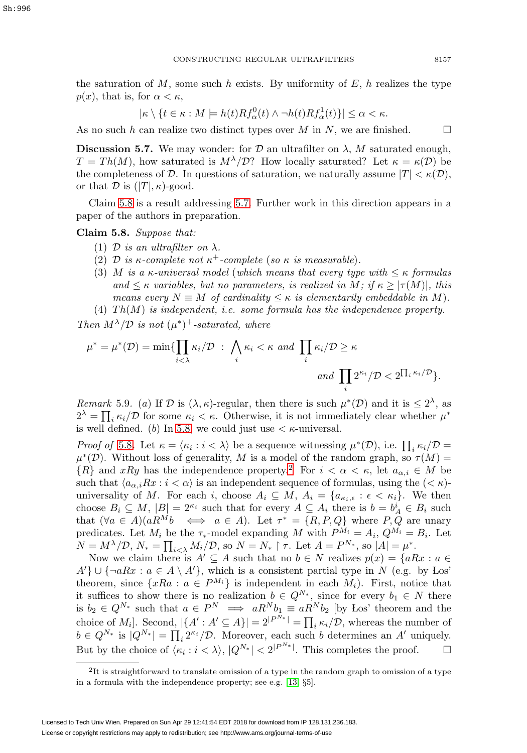the saturation of $M$, some such $h$ exists. By uniformity of $E$, $h$ realizes the type $p(x)$, that is, for $\alpha < \kappa$,

$$|\kappa \setminus \{t \in \kappa : M \models h(t) R f^0_\alpha(t) \wedge \neg h(t) R f^1_\alpha(t)\}| \leq \alpha < \kappa.$$

As no such $h$ can realize two distinct types over $M$ in $N$, we are finished. $\square$

**Discussion 5.7.** We may wonder: for $\mathcal{D}$ an ultrafilter on $\lambda$, $M$ saturated enough, $T = Th(M)$, how saturated is $M^\lambda/\mathcal{D}$? How locally saturated? Let $\kappa = \kappa(\mathcal{D})$ be the completeness of $\mathcal{D}$. In questions of saturation, we naturally assume $|T| < \kappa(\mathcal{D})$, or that $\mathcal{D}$ is $(|T|, \kappa)$-good.

Claim 5.8 is a result addressing 5.7. Further work in this direction appears in a paper of the authors in preparation.

**Claim 5.8.** *Suppose that:*

1. *$\mathcal{D}$ is an ultrafilter on $\lambda$.*
2. *$\mathcal{D}$ is $\kappa$-complete not $\kappa^+$-complete (so $\kappa$ is measurable).*
3. *$M$ is a $\kappa$-universal model (which means that every type with $\leq \kappa$ formulas and $\leq \kappa$ variables, but no parameters, is realized in $M$; if $\kappa \geq |\tau(M)|$, this means every $N \equiv M$ of cardinality $\leq \kappa$ is elementarily embeddable in $M$).*
4. *$Th(M)$ is independent, i.e. some formula has the independence property.*

*Then $M^\lambda/\mathcal{D}$ is not $(\mu^*)^+$-saturated, where*

$$\mu^* = \mu^*(\mathcal{D}) = \min\{\prod_{i<\lambda} \kappa_i/\mathcal{D} \ : \ \bigwedge_i \kappa_i < \kappa \ \text{and} \ \prod_i \kappa_i/\mathcal{D} \geq \kappa$$
$$\text{and} \ \prod_i 2^{\kappa_i}/\mathcal{D} < 2^{\prod_i \kappa_i/\mathcal{D}}\}.$$

*Remark* 5.9. (*a*) If $\mathcal{D}$ is $(\lambda, \kappa)$-regular, then there is such $\mu^*(\mathcal{D})$ and it is $\leq 2^\lambda$, as $2^\lambda = \prod_i \kappa_i/\mathcal{D}$ for some $\kappa_i < \kappa$. Otherwise, it is not immediately clear whether $\mu^*$ is well defined. (*b*) In 5.8, we could just use $< \kappa$-universal.

*Proof of* 5.8. Let $\overline{\kappa} = \langle \kappa_i : i < \lambda \rangle$ be a sequence witnessing $\mu^*(\mathcal{D})$, i.e. $\prod_i \kappa_i/\mathcal{D} = \mu^*(\mathcal{D})$. Without loss of generality, $M$ is a model of the random graph, so $\tau(M) = \{R\}$ and $xRy$ has the independence property.[2] For $i < \alpha < \kappa$, let $a_{\alpha,i} \in M$ be such that $\langle a_{\alpha,i} Rx : i < \alpha \rangle$ is an independent sequence of formulas, using the $(< \kappa)$-universality of $M$. For each $i$, choose $A_i \subseteq M$, $A_i = \{a_{\kappa_i,\epsilon} : \epsilon < \kappa_i\}$. We then choose $B_i \subseteq M$, $|B| = 2^{\kappa_i}$ such that for every $A \subseteq A_i$ there is $b = b^i_A \in B_i$ such that $(\forall a \in A)(aR^M b \iff a \in A)$. Let $\tau^* = \{R, P, Q\}$ where $P, Q$ are unary predicates. Let $M_i$ be the $\tau_*$-model expanding $M$ with $P^{M_i} = A_i$, $Q^{M_i} = B_i$. Let $N = M^\lambda/\mathcal{D}$, $N_* = \prod_{i<\lambda} M_i/\mathcal{D}$, so $N = N_* \restriction \tau$. Let $A = P^{N_*}$, so $|A| = \mu^*$.

Now we claim there is $A' \subseteq A$ such that no $b \in N$ realizes $p(x) = \{aRx : a \in A'\} \cup \{\neg aRx : a \in A \setminus A'\}$, which is a consistent partial type in $N$ (e.g. by Łos' theorem, since $\{xRa : a \in P^{M_i}\}$ is independent in each $M_i$). First, notice that it suffices to show there is no realization $b \in Q^{N_*}$, since for every $b_1 \in N$ there is $b_2 \in Q^{N_*}$ such that $a \in P^N \implies aR^N b_1 \equiv aR^N b_2$ [by Łos' theorem and the choice of $M_i$]. Second, $|\{A' : A' \subseteq A\}| = 2^{|P^{N_*}|} = \prod_i \kappa_i/\mathcal{D}$, whereas the number of $b \in Q^{N_*}$ is $|Q^{N_*}| = \prod_i 2^{\kappa_i}/\mathcal{D}$. Moreover, each such $b$ determines an $A'$ uniquely. But by the choice of $\langle \kappa_i : i < \lambda \rangle$, $|Q^{N_*}| < 2^{|P^{N_*}|}$. This completes the proof. $\square$

---

[2] It is straightforward to translate omission of a type in the random graph to omission of a type in a formula with the independence property; see e.g. [13, §5].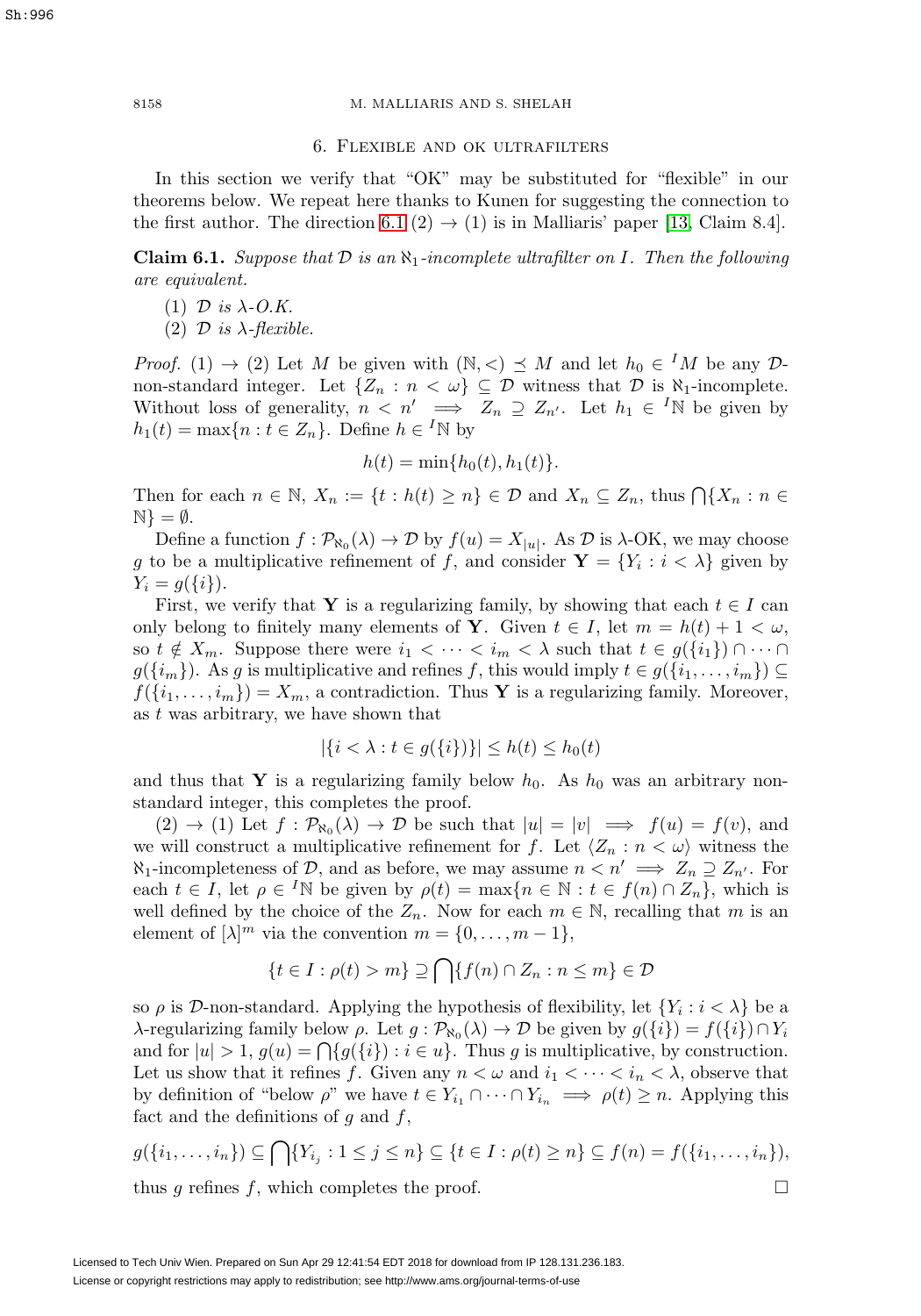## 6. Flexible and ok ultrafilters

In this section we verify that "OK" may be substituted for "flexible" in our theorems below. We repeat here thanks to Kunen for suggesting the connection to the first author. The direction 6.1 (2) → (1) is in Malliaris' paper [13, Claim 8.4].

**Claim 6.1.** *Suppose that $\mathcal{D}$ is an $\aleph_1$-incomplete ultrafilter on $I$. Then the following are equivalent.*

1. *$\mathcal{D}$ is $\lambda$-O.K.*
2. *$\mathcal{D}$ is $\lambda$-flexible.*

*Proof.* (1) → (2) Let $M$ be given with $(\mathbb{N}, <) \preceq M$ and let $h_0 \in {}^I M$ be any $\mathcal{D}$-non-standard integer. Let $\{Z_n : n < \omega\} \subseteq \mathcal{D}$ witness that $\mathcal{D}$ is $\aleph_1$-incomplete. Without loss of generality, $n < n' \implies Z_n \supseteq Z_{n'}$. Let $h_1 \in {}^I\mathbb{N}$ be given by $h_1(t) = \max\{n : t \in Z_n\}$. Define $h \in {}^I\mathbb{N}$ by

$$h(t) = \min\{h_0(t), h_1(t)\}.$$

Then for each $n \in \mathbb{N}$, $X_n := \{t : h(t) \geq n\} \in \mathcal{D}$ and $X_n \subseteq Z_n$, thus $\bigcap\{X_n : n \in \mathbb{N}\} = \emptyset$.

Define a function $f : \mathcal{P}_{\aleph_0}(\lambda) \to \mathcal{D}$ by $f(u) = X_{|u|}$. As $\mathcal{D}$ is $\lambda$-OK, we may choose $g$ to be a multiplicative refinement of $f$, and consider $\mathbf{Y} = \{Y_i : i < \lambda\}$ given by $Y_i = g(\{i\})$.

First, we verify that $\mathbf{Y}$ is a regularizing family, by showing that each $t \in I$ can only belong to finitely many elements of $\mathbf{Y}$. Given $t \in I$, let $m = h(t) + 1 < \omega$, so $t \notin X_m$. Suppose there were $i_1 < \cdots < i_m < \lambda$ such that $t \in g(\{i_1\}) \cap \cdots \cap g(\{i_m\})$. As $g$ is multiplicative and refines $f$, this would imply $t \in g(\{i_1, \ldots, i_m\}) \subseteq f(\{i_1, \ldots, i_m\}) = X_m$, a contradiction. Thus $\mathbf{Y}$ is a regularizing family. Moreover, as $t$ was arbitrary, we have shown that

$$|\{i < \lambda : t \in g(\{i\})\}| \leq h(t) \leq h_0(t)$$

and thus that $\mathbf{Y}$ is a regularizing family below $h_0$. As $h_0$ was an arbitrary non-standard integer, this completes the proof.

(2) → (1) Let $f : \mathcal{P}_{\aleph_0}(\lambda) \to \mathcal{D}$ be such that $|u| = |v| \implies f(u) = f(v)$, and we will construct a multiplicative refinement for $f$. Let $\langle Z_n : n < \omega \rangle$ witness the $\aleph_1$-incompleteness of $\mathcal{D}$, and as before, we may assume $n < n' \implies Z_n \supseteq Z_{n'}$. For each $t \in I$, let $\rho \in {}^I\mathbb{N}$ be given by $\rho(t) = \max\{n \in \mathbb{N} : t \in f(n) \cap Z_n\}$, which is well defined by the choice of the $Z_n$. Now for each $m \in \mathbb{N}$, recalling that $m$ is an element of $[\lambda]^m$ via the convention $m = \{0, \ldots, m-1\}$,

$$\{t \in I : \rho(t) > m\} \supseteq \bigcap\{f(n) \cap Z_n : n \leq m\} \in \mathcal{D}$$

so $\rho$ is $\mathcal{D}$-non-standard. Applying the hypothesis of flexibility, let $\{Y_i : i < \lambda\}$ be a $\lambda$-regularizing family below $\rho$. Let $g : \mathcal{P}_{\aleph_0}(\lambda) \to \mathcal{D}$ be given by $g(\{i\}) = f(\{i\}) \cap Y_i$ and for $|u| > 1$, $g(u) = \bigcap\{g(\{i\}) : i \in u\}$. Thus $g$ is multiplicative, by construction. Let us show that it refines $f$. Given any $n < \omega$ and $i_1 < \cdots < i_n < \lambda$, observe that by definition of "below $\rho$" we have $t \in Y_{i_1} \cap \cdots \cap Y_{i_n} \implies \rho(t) \geq n$. Applying this fact and the definitions of $g$ and $f$,

$$g(\{i_1, \ldots, i_n\}) \subseteq \bigcap\{Y_{i_j} : 1 \leq j \leq n\} \subseteq \{t \in I : \rho(t) \geq n\} \subseteq f(n) = f(\{i_1, \ldots, i_n\}),$$

thus $g$ refines $f$, which completes the proof. $\square$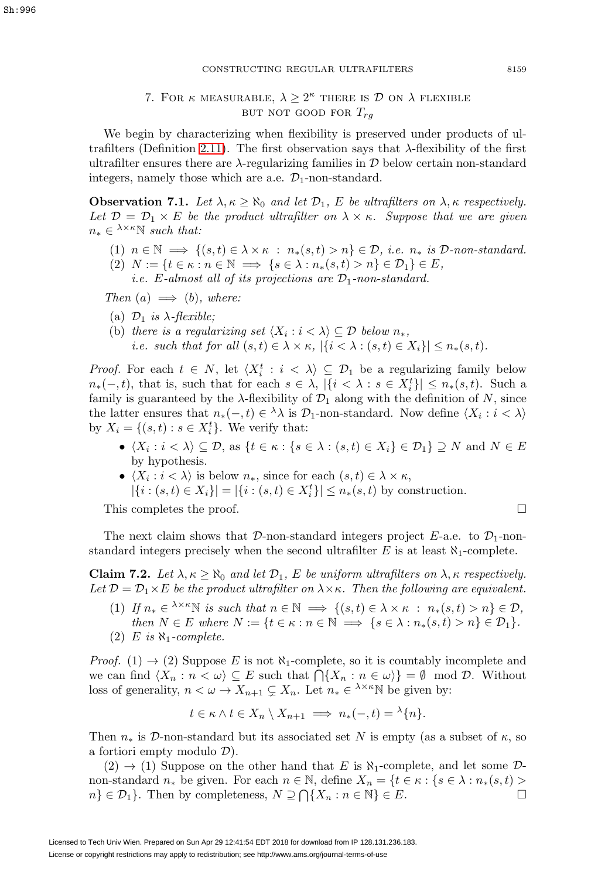## 7. For $\kappa$ measurable, $\lambda \geq 2^\kappa$ there is $\mathcal{D}$ on $\lambda$ flexible but not good for $T_{rg}$

We begin by characterizing when flexibility is preserved under products of ultrafilters (Definition 2.11). The first observation says that $\lambda$-flexibility of the first ultrafilter ensures there are $\lambda$-regularizing families in $\mathcal{D}$ below certain non-standard integers, namely those which are a.e. $\mathcal{D}_1$-non-standard.

**Observation 7.1.** *Let $\lambda, \kappa \geq \aleph_0$ and let $\mathcal{D}_1$, $E$ be ultrafilters on $\lambda, \kappa$ respectively. Let $\mathcal{D} = \mathcal{D}_1 \times E$ be the product ultrafilter on $\lambda \times \kappa$. Suppose that we are given $n_* \in {}^{\lambda\times\kappa}\mathbb{N}$ such that:*

1. *$n \in \mathbb{N} \implies \{(s,t) \in \lambda \times \kappa \ : \ n_*(s,t) > n\} \in \mathcal{D}$, i.e. $n_*$ is $\mathcal{D}$-non-standard.*
2. *$N := \{t \in \kappa : n \in \mathbb{N} \implies \{s \in \lambda : n_*(s,t) > n\} \in \mathcal{D}_1\} \in E$, i.e. $E$-almost all of its projections are $\mathcal{D}_1$-non-standard.*

*Then (a) $\implies$ (b), where:*

- (a) *$\mathcal{D}_1$ is $\lambda$-flexible;*
- (b) *there is a regularizing set $\langle X_i : i < \lambda \rangle \subseteq \mathcal{D}$ below $n_*$, i.e. such that for all $(s,t) \in \lambda \times \kappa$, $|\{i < \lambda : (s,t) \in X_i\}| \leq n_*(s,t)$.*

*Proof.* For each $t \in N$, let $\langle X^t_i : i < \lambda \rangle \subseteq \mathcal{D}_1$ be a regularizing family below $n_*(-,t)$, that is, such that for each $s \in \lambda$, $|\{i < \lambda : s \in X^t_i\}| \leq n_*(s,t)$. Such a family is guaranteed by the $\lambda$-flexibility of $\mathcal{D}_1$ along with the definition of $N$, since the latter ensures that $n_*(-,t) \in {}^\lambda\lambda$ is $\mathcal{D}_1$-non-standard. Now define $\langle X_i : i < \lambda \rangle$ by $X_i = \{(s,t) : s \in X^t_i\}$. We verify that:

- $\langle X_i : i < \lambda \rangle \subseteq \mathcal{D}$, as $\{t \in \kappa : \{s \in \lambda : (s,t) \in X_i\} \in \mathcal{D}_1\} \supseteq N$ and $N \in E$ by hypothesis.
- $\langle X_i : i < \lambda \rangle$ is below $n_*$, since for each $(s,t) \in \lambda \times \kappa$, $|\{i : (s,t) \in X_i\}| = |\{i : (s,t) \in X^t_i\}| \leq n_*(s,t)$ by construction.

This completes the proof. $\square$

The next claim shows that $\mathcal{D}$-non-standard integers project $E$-a.e. to $\mathcal{D}_1$-non-standard integers precisely when the second ultrafilter $E$ is at least $\aleph_1$-complete.

**Claim 7.2.** *Let $\lambda, \kappa \geq \aleph_0$ and let $\mathcal{D}_1$, $E$ be uniform ultrafilters on $\lambda, \kappa$ respectively. Let $\mathcal{D} = \mathcal{D}_1 \times E$ be the product ultrafilter on $\lambda \times \kappa$. Then the following are equivalent.*

1. *If $n_* \in {}^{\lambda\times\kappa}\mathbb{N}$ is such that $n \in \mathbb{N} \implies \{(s,t) \in \lambda \times \kappa \ : \ n_*(s,t) > n\} \in \mathcal{D}$, then $N \in E$ where $N := \{t \in \kappa : n \in \mathbb{N} \implies \{s \in \lambda : n_*(s,t) > n\} \in \mathcal{D}_1\}$.*
2. *$E$ is $\aleph_1$-complete.*

*Proof.* (1) $\to$ (2) Suppose $E$ is not $\aleph_1$-complete, so it is countably incomplete and we can find $\langle X_n : n < \omega \rangle \subseteq E$ such that $\bigcap\{X_n : n \in \omega\rangle\} = \emptyset \mod \mathcal{D}$. Without loss of generality, $n < \omega \to X_{n+1} \subsetneq X_n$. Let $n_* \in {}^{\lambda\times\kappa}\mathbb{N}$ be given by:

$$t \in \kappa \wedge t \in X_n \setminus X_{n+1} \implies n_*(-,t) = {}^\lambda\{n\}.$$

Then $n_*$ is $\mathcal{D}$-non-standard but its associated set $N$ is empty (as a subset of $\kappa$, so a fortiori empty modulo $\mathcal{D}$).

(2) $\to$ (1) Suppose on the other hand that $E$ is $\aleph_1$-complete, and let some $\mathcal{D}$-non-standard $n_*$ be given. For each $n \in \mathbb{N}$, define $X_n = \{t \in \kappa : \{s \in \lambda : n_*(s,t) > n\} \in \mathcal{D}_1\}$. Then by completeness, $N \supseteq \bigcap\{X_n : n \in \mathbb{N}\} \in E$. $\square$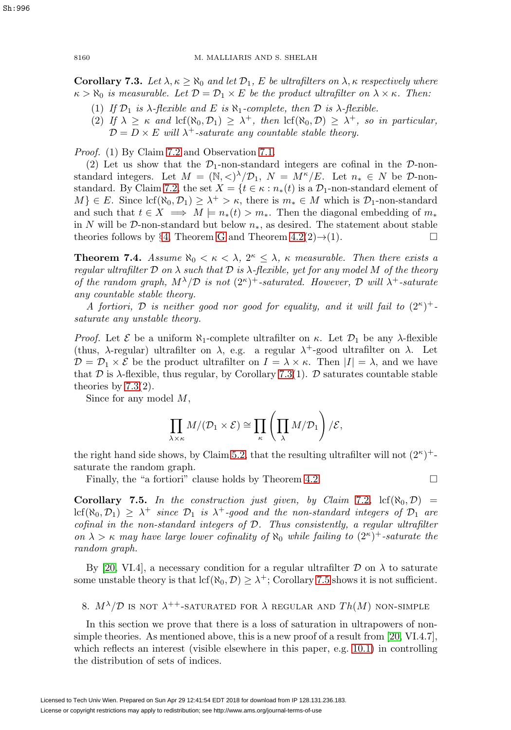**Corollary 7.3.** *Let $\lambda, \kappa \geq \aleph_0$ and let $\mathcal{D}_1$, $E$ be ultrafilters on $\lambda, \kappa$ respectively where $\kappa > \aleph_0$ is measurable. Let $\mathcal{D} = \mathcal{D}_1 \times E$ be the product ultrafilter on $\lambda \times \kappa$. Then:*

1. *If $\mathcal{D}_1$ is $\lambda$-flexible and $E$ is $\aleph_1$-complete, then $\mathcal{D}$ is $\lambda$-flexible.*
2. *If $\lambda \geq \kappa$ and $\operatorname{lcf}(\aleph_0, \mathcal{D}_1) \geq \lambda^+$, then $\operatorname{lcf}(\aleph_0, \mathcal{D}) \geq \lambda^+$, so in particular, $\mathcal{D} = D \times E$ will $\lambda^+$-saturate any countable stable theory.*

*Proof.* (1) By Claim 7.2 and Observation 7.1.

(2) Let us show that the $\mathcal{D}_1$-non-standard integers are cofinal in the $\mathcal{D}$-non-standard integers. Let $M = (\mathbb{N}, <)^\lambda/\mathcal{D}_1$, $N = M^\kappa/E$. Let $n_* \in N$ be $\mathcal{D}$-non-standard. By Claim 7.2, the set $X = \{t \in \kappa : n_*(t)$ is a $\mathcal{D}_1$-non-standard element of $M\} \in E$. Since $\operatorname{lcf}(\aleph_0, \mathcal{D}_1) \geq \lambda^+ > \kappa$, there is $m_* \in M$ which is $\mathcal{D}_1$-non-standard and such that $t \in X \implies M \models n_*(t) > m_*$. Then the diagonal embedding of $m_*$ in $N$ will be $\mathcal{D}$-non-standard but below $n_*$, as desired. The statement about stable theories follows by §4, Theorem G and Theorem 4.2(2)→(1). $\square$

**Theorem 7.4.** *Assume $\aleph_0 < \kappa < \lambda$, $2^\kappa \leq \lambda$, $\kappa$ measurable. Then there exists a regular ultrafilter $\mathcal{D}$ on $\lambda$ such that $\mathcal{D}$ is $\lambda$-flexible, yet for any model $M$ of the theory of the random graph, $M^\lambda/\mathcal{D}$ is not $(2^\kappa)^+$-saturated. However, $\mathcal{D}$ will $\lambda^+$-saturate any countable stable theory.*

*A fortiori, $\mathcal{D}$ is neither good nor good for equality, and it will fail to $(2^\kappa)^+$-saturate any unstable theory.*

*Proof.* Let $\mathcal{E}$ be a uniform $\aleph_1$-complete ultrafilter on $\kappa$. Let $\mathcal{D}_1$ be any $\lambda$-flexible (thus, $\lambda$-regular) ultrafilter on $\lambda$, e.g. a regular $\lambda^+$-good ultrafilter on $\lambda$. Let $\mathcal{D} = \mathcal{D}_1 \times \mathcal{E}$ be the product ultrafilter on $I = \lambda \times \kappa$. Then $|I| = \lambda$, and we have that $\mathcal{D}$ is $\lambda$-flexible, thus regular, by Corollary 7.3(1). $\mathcal{D}$ saturates countable stable theories by 7.3(2).

Since for any model $M$,

$$\prod_{\lambda \times \kappa} M/(\mathcal{D}_1 \times \mathcal{E}) \cong \prod_{\kappa} \left( \prod_{\lambda} M/\mathcal{D}_1 \right) /\mathcal{E},$$

the right hand side shows, by Claim 5.2, that the resulting ultrafilter will not $(2^\kappa)^+$-saturate the random graph.

Finally, the "a fortiori" clause holds by Theorem 4.2. $\square$

**Corollary 7.5.** *In the construction just given, by Claim 7.2, $\operatorname{lcf}(\aleph_0, \mathcal{D}) = \operatorname{lcf}(\aleph_0, \mathcal{D}_1) \geq \lambda^+$ since $\mathcal{D}_1$ is $\lambda^+$-good and the non-standard integers of $\mathcal{D}_1$ are cofinal in the non-standard integers of $\mathcal{D}$. Thus consistently, a regular ultrafilter on $\lambda > \kappa$ may have large lower cofinality of $\aleph_0$ while failing to $(2^\kappa)^+$-saturate the random graph.*

By [20, VI.4], a necessary condition for a regular ultrafilter $\mathcal{D}$ on $\lambda$ to saturate some unstable theory is that $\operatorname{lcf}(\aleph_0, \mathcal{D}) \geq \lambda^+$; Corollary 7.5 shows it is not sufficient.

## 8. $M^\lambda/\mathcal{D}$ is not $\lambda^{++}$-saturated for $\lambda$ regular and $Th(M)$ non-simple

In this section we prove that there is a loss of saturation in ultrapowers of non-simple theories. As mentioned above, this is a new proof of a result from [20, VI.4.7], which reflects an interest (visible elsewhere in this paper, e.g. 10.1) in controlling the distribution of sets of indices.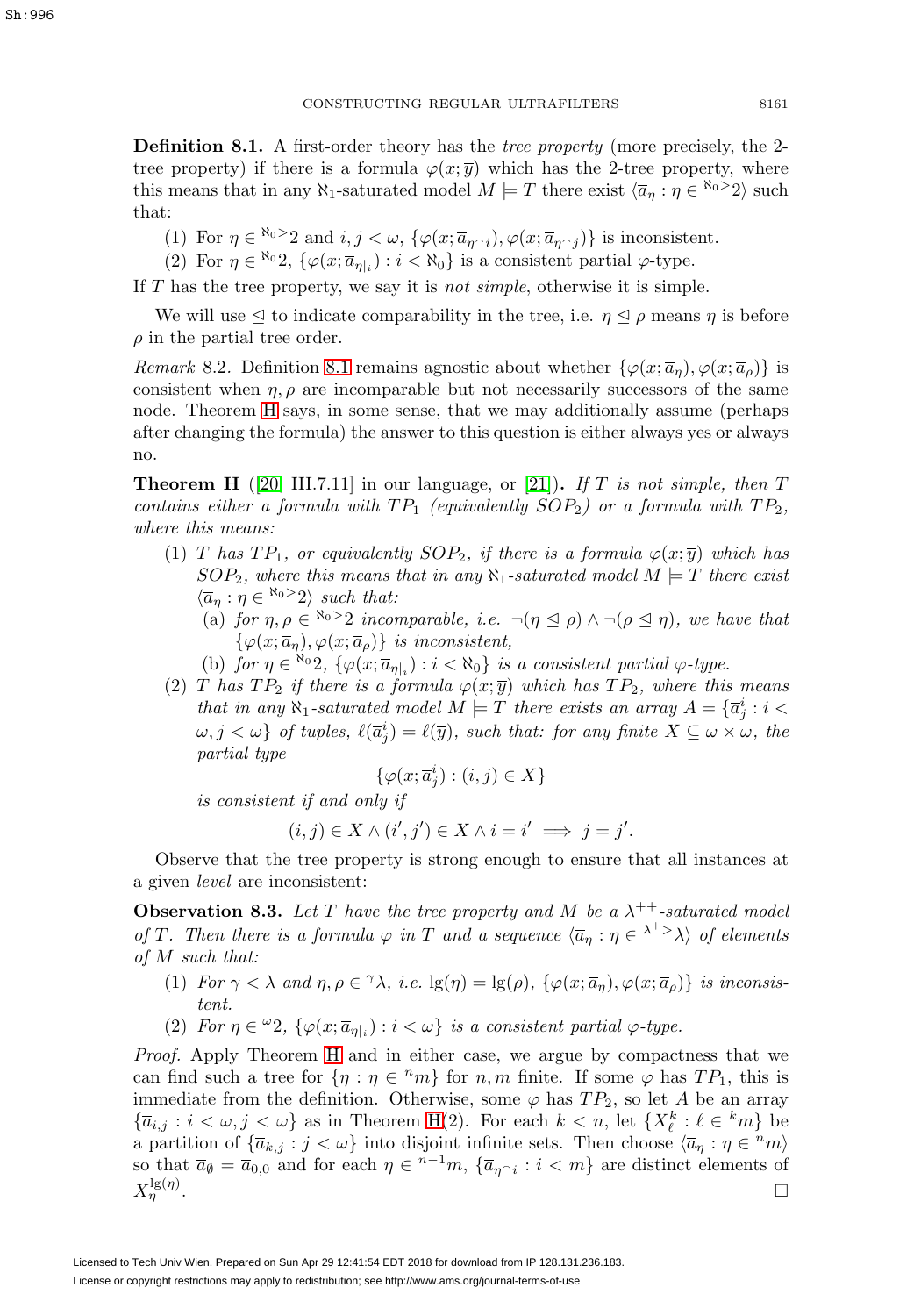**Definition 8.1.** A first-order theory has the *tree property* (more precisely, the 2-tree property) if there is a formula $\varphi(x;\overline{y})$ which has the 2-tree property, where this means that in any $\aleph_1$-saturated model $M \models T$ there exist $\langle \overline{a}_\eta : \eta \in {}^{\aleph_0>}2\rangle$ such that:

(1) For $\eta \in {}^{\aleph_0>}2$ and $i, j < \omega$, $\{\varphi(x;\overline{a}_{\eta^\frown i}), \varphi(x;\overline{a}_{\eta^\frown j})\}$ is inconsistent.

(2) For $\eta \in {}^{\aleph_0}2$, $\{\varphi(x;\overline{a}_{\eta|_i}) : i < \aleph_0\}$ is a consistent partial $\varphi$-type.

If $T$ has the tree property, we say it is *not simple*, otherwise it is simple.

We will use $\trianglelefteq$ to indicate comparability in the tree, i.e. $\eta \trianglelefteq \rho$ means $\eta$ is before $\rho$ in the partial tree order.

*Remark* 8.2. Definition 8.1 remains agnostic about whether $\{\varphi(x;\overline{a}_\eta), \varphi(x;\overline{a}_\rho)\}$ is consistent when $\eta, \rho$ are incomparable but not necessarily successors of the same node. Theorem H says, in some sense, that we may additionally assume (perhaps after changing the formula) the answer to this question is either always yes or always no.

**Theorem H** ([20, III.7.11] in our language, or [21])**.** *If $T$ is not simple, then $T$ contains either a formula with $TP_1$ (equivalently $SOP_2$) or a formula with $TP_2$, where this means:*

(1) *$T$ has $TP_1$, or equivalently $SOP_2$, if there is a formula $\varphi(x;\overline{y})$ which has $SOP_2$, where this means that in any $\aleph_1$-saturated model $M \models T$ there exist $\langle \overline{a}_\eta : \eta \in {}^{\aleph_0>}2\rangle$ such that:*
   (a) *for $\eta, \rho \in {}^{\aleph_0>}2$ incomparable, i.e. $\neg(\eta \trianglelefteq \rho) \wedge \neg(\rho \trianglelefteq \eta)$, we have that $\{\varphi(x;\overline{a}_\eta), \varphi(x;\overline{a}_\rho)\}$ is inconsistent,*
   (b) *for $\eta \in {}^{\aleph_0}2$, $\{\varphi(x;\overline{a}_{\eta|_i}) : i < \aleph_0\}$ is a consistent partial $\varphi$-type.*

(2) *$T$ has $TP_2$ if there is a formula $\varphi(x;\overline{y})$ which has $TP_2$, where this means that in any $\aleph_1$-saturated model $M \models T$ there exists an array $A = \{\overline{a}^i_j : i < \omega, j < \omega\}$ of tuples, $\ell(\overline{a}^i_j) = \ell(\overline{y})$, such that: for any finite $X \subseteq \omega \times \omega$, the partial type*

$$\{\varphi(x;\overline{a}^i_j) : (i,j) \in X\}$$

*is consistent if and only if*

$$(i,j) \in X \wedge (i',j') \in X \wedge i = i' \implies j = j'.$$

Observe that the tree property is strong enough to ensure that all instances at a given *level* are inconsistent:

**Observation 8.3.** *Let $T$ have the tree property and $M$ be a $\lambda^{++}$-saturated model of $T$. Then there is a formula $\varphi$ in $T$ and a sequence $\langle \overline{a}_\eta : \eta \in {}^{\lambda^+>}\lambda\rangle$ of elements of $M$ such that:*

(1) *For $\gamma < \lambda$ and $\eta, \rho \in {}^\gamma\lambda$, i.e. $\lg(\eta) = \lg(\rho)$, $\{\varphi(x;\overline{a}_\eta), \varphi(x;\overline{a}_\rho)\}$ is inconsistent.*

(2) *For $\eta \in {}^\omega 2$, $\{\varphi(x;\overline{a}_{\eta|_i}) : i < \omega\}$ is a consistent partial $\varphi$-type.*

*Proof.* Apply Theorem H and in either case, we argue by compactness that we can find such a tree for $\{\eta : \eta \in {}^n m\}$ for $n, m$ finite. If some $\varphi$ has $TP_1$, this is immediate from the definition. Otherwise, some $\varphi$ has $TP_2$, so let $A$ be an array $\{\overline{a}_{i,j} : i < \omega, j < \omega\}$ as in Theorem H(2). For each $k < n$, let $\{X^k_\ell : \ell \in {}^k m\}$ be a partition of $\{\overline{a}_{k,j} : j < \omega\}$ into disjoint infinite sets. Then choose $\langle \overline{a}_\eta : \eta \in {}^n m\rangle$ so that $\overline{a}_\emptyset = \overline{a}_{0,0}$ and for each $\eta \in {}^{n-1}m$, $\{\overline{a}_{\eta^\frown i} : i < m\}$ are distinct elements of $X^{\lg(\eta)}_\eta$. $\square$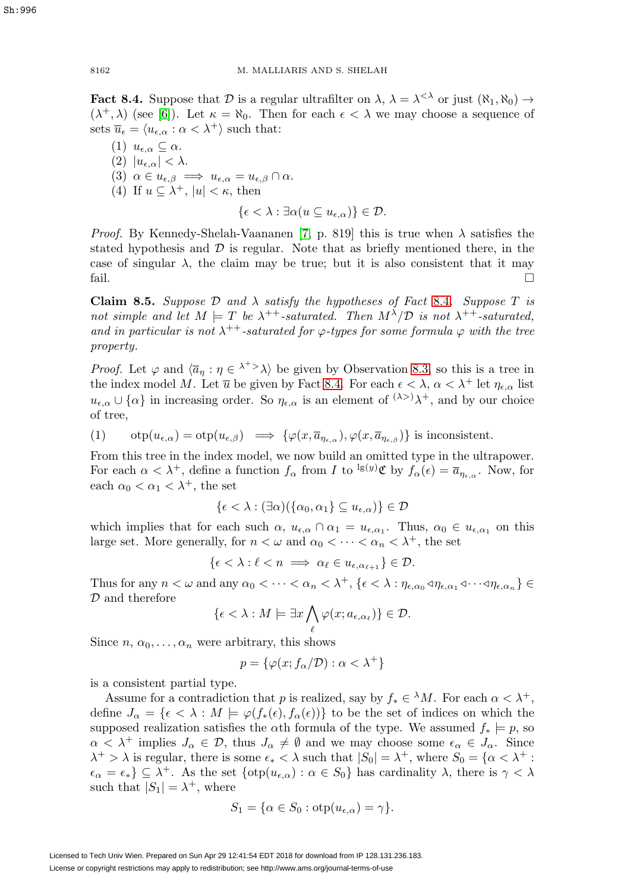**Fact 8.4.** Suppose that $\mathcal{D}$ is a regular ultrafilter on $\lambda$, $\lambda = \lambda^{<\lambda}$ or just $(\aleph_1, \aleph_0) \to (\lambda^+, \lambda)$ (see [6]). Let $\kappa = \aleph_0$. Then for each $\epsilon < \lambda$ we may choose a sequence of sets $\overline{u}_\epsilon = \langle u_{\epsilon,\alpha} : \alpha < \lambda^+ \rangle$ such that:

1. $u_{\epsilon,\alpha} \subseteq \alpha$.
2. $|u_{\epsilon,\alpha}| < \lambda$.
3. $\alpha \in u_{\epsilon,\beta} \implies u_{\epsilon,\alpha} = u_{\epsilon,\beta} \cap \alpha$.
4. If $u \subseteq \lambda^+$, $|u| < \kappa$, then
$$\{\epsilon < \lambda : \exists \alpha (u \subseteq u_{\epsilon,\alpha})\} \in \mathcal{D}.$$

*Proof.* By Kennedy-Shelah-Vaananen [7, p. 819] this is true when $\lambda$ satisfies the stated hypothesis and $\mathcal{D}$ is regular. Note that as briefly mentioned there, in the case of singular $\lambda$, the claim may be true; but it is also consistent that it may fail. □

**Claim 8.5.** *Suppose $\mathcal{D}$ and $\lambda$ satisfy the hypotheses of Fact 8.4. Suppose $T$ is not simple and let $M \models T$ be $\lambda^{++}$-saturated. Then $M^\lambda/\mathcal{D}$ is not $\lambda^{++}$-saturated, and in particular is not $\lambda^{++}$-saturated for $\varphi$-types for some formula $\varphi$ with the tree property.*

*Proof.* Let $\varphi$ and $\langle \overline{a}_\eta : \eta \in {}^{\lambda^+ >}\lambda \rangle$ be given by Observation 8.3, so this is a tree in the index model $M$. Let $\overline{u}$ be given by Fact 8.4. For each $\epsilon < \lambda$, $\alpha < \lambda^+$ let $\eta_{\epsilon,\alpha}$ list $u_{\epsilon,\alpha} \cup \{\alpha\}$ in increasing order. So $\eta_{\epsilon,\alpha}$ is an element of ${}^{(\lambda >)}\lambda^+$, and by our choice of tree,

$$\text{(1)} \qquad \operatorname{otp}(u_{\epsilon,\alpha}) = \operatorname{otp}(u_{\epsilon,\beta}) \implies \{\varphi(x, \overline{a}_{\eta_{\epsilon,\alpha}}), \varphi(x, \overline{a}_{\eta_{\epsilon,\beta}})\} \text{ is inconsistent.}$$

From this tree in the index model, we now build an omitted type in the ultrapower. For each $\alpha < \lambda^+$, define a function $f_\alpha$ from $I$ to ${}^{\lg(y)}\mathfrak{C}$ by $f_\alpha(\epsilon) = \overline{a}_{\eta_{\epsilon,\alpha}}$. Now, for each $\alpha_0 < \alpha_1 < \lambda^+$, the set

$$\{\epsilon < \lambda : (\exists \alpha)(\{\alpha_0, \alpha_1\} \subseteq u_{\epsilon,\alpha})\} \in \mathcal{D}$$

which implies that for each such $\alpha$, $u_{\epsilon,\alpha} \cap \alpha_1 = u_{\epsilon,\alpha_1}$. Thus, $\alpha_0 \in u_{\epsilon,\alpha_1}$ on this large set. More generally, for $n < \omega$ and $\alpha_0 < \cdots < \alpha_n < \lambda^+$, the set

$$\{\epsilon < \lambda : \ell < n \implies \alpha_\ell \in u_{\epsilon,\alpha_{\ell+1}}\} \in \mathcal{D}.$$

Thus for any $n < \omega$ and any $\alpha_0 < \cdots < \alpha_n < \lambda^+$, $\{\epsilon < \lambda : \eta_{\epsilon,\alpha_0} \triangleleft \eta_{\epsilon,\alpha_1} \triangleleft \cdots \triangleleft \eta_{\epsilon,\alpha_n}\} \in \mathcal{D}$ and therefore

$$\{\epsilon < \lambda : M \models \exists x \bigwedge_\ell \varphi(x; a_{\epsilon,\alpha_\ell})\} \in \mathcal{D}.$$

Since $n$, $\alpha_0, \ldots, \alpha_n$ were arbitrary, this shows

$$p = \{\varphi(x; f_\alpha/\mathcal{D}) : \alpha < \lambda^+\}$$

is a consistent partial type.

Assume for a contradiction that $p$ is realized, say by $f_* \in {}^\lambda M$. For each $\alpha < \lambda^+$, define $J_\alpha = \{\epsilon < \lambda : M \models \varphi(f_*(\epsilon), f_\alpha(\epsilon))\}$ to be the set of indices on which the supposed realization satisfies the $\alpha$th formula of the type. We assumed $f_* \models p$, so $\alpha < \lambda^+$ implies $J_\alpha \in \mathcal{D}$, thus $J_\alpha \neq \emptyset$ and we may choose some $\epsilon_\alpha \in J_\alpha$. Since $\lambda^+ > \lambda$ is regular, there is some $\epsilon_* < \lambda$ such that $|S_0| = \lambda^+$, where $S_0 = \{\alpha < \lambda^+ : \epsilon_\alpha = \epsilon_*\} \subseteq \lambda^+$. As the set $\{\operatorname{otp}(u_{\epsilon,\alpha}) : \alpha \in S_0\}$ has cardinality $\lambda$, there is $\gamma < \lambda$ such that $|S_1| = \lambda^+$, where

$$S_1 = \{\alpha \in S_0 : \operatorname{otp}(u_{\epsilon,\alpha}) = \gamma\}.$$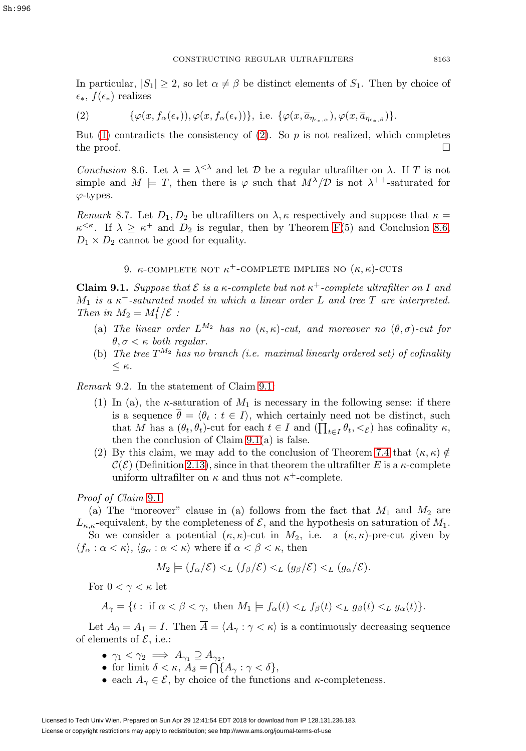In particular, $|S_1| \geq 2$, so let $\alpha \neq \beta$ be distinct elements of $S_1$. Then by choice of $\epsilon_*$, $f(\epsilon_*)$ realizes

$$(2) \qquad \{\varphi(x, f_\alpha(\epsilon_*)), \varphi(x, f_\alpha(\epsilon_*))\}, \text{ i.e. } \{\varphi(x, \overline{a}_{\eta_{\epsilon_*,\alpha}}), \varphi(x, \overline{a}_{\eta_{\epsilon_*,\beta}})\}.$$

But (1) contradicts the consistency of (2). So $p$ is not realized, which completes the proof. □

*Conclusion* 8.6. Let $\lambda = \lambda^{<\lambda}$ and let $\mathcal{D}$ be a regular ultrafilter on $\lambda$. If $T$ is not simple and $M \models T$, then there is $\varphi$ such that $M^\lambda/\mathcal{D}$ is not $\lambda^{++}$-saturated for $\varphi$-types.

*Remark* 8.7. Let $D_1, D_2$ be ultrafilters on $\lambda, \kappa$ respectively and suppose that $\kappa = \kappa^{<\kappa}$. If $\lambda \geq \kappa^+$ and $D_2$ is regular, then by Theorem F(5) and Conclusion 8.6, $D_1 \times D_2$ cannot be good for equality.

## 9. $\kappa$-complete not $\kappa^+$-complete implies no $(\kappa, \kappa)$-cuts

**Claim 9.1.** *Suppose that $\mathcal{E}$ is a $\kappa$-complete but not $\kappa^+$-complete ultrafilter on $I$ and $M_1$ is a $\kappa^+$-saturated model in which a linear order $L$ and tree $T$ are interpreted. Then in $M_2 = M_1^I/\mathcal{E}$ :*

- (a) *The linear order $L^{M_2}$ has no $(\kappa, \kappa)$-cut, and moreover no $(\theta, \sigma)$-cut for $\theta, \sigma < \kappa$ both regular.*
- (b) *The tree $T^{M_2}$ has no branch (i.e. maximal linearly ordered set) of cofinality $\leq \kappa$.*

*Remark* 9.2. In the statement of Claim 9.1:

1. In (a), the $\kappa$-saturation of $M_1$ is necessary in the following sense: if there is a sequence $\overline{\theta} = \langle \theta_t : t \in I \rangle$, which certainly need not be distinct, such that $M$ has a $(\theta_t, \theta_t)$-cut for each $t \in I$ and $(\prod_{t \in I} \theta_t, <_\mathcal{E})$ has cofinality $\kappa$, then the conclusion of Claim 9.1(a) is false.
2. By this claim, we may add to the conclusion of Theorem 7.4 that $(\kappa, \kappa) \notin \mathcal{C}(\mathcal{E})$ (Definition 2.13), since in that theorem the ultrafilter $E$ is a $\kappa$-complete uniform ultrafilter on $\kappa$ and thus not $\kappa^+$-complete.

*Proof of Claim* 9.1.

(a) The "moreover" clause in (a) follows from the fact that $M_1$ and $M_2$ are $L_{\kappa,\kappa}$-equivalent, by the completeness of $\mathcal{E}$, and the hypothesis on saturation of $M_1$.

So we consider a potential $(\kappa, \kappa)$-cut in $M_2$, i.e. a $(\kappa, \kappa)$-pre-cut given by $\langle f_\alpha : \alpha < \kappa \rangle$, $\langle g_\alpha : \alpha < \kappa \rangle$ where if $\alpha < \beta < \kappa$, then

$$M_2 \models (f_\alpha/\mathcal{E}) <_L (f_\beta/\mathcal{E}) <_L (g_\beta/\mathcal{E}) <_L (g_\alpha/\mathcal{E}).$$

For $0 < \gamma < \kappa$ let

$$A_\gamma = \{t : \text{ if } \alpha < \beta < \gamma, \text{ then } M_1 \models f_\alpha(t) <_L f_\beta(t) <_L g_\beta(t) <_L g_\alpha(t)\}.$$

Let $A_0 = A_1 = I$. Then $\overline{A} = \langle A_\gamma : \gamma < \kappa \rangle$ is a continuously decreasing sequence of elements of $\mathcal{E}$, i.e.:

- $\gamma_1 < \gamma_2 \implies A_{\gamma_1} \supseteq A_{\gamma_2}$,
- for limit $\delta < \kappa$, $A_\delta = \bigcap \{A_\gamma : \gamma < \delta\}$,
- each $A_\gamma \in \mathcal{E}$, by choice of the functions and $\kappa$-completeness.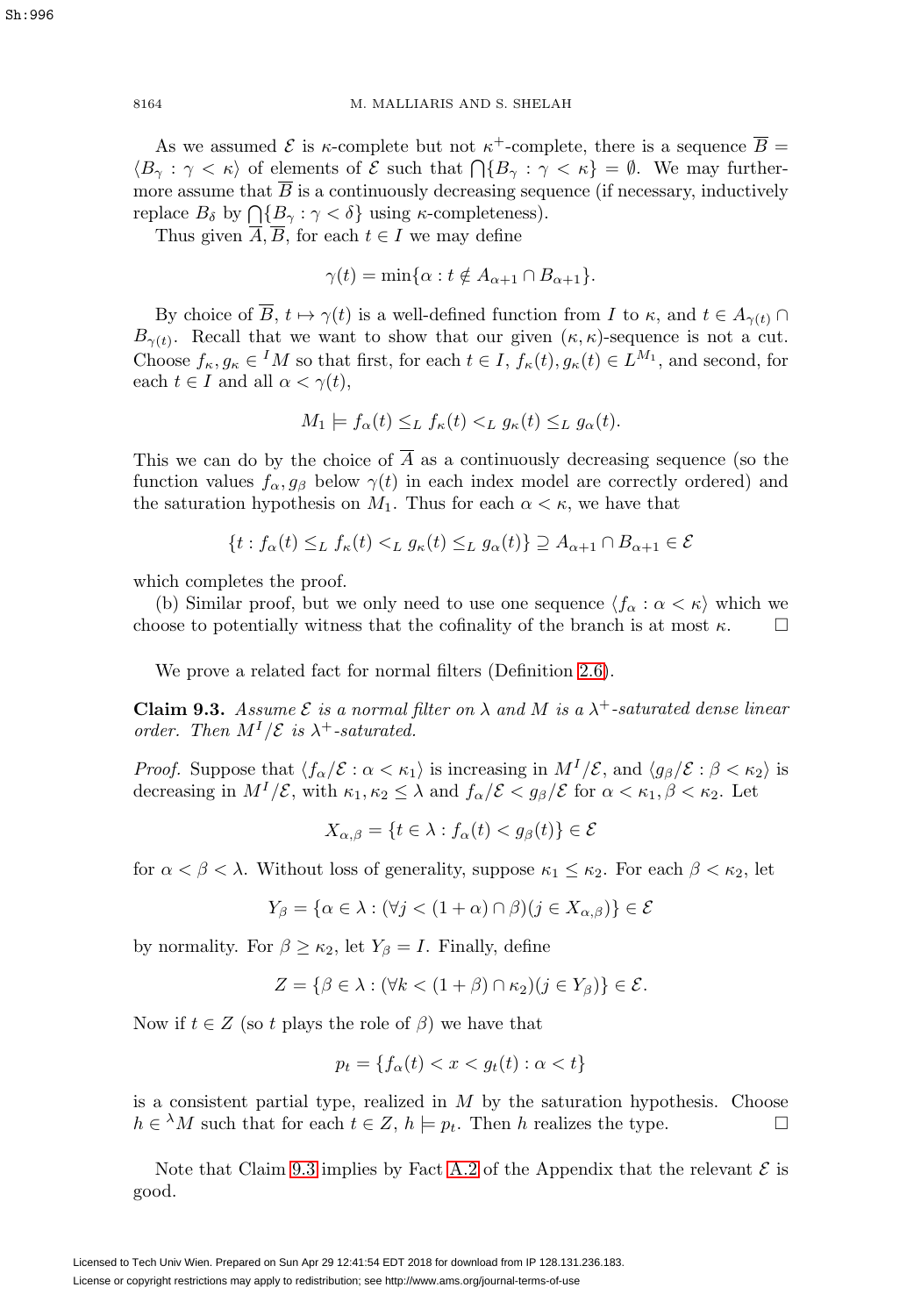As we assumed $\mathcal{E}$ is $\kappa$-complete but not $\kappa^+$-complete, there is a sequence $\overline{B} = \langle B_\gamma : \gamma < \kappa \rangle$ of elements of $\mathcal{E}$ such that $\bigcap\{B_\gamma : \gamma < \kappa\} = \emptyset$. We may furthermore assume that $\overline{B}$ is a continuously decreasing sequence (if necessary, inductively replace $B_\delta$ by $\bigcap\{B_\gamma : \gamma < \delta\}$ using $\kappa$-completeness).

Thus given $\overline{A}, \overline{B}$, for each $t \in I$ we may define

$$\gamma(t) = \min\{\alpha : t \notin A_{\alpha+1} \cap B_{\alpha+1}\}.$$

By choice of $\overline{B}$, $t \mapsto \gamma(t)$ is a well-defined function from $I$ to $\kappa$, and $t \in A_{\gamma(t)} \cap B_{\gamma(t)}$. Recall that we want to show that our given $(\kappa, \kappa)$-sequence is not a cut. Choose $f_\kappa, g_\kappa \in {}^I M$ so that first, for each $t \in I$, $f_\kappa(t), g_\kappa(t) \in L^{M_1}$, and second, for each $t \in I$ and all $\alpha < \gamma(t)$,

$$M_1 \models f_\alpha(t) \leq_L f_\kappa(t) <_L g_\kappa(t) \leq_L g_\alpha(t).$$

This we can do by the choice of $\overline{A}$ as a continuously decreasing sequence (so the function values $f_\alpha, g_\beta$ below $\gamma(t)$ in each index model are correctly ordered) and the saturation hypothesis on $M_1$. Thus for each $\alpha < \kappa$, we have that

$$\{t : f_\alpha(t) \leq_L f_\kappa(t) <_L g_\kappa(t) \leq_L g_\alpha(t)\} \supseteq A_{\alpha+1} \cap B_{\alpha+1} \in \mathcal{E}$$

which completes the proof.

(b) Similar proof, but we only need to use one sequence $\langle f_\alpha : \alpha < \kappa \rangle$ which we choose to potentially witness that the cofinality of the branch is at most $\kappa$. $\square$

We prove a related fact for normal filters (Definition 2.6).

**Claim 9.3.** *Assume $\mathcal{E}$ is a normal filter on $\lambda$ and $M$ is a $\lambda^+$-saturated dense linear order. Then $M^I/\mathcal{E}$ is $\lambda^+$-saturated.*

*Proof.* Suppose that $\langle f_\alpha/\mathcal{E} : \alpha < \kappa_1 \rangle$ is increasing in $M^I/\mathcal{E}$, and $\langle g_\beta/\mathcal{E} : \beta < \kappa_2 \rangle$ is decreasing in $M^I/\mathcal{E}$, with $\kappa_1, \kappa_2 \leq \lambda$ and $f_\alpha/\mathcal{E} < g_\beta/\mathcal{E}$ for $\alpha < \kappa_1, \beta < \kappa_2$. Let

$$X_{\alpha,\beta} = \{t \in \lambda : f_\alpha(t) < g_\beta(t)\} \in \mathcal{E}$$

for $\alpha < \beta < \lambda$. Without loss of generality, suppose $\kappa_1 \leq \kappa_2$. For each $\beta < \kappa_2$, let

$$Y_\beta = \{\alpha \in \lambda : (\forall j < (1 + \alpha) \cap \beta)(j \in X_{\alpha,\beta})\} \in \mathcal{E}$$

by normality. For $\beta \geq \kappa_2$, let $Y_\beta = I$. Finally, define

$$Z = \{\beta \in \lambda : (\forall k < (1 + \beta) \cap \kappa_2)(j \in Y_\beta)\} \in \mathcal{E}.$$

Now if $t \in Z$ (so $t$ plays the role of $\beta$) we have that

$$p_t = \{f_\alpha(t) < x < g_t(t) : \alpha < t\}$$

is a consistent partial type, realized in $M$ by the saturation hypothesis. Choose $h \in {}^\lambda M$ such that for each $t \in Z$, $h \models p_t$. Then $h$ realizes the type. $\square$

Note that Claim 9.3 implies by Fact A.2 of the Appendix that the relevant $\mathcal{E}$ is good.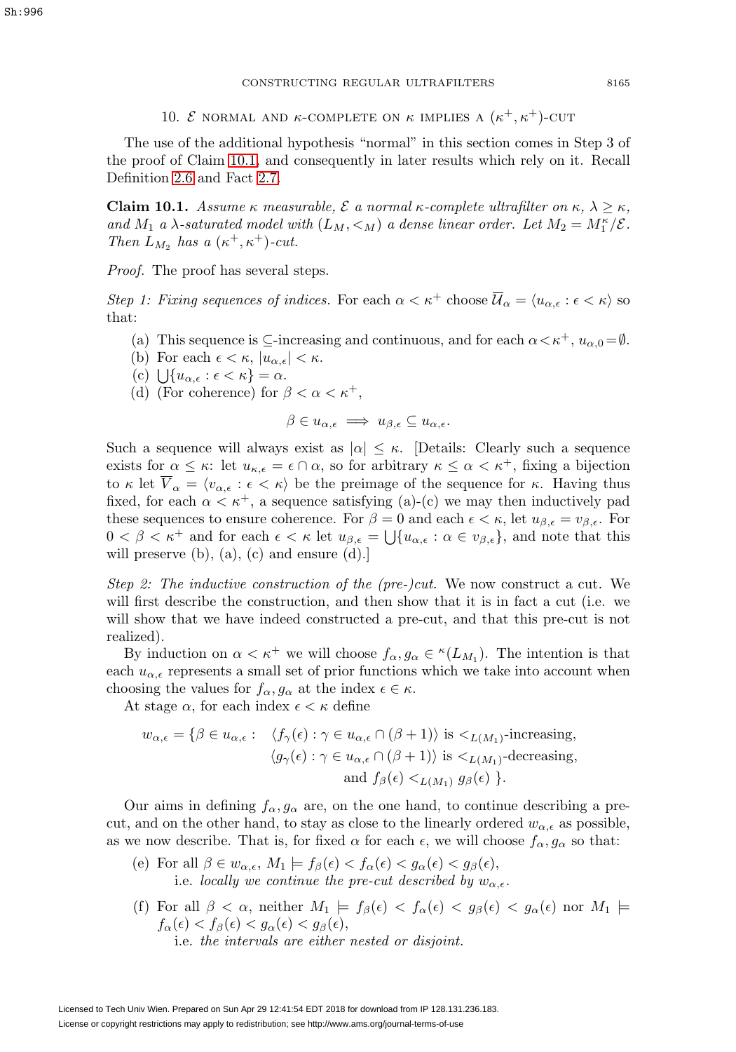## 10. $\mathcal{E}$ normal and $\kappa$-complete on $\kappa$ implies a $(\kappa^+, \kappa^+)$-cut

The use of the additional hypothesis "normal" in this section comes in Step 3 of the proof of Claim 10.1, and consequently in later results which rely on it. Recall Definition 2.6 and Fact 2.7.

**Claim 10.1.** *Assume $\kappa$ measurable, $\mathcal{E}$ a normal $\kappa$-complete ultrafilter on $\kappa$, $\lambda \geq \kappa$, and $M_1$ a $\lambda$-saturated model with $(L_M, <_M)$ a dense linear order. Let $M_2 = M_1^\kappa/\mathcal{E}$. Then $L_{M_2}$ has a $(\kappa^+, \kappa^+)$-cut.*

*Proof.* The proof has several steps.

*Step 1: Fixing sequences of indices.* For each $\alpha < \kappa^+$ choose $\overline{\mathcal{U}}_\alpha = \langle u_{\alpha,\epsilon} : \epsilon < \kappa \rangle$ so that:

(a) This sequence is $\subseteq$-increasing and continuous, and for each $\alpha < \kappa^+$, $u_{\alpha,0} = \emptyset$.

(b) For each $\epsilon < \kappa$, $|u_{\alpha,\epsilon}| < \kappa$.

(c) $\bigcup\{u_{\alpha,\epsilon} : \epsilon < \kappa\} = \alpha$.

(d) (For coherence) for $\beta < \alpha < \kappa^+$,

$$\beta \in u_{\alpha,\epsilon} \implies u_{\beta,\epsilon} \subseteq u_{\alpha,\epsilon}.$$

Such a sequence will always exist as $|\alpha| \leq \kappa$. [Details: Clearly such a sequence exists for $\alpha \leq \kappa$: let $u_{\kappa,\epsilon} = \epsilon \cap \alpha$, so for arbitrary $\kappa \leq \alpha < \kappa^+$, fixing a bijection to $\kappa$ let $\overline{V}_\alpha = \langle v_{\alpha,\epsilon} : \epsilon < \kappa \rangle$ be the preimage of the sequence for $\kappa$. Having thus fixed, for each $\alpha < \kappa^+$, a sequence satisfying (a)-(c) we may then inductively pad these sequences to ensure coherence. For $\beta = 0$ and each $\epsilon < \kappa$, let $u_{\beta,\epsilon} = v_{\beta,\epsilon}$. For $0 < \beta < \kappa^+$ and for each $\epsilon < \kappa$ let $u_{\beta,\epsilon} = \bigcup\{u_{\alpha,\epsilon} : \alpha \in v_{\beta,\epsilon}\}$, and note that this will preserve (b), (a), (c) and ensure (d).]

*Step 2: The inductive construction of the (pre-)cut.* We now construct a cut. We will first describe the construction, and then show that it is in fact a cut (i.e. we will show that we have indeed constructed a pre-cut, and that this pre-cut is not realized).

By induction on $\alpha < \kappa^+$ we will choose $f_\alpha, g_\alpha \in {}^\kappa(L_{M_1})$. The intention is that each $u_{\alpha,\epsilon}$ represents a small set of prior functions which we take into account when choosing the values for $f_\alpha, g_\alpha$ at the index $\epsilon \in \kappa$.

At stage $\alpha$, for each index $\epsilon < \kappa$ define

$$\begin{aligned} w_{\alpha,\epsilon} = \{\beta \in u_{\alpha,\epsilon} : \quad & \langle f_\gamma(\epsilon) : \gamma \in u_{\alpha,\epsilon} \cap (\beta+1)\rangle \text{ is } <_{L(M_1)}\text{-increasing,} \\ & \langle g_\gamma(\epsilon) : \gamma \in u_{\alpha,\epsilon} \cap (\beta+1)\rangle \text{ is } <_{L(M_1)}\text{-decreasing,} \\ & \text{and } f_\beta(\epsilon) <_{L(M_1)} g_\beta(\epsilon) \ \}. \end{aligned}$$

Our aims in defining $f_\alpha, g_\alpha$ are, on the one hand, to continue describing a pre-cut, and on the other hand, to stay as close to the linearly ordered $w_{\alpha,\epsilon}$ as possible, as we now describe. That is, for fixed $\alpha$ for each $\epsilon$, we will choose $f_\alpha, g_\alpha$ so that:

(e) For all $\beta \in w_{\alpha,\epsilon}$, $M_1 \models f_\beta(\epsilon) < f_\alpha(\epsilon) < g_\alpha(\epsilon) < g_\beta(\epsilon)$,
i.e. *locally we continue the pre-cut described by $w_{\alpha,\epsilon}$.*

(f) For all $\beta < \alpha$, neither $M_1 \models f_\beta(\epsilon) < f_\alpha(\epsilon) < g_\beta(\epsilon) < g_\alpha(\epsilon)$ nor $M_1 \models f_\alpha(\epsilon) < f_\beta(\epsilon) < g_\alpha(\epsilon) < g_\beta(\epsilon)$,
i.e. *the intervals are either nested or disjoint.*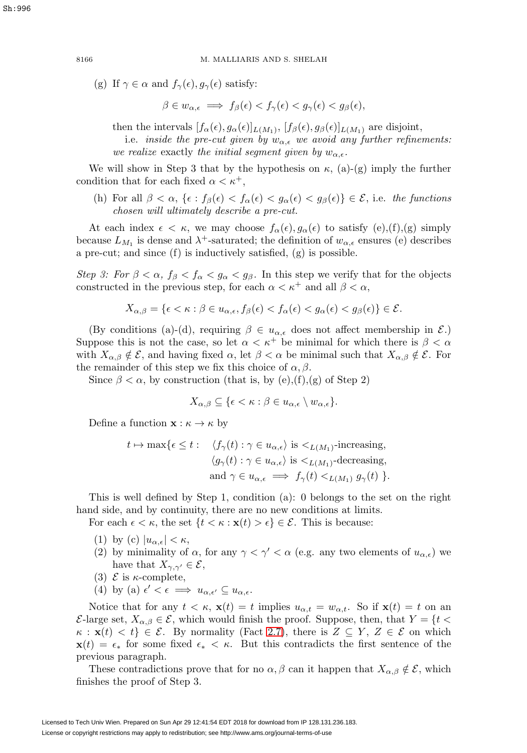(g) If $\gamma \in \alpha$ and $f_\gamma(\epsilon), g_\gamma(\epsilon)$ satisfy:

$$\beta \in w_{\alpha,\epsilon} \implies f_\beta(\epsilon) < f_\gamma(\epsilon) < g_\gamma(\epsilon) < g_\beta(\epsilon),$$

then the intervals $[f_\alpha(\epsilon), g_\alpha(\epsilon)]_{L(M_1)}$, $[f_\beta(\epsilon), g_\beta(\epsilon)]_{L(M_1)}$ are disjoint,

i.e. *inside the pre-cut given by $w_{\alpha,\epsilon}$ we avoid any further refinements: we realize* exactly *the initial segment given by $w_{\alpha,\epsilon}$.*

We will show in Step 3 that by the hypothesis on $\kappa$, (a)-(g) imply the further condition that for each fixed $\alpha < \kappa^+$,

(h) For all $\beta < \alpha$, $\{\epsilon : f_\beta(\epsilon) < f_\alpha(\epsilon) < g_\alpha(\epsilon) < g_\beta(\epsilon)\} \in \mathcal{E}$, i.e. *the functions chosen will ultimately describe a pre-cut.*

At each index $\epsilon < \kappa$, we may choose $f_\alpha(\epsilon), g_\alpha(\epsilon)$ to satisfy (e),(f),(g) simply because $L_{M_1}$ is dense and $\lambda^+$-saturated; the definition of $w_{\alpha,\epsilon}$ ensures (e) describes a pre-cut; and since (f) is inductively satisfied, (g) is possible.

*Step 3: For $\beta < \alpha$, $f_\beta < f_\alpha < g_\alpha < g_\beta$.* In this step we verify that for the objects constructed in the previous step, for each $\alpha < \kappa^+$ and all $\beta < \alpha$,

$$X_{\alpha,\beta} = \{\epsilon < \kappa : \beta \in u_{\alpha,\epsilon}, f_\beta(\epsilon) < f_\alpha(\epsilon) < g_\alpha(\epsilon) < g_\beta(\epsilon)\} \in \mathcal{E}.$$

(By conditions (a)-(d), requiring $\beta \in u_{\alpha,\epsilon}$ does not affect membership in $\mathcal{E}$.) Suppose this is not the case, so let $\alpha < \kappa^+$ be minimal for which there is $\beta < \alpha$ with $X_{\alpha,\beta} \notin \mathcal{E}$, and having fixed $\alpha$, let $\beta < \alpha$ be minimal such that $X_{\alpha,\beta} \notin \mathcal{E}$. For the remainder of this step we fix this choice of $\alpha, \beta$.

Since $\beta < \alpha$, by construction (that is, by (e),(f),(g) of Step 2)

$$X_{\alpha,\beta} \subseteq \{\epsilon < \kappa : \beta \in u_{\alpha,\epsilon} \setminus w_{\alpha,\epsilon}\}.$$

Define a function $\mathbf{x} : \kappa \to \kappa$ by

$$\begin{aligned} t \mapsto \max\{\epsilon \leq t : \quad & \langle f_\gamma(t) : \gamma \in u_{\alpha,\epsilon} \rangle \text{ is } <_{L(M_1)}\text{-increasing}, \\ & \langle g_\gamma(t) : \gamma \in u_{\alpha,\epsilon} \rangle \text{ is } <_{L(M_1)}\text{-decreasing}, \\ & \text{and } \gamma \in u_{\alpha,\epsilon} \implies f_\gamma(t) <_{L(M_1)} g_\gamma(t) \ \}. \end{aligned}$$

This is well defined by Step 1, condition (a): 0 belongs to the set on the right hand side, and by continuity, there are no new conditions at limits.

For each $\epsilon < \kappa$, the set $\{t < \kappa : \mathbf{x}(t) > \epsilon\} \in \mathcal{E}$. This is because:

1. by (c) $|u_{\alpha,\epsilon}| < \kappa$,
2. by minimality of $\alpha$, for any $\gamma < \gamma' < \alpha$ (e.g. any two elements of $u_{\alpha,\epsilon}$) we have that $X_{\gamma,\gamma'} \in \mathcal{E}$,
3. $\mathcal{E}$ is $\kappa$-complete,
4. by (a) $\epsilon' < \epsilon \implies u_{\alpha,\epsilon'} \subseteq u_{\alpha,\epsilon}$.

Notice that for any $t < \kappa$, $\mathbf{x}(t) = t$ implies $u_{\alpha,t} = w_{\alpha,t}$. So if $\mathbf{x}(t) = t$ on an $\mathcal{E}$-large set, $X_{\alpha,\beta} \in \mathcal{E}$, which would finish the proof. Suppose, then, that $Y = \{t < \kappa : \mathbf{x}(t) < t\} \in \mathcal{E}$. By normality (Fact 2.7), there is $Z \subseteq Y$, $Z \in \mathcal{E}$ on which $\mathbf{x}(t) = \epsilon_*$ for some fixed $\epsilon_* < \kappa$. But this contradicts the first sentence of the previous paragraph.

These contradictions prove that for no $\alpha, \beta$ can it happen that $X_{\alpha,\beta} \notin \mathcal{E}$, which finishes the proof of Step 3.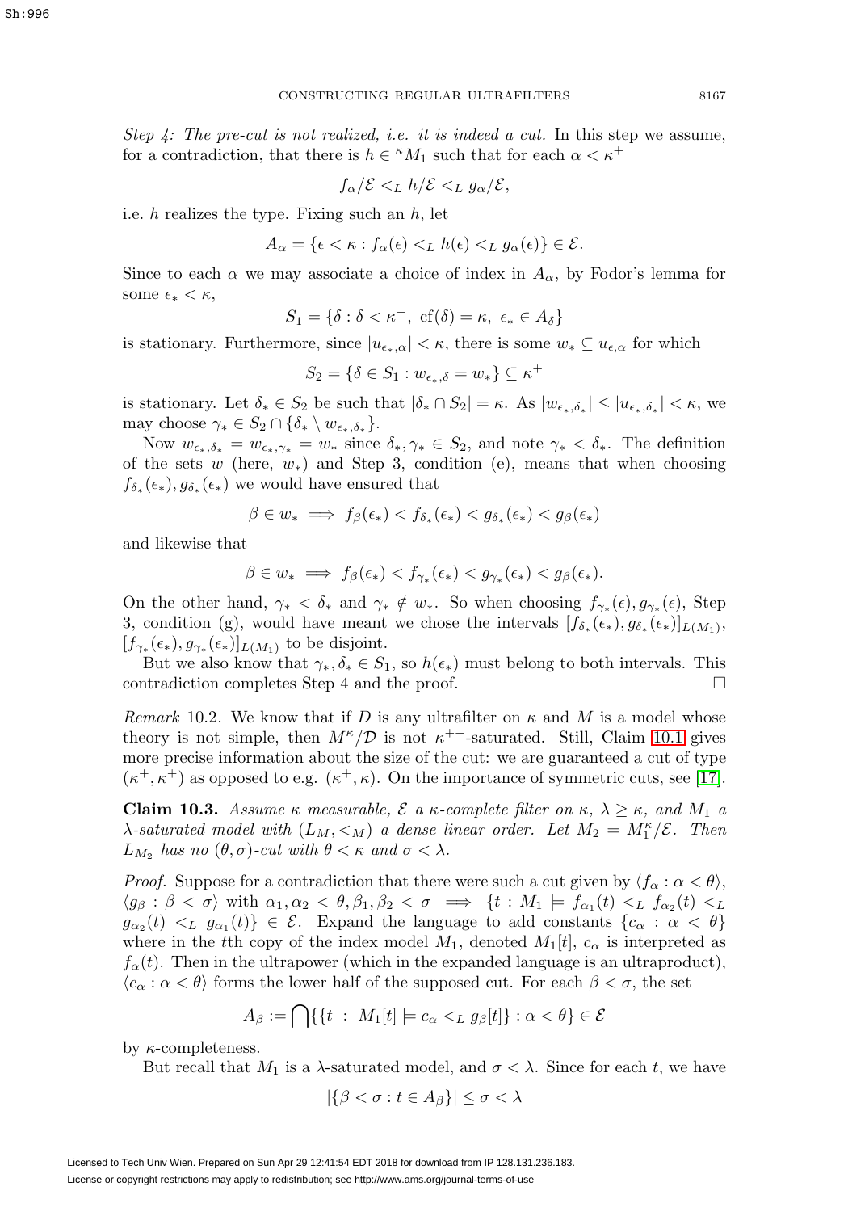*Step 4: The pre-cut is not realized, i.e. it is indeed a cut.* In this step we assume, for a contradiction, that there is $h \in {}^{\kappa}M_1$ such that for each $\alpha < \kappa^+$

$$f_\alpha/\mathcal{E} <_L h/\mathcal{E} <_L g_\alpha/\mathcal{E},$$

i.e. $h$ realizes the type. Fixing such an $h$, let

$$A_\alpha = \{\epsilon < \kappa : f_\alpha(\epsilon) <_L h(\epsilon) <_L g_\alpha(\epsilon)\} \in \mathcal{E}.$$

Since to each $\alpha$ we may associate a choice of index in $A_\alpha$, by Fodor's lemma for some $\epsilon_* < \kappa$,

$$S_1 = \{\delta : \delta < \kappa^+, \ \mathrm{cf}(\delta) = \kappa, \ \epsilon_* \in A_\delta\}$$

is stationary. Furthermore, since $|u_{\epsilon_*,\alpha}| < \kappa$, there is some $w_* \subseteq u_{\epsilon,\alpha}$ for which

$$S_2 = \{\delta \in S_1 : w_{\epsilon_*,\delta} = w_*\} \subseteq \kappa^+$$

is stationary. Let $\delta_* \in S_2$ be such that $|\delta_* \cap S_2| = \kappa$. As $|w_{\epsilon_*,\delta_*}| \leq |u_{\epsilon_*,\delta_*}| < \kappa$, we may choose $\gamma_* \in S_2 \cap \{\delta_* \setminus w_{\epsilon_*,\delta_*}\}$.

Now $w_{\epsilon_*,\delta_*} = w_{\epsilon_*,\gamma_*} = w_*$ since $\delta_*, \gamma_* \in S_2$, and note $\gamma_* < \delta_*$. The definition of the sets $w$ (here, $w_*$) and Step 3, condition (e), means that when choosing $f_{\delta_*}(\epsilon_*), g_{\delta_*}(\epsilon_*)$ we would have ensured that

$$\beta \in w_* \implies f_\beta(\epsilon_*) < f_{\delta_*}(\epsilon_*) < g_{\delta_*}(\epsilon_*) < g_\beta(\epsilon_*)$$

and likewise that

$$\beta \in w_* \implies f_\beta(\epsilon_*) < f_{\gamma_*}(\epsilon_*) < g_{\gamma_*}(\epsilon_*) < g_\beta(\epsilon_*).$$

On the other hand, $\gamma_* < \delta_*$ and $\gamma_* \notin w_*$. So when choosing $f_{\gamma_*}(\epsilon), g_{\gamma_*}(\epsilon)$, Step 3, condition (g), would have meant we chose the intervals $[f_{\delta_*}(\epsilon_*), g_{\delta_*}(\epsilon_*)]_{L(M_1)}$, $[f_{\gamma_*}(\epsilon_*), g_{\gamma_*}(\epsilon_*)]_{L(M_1)}$ to be disjoint.

But we also know that $\gamma_*, \delta_* \in S_1$, so $h(\epsilon_*)$ must belong to both intervals. This contradiction completes Step 4 and the proof. $\square$

*Remark* 10.2. We know that if $D$ is any ultrafilter on $\kappa$ and $M$ is a model whose theory is not simple, then $M^\kappa/\mathcal{D}$ is not $\kappa^{++}$-saturated. Still, Claim 10.1 gives more precise information about the size of the cut: we are guaranteed a cut of type $(\kappa^+, \kappa^+)$ as opposed to e.g. $(\kappa^+, \kappa)$. On the importance of symmetric cuts, see [17].

**Claim 10.3.** *Assume $\kappa$ measurable, $\mathcal{E}$ a $\kappa$-complete filter on $\kappa$, $\lambda \geq \kappa$, and $M_1$ a $\lambda$-saturated model with $(L_M, <_M)$ a dense linear order. Let $M_2 = M_1^\kappa/\mathcal{E}$. Then $L_{M_2}$ has no $(\theta, \sigma)$-cut with $\theta < \kappa$ and $\sigma < \lambda$.*

*Proof.* Suppose for a contradiction that there were such a cut given by $\langle f_\alpha : \alpha < \theta\rangle$, $\langle g_\beta : \beta < \sigma\rangle$ with $\alpha_1, \alpha_2 < \theta, \beta_1, \beta_2 < \sigma \implies \{t : M_1 \models f_{\alpha_1}(t) <_L f_{\alpha_2}(t) <_L g_{\alpha_2}(t) <_L g_{\alpha_1}(t)\} \in \mathcal{E}$. Expand the language to add constants $\{c_\alpha : \alpha < \theta\}$ where in the $t$th copy of the index model $M_1$, denoted $M_1[t]$, $c_\alpha$ is interpreted as $f_\alpha(t)$. Then in the ultrapower (which in the expanded language is an ultraproduct), $\langle c_\alpha : \alpha < \theta\rangle$ forms the lower half of the supposed cut. For each $\beta < \sigma$, the set

$$A_\beta := \bigcap \{\{t \ : \ M_1[t] \models c_\alpha <_L g_\beta[t]\} : \alpha < \theta\} \in \mathcal{E}$$

by $\kappa$-completeness.

But recall that $M_1$ is a $\lambda$-saturated model, and $\sigma < \lambda$. Since for each $t$, we have

$$|\{\beta < \sigma : t \in A_\beta\}| \leq \sigma < \lambda$$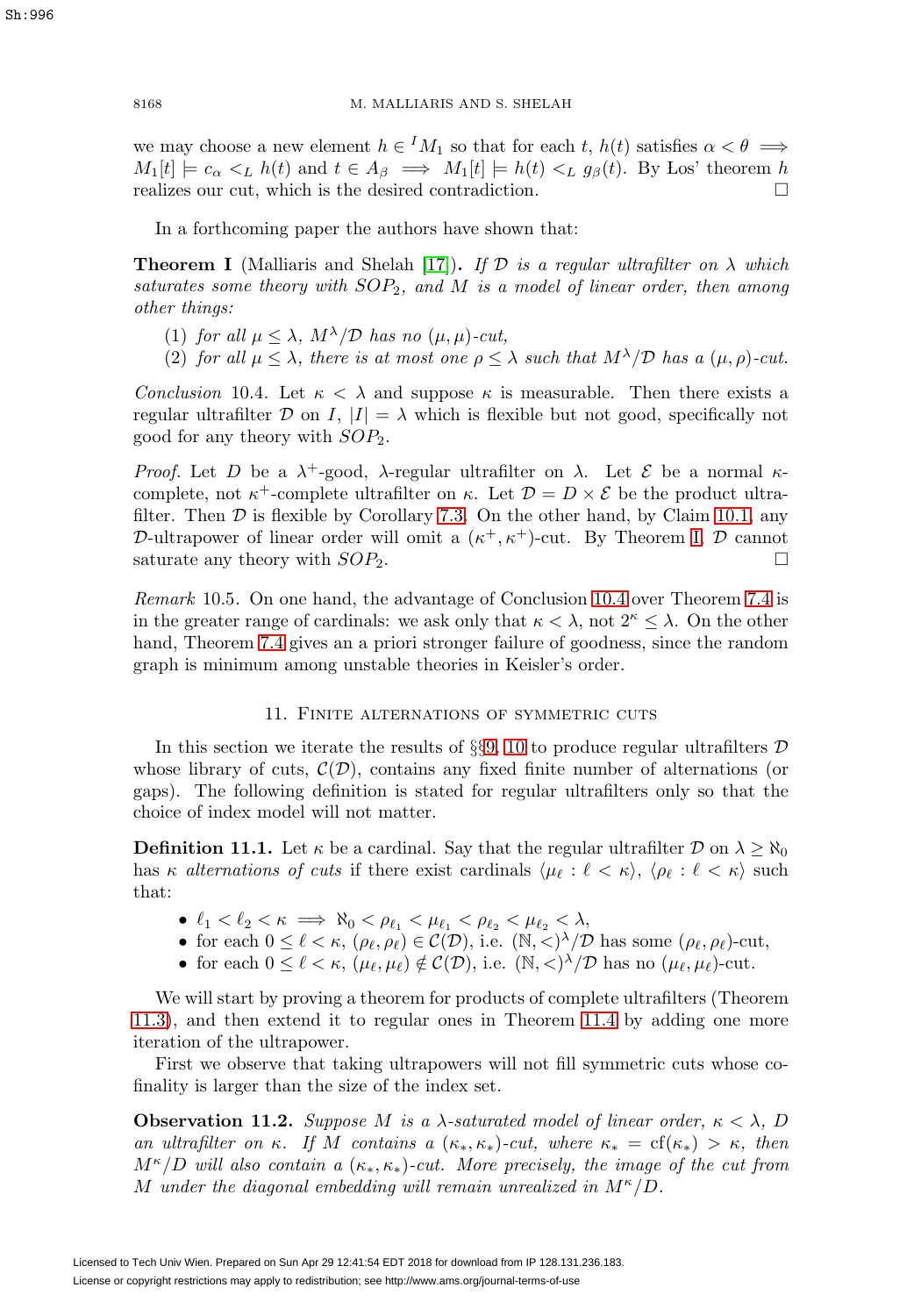we may choose a new element $h \in {}^I M_1$ so that for each $t$, $h(t)$ satisfies $\alpha < \theta \implies M_1[t] \models c_\alpha <_L h(t)$ and $t \in A_\beta \implies M_1[t] \models h(t) <_L g_\beta(t)$. By Łos' theorem $h$ realizes our cut, which is the desired contradiction. □

In a forthcoming paper the authors have shown that:

**Theorem I** (Malliaris and Shelah [17]). *If $\mathcal{D}$ is a regular ultrafilter on $\lambda$ which saturates some theory with $SOP_2$, and $M$ is a model of linear order, then among other things:*

1. *for all $\mu \leq \lambda$, $M^\lambda/\mathcal{D}$ has no $(\mu, \mu)$-cut,*
2. *for all $\mu \leq \lambda$, there is at most one $\rho \leq \lambda$ such that $M^\lambda/\mathcal{D}$ has a $(\mu, \rho)$-cut.*

*Conclusion* 10.4. Let $\kappa < \lambda$ and suppose $\kappa$ is measurable. Then there exists a regular ultrafilter $\mathcal{D}$ on $I$, $|I| = \lambda$ which is flexible but not good, specifically not good for any theory with $SOP_2$.

*Proof.* Let $D$ be a $\lambda^+$-good, $\lambda$-regular ultrafilter on $\lambda$. Let $\mathcal{E}$ be a normal $\kappa$-complete, not $\kappa^+$-complete ultrafilter on $\kappa$. Let $\mathcal{D} = D \times \mathcal{E}$ be the product ultrafilter. Then $\mathcal{D}$ is flexible by Corollary 7.3. On the other hand, by Claim 10.1, any $\mathcal{D}$-ultrapower of linear order will omit a $(\kappa^+, \kappa^+)$-cut. By Theorem I, $\mathcal{D}$ cannot saturate any theory with $SOP_2$. □

*Remark* 10.5. On one hand, the advantage of Conclusion 10.4 over Theorem 7.4 is in the greater range of cardinals: we ask only that $\kappa < \lambda$, not $2^\kappa \leq \lambda$. On the other hand, Theorem 7.4 gives an a priori stronger failure of goodness, since the random graph is minimum among unstable theories in Keisler's order.

## 11. Finite alternations of symmetric cuts

In this section we iterate the results of §§9, 10 to produce regular ultrafilters $\mathcal{D}$ whose library of cuts, $\mathcal{C}(\mathcal{D})$, contains any fixed finite number of alternations (or gaps). The following definition is stated for regular ultrafilters only so that the choice of index model will not matter.

**Definition 11.1.** Let $\kappa$ be a cardinal. Say that the regular ultrafilter $\mathcal{D}$ on $\lambda \geq \aleph_0$ has $\kappa$ *alternations of cuts* if there exist cardinals $\langle \mu_\ell : \ell < \kappa \rangle$, $\langle \rho_\ell : \ell < \kappa \rangle$ such that:

- $\ell_1 < \ell_2 < \kappa \implies \aleph_0 < \rho_{\ell_1} < \mu_{\ell_1} < \rho_{\ell_2} < \mu_{\ell_2} < \lambda$,
- for each $0 \leq \ell < \kappa$, $(\rho_\ell, \rho_\ell) \in \mathcal{C}(\mathcal{D})$, i.e. $(\mathbb{N}, <)^\lambda/\mathcal{D}$ has some $(\rho_\ell, \rho_\ell)$-cut,
- for each $0 \leq \ell < \kappa$, $(\mu_\ell, \mu_\ell) \notin \mathcal{C}(\mathcal{D})$, i.e. $(\mathbb{N}, <)^\lambda/\mathcal{D}$ has no $(\mu_\ell, \mu_\ell)$-cut.

We will start by proving a theorem for products of complete ultrafilters (Theorem 11.3), and then extend it to regular ones in Theorem 11.4 by adding one more iteration of the ultrapower.

First we observe that taking ultrapowers will not fill symmetric cuts whose cofinality is larger than the size of the index set.

**Observation 11.2.** *Suppose $M$ is a $\lambda$-saturated model of linear order, $\kappa < \lambda$, $D$ an ultrafilter on $\kappa$. If $M$ contains a $(\kappa_*, \kappa_*)$-cut, where $\kappa_* = \mathrm{cf}(\kappa_*) > \kappa$, then $M^\kappa/D$ will also contain a $(\kappa_*, \kappa_*)$-cut. More precisely, the image of the cut from $M$ under the diagonal embedding will remain unrealized in $M^\kappa/D$.*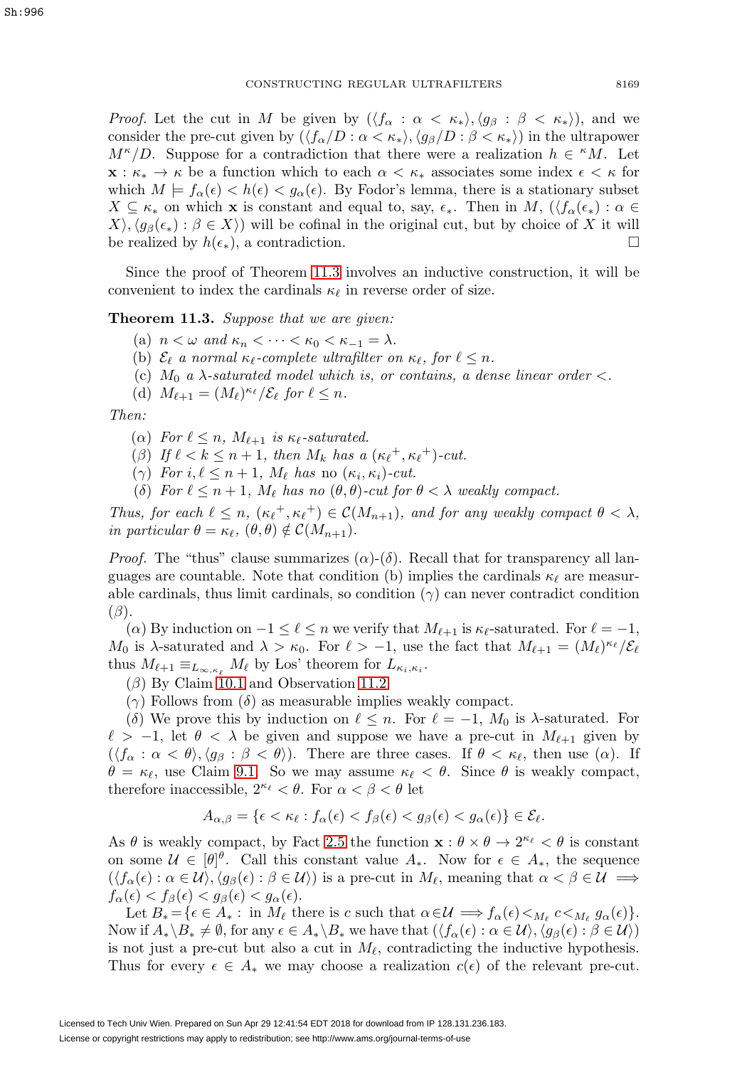*Proof.* Let the cut in $M$ be given by $(\langle f_\alpha : \alpha < \kappa_* \rangle, \langle g_\beta : \beta < \kappa_* \rangle)$, and we consider the pre-cut given by $(\langle f_\alpha / D : \alpha < \kappa_* \rangle, \langle g_\beta / D : \beta < \kappa_* \rangle)$ in the ultrapower $M^\kappa / D$. Suppose for a contradiction that there were a realization $h \in {}^\kappa M$. Let $\mathbf{x} : \kappa_* \to \kappa$ be a function which to each $\alpha < \kappa_*$ associates some index $\epsilon < \kappa$ for which $M \models f_\alpha(\epsilon) < h(\epsilon) < g_\alpha(\epsilon)$. By Fodor's lemma, there is a stationary subset $X \subseteq \kappa_*$ on which $\mathbf{x}$ is constant and equal to, say, $\epsilon_*$. Then in $M$, $(\langle f_\alpha(\epsilon_*) : \alpha \in X \rangle, \langle g_\beta(\epsilon_*) : \beta \in X \rangle)$ will be cofinal in the original cut, but by choice of $X$ it will be realized by $h(\epsilon_*)$, a contradiction. □

Since the proof of Theorem 11.3 involves an inductive construction, it will be convenient to index the cardinals $\kappa_\ell$ in reverse order of size.

**Theorem 11.3.** *Suppose that we are given:*

(a) $n < \omega$ *and* $\kappa_n < \cdots < \kappa_0 < \kappa_{-1} = \lambda$.
(b) $\mathcal{E}_\ell$ *a normal* $\kappa_\ell$*-complete ultrafilter on* $\kappa_\ell$, *for* $\ell \leq n$.
(c) $M_0$ *a* $\lambda$*-saturated model which is, or contains, a dense linear order* $<$.
(d) $M_{\ell+1} = (M_\ell)^{\kappa_\ell} / \mathcal{E}_\ell$ *for* $\ell \leq n$.

*Then:*

($\alpha$) *For* $\ell \leq n$, $M_{\ell+1}$ *is* $\kappa_\ell$*-saturated.*
($\beta$) *If* $\ell < k \leq n+1$, *then* $M_k$ *has a* $({\kappa_\ell}^+, {\kappa_\ell}^+)$*-cut.*
($\gamma$) *For* $i, \ell \leq n+1$, $M_\ell$ *has* no $(\kappa_i, \kappa_i)$*-cut.*
($\delta$) *For* $\ell \leq n+1$, $M_\ell$ *has no* $(\theta, \theta)$*-cut for* $\theta < \lambda$ *weakly compact.*

*Thus, for each* $\ell \leq n$, $({\kappa_\ell}^+, {\kappa_\ell}^+) \in \mathcal{C}(M_{n+1})$, *and for any weakly compact* $\theta < \lambda$, *in particular* $\theta = \kappa_\ell$, $(\theta, \theta) \notin \mathcal{C}(M_{n+1})$.

*Proof.* The "thus" clause summarizes ($\alpha$)-($\delta$). Recall that for transparency all languages are countable. Note that condition (b) implies the cardinals $\kappa_\ell$ are measurable cardinals, thus limit cardinals, so condition ($\gamma$) can never contradict condition ($\beta$).

($\alpha$) By induction on $-1 \leq \ell \leq n$ we verify that $M_{\ell+1}$ is $\kappa_\ell$-saturated. For $\ell = -1$, $M_0$ is $\lambda$-saturated and $\lambda > \kappa_0$. For $\ell > -1$, use the fact that $M_{\ell+1} = (M_\ell)^{\kappa_\ell} / \mathcal{E}_\ell$ thus $M_{\ell+1} \equiv_{L_{\infty, \kappa_\ell}} M_\ell$ by Łos' theorem for $L_{\kappa_i, \kappa_i}$.

($\beta$) By Claim 10.1 and Observation 11.2.

($\gamma$) Follows from ($\delta$) as measurable implies weakly compact.

($\delta$) We prove this by induction on $\ell \leq n$. For $\ell = -1$, $M_0$ is $\lambda$-saturated. For $\ell > -1$, let $\theta < \lambda$ be given and suppose we have a pre-cut in $M_{\ell+1}$ given by $(\langle f_\alpha : \alpha < \theta \rangle, \langle g_\beta : \beta < \theta \rangle)$. There are three cases. If $\theta < \kappa_\ell$, then use ($\alpha$). If $\theta = \kappa_\ell$, use Claim 9.1. So we may assume $\kappa_\ell < \theta$. Since $\theta$ is weakly compact, therefore inaccessible, $2^{\kappa_\ell} < \theta$. For $\alpha < \beta < \theta$ let

$$A_{\alpha, \beta} = \{\epsilon < \kappa_\ell : f_\alpha(\epsilon) < f_\beta(\epsilon) < g_\beta(\epsilon) < g_\alpha(\epsilon)\} \in \mathcal{E}_\ell.$$

As $\theta$ is weakly compact, by Fact 2.5 the function $\mathbf{x} : \theta \times \theta \to 2^{\kappa_\ell} < \theta$ is constant on some $\mathcal{U} \in [\theta]^\theta$. Call this constant value $A_*$. Now for $\epsilon \in A_*$, the sequence $(\langle f_\alpha(\epsilon) : \alpha \in \mathcal{U} \rangle, \langle g_\beta(\epsilon) : \beta \in \mathcal{U} \rangle)$ is a pre-cut in $M_\ell$, meaning that $\alpha < \beta \in \mathcal{U} \implies f_\alpha(\epsilon) < f_\beta(\epsilon) < g_\beta(\epsilon) < g_\alpha(\epsilon)$.

Let $B_* = \{\epsilon \in A_* :$ in $M_\ell$ there is $c$ such that $\alpha \in \mathcal{U} \implies f_\alpha(\epsilon) <_{M_\ell} c <_{M_\ell} g_\alpha(\epsilon)\}$. Now if $A_* \setminus B_* \neq \emptyset$, for any $\epsilon \in A_* \setminus B_*$ we have that $(\langle f_\alpha(\epsilon) : \alpha \in \mathcal{U} \rangle, \langle g_\beta(\epsilon) : \beta \in \mathcal{U} \rangle)$ is not just a pre-cut but also a cut in $M_\ell$, contradicting the inductive hypothesis. Thus for every $\epsilon \in A_*$ we may choose a realization $c(\epsilon)$ of the relevant pre-cut.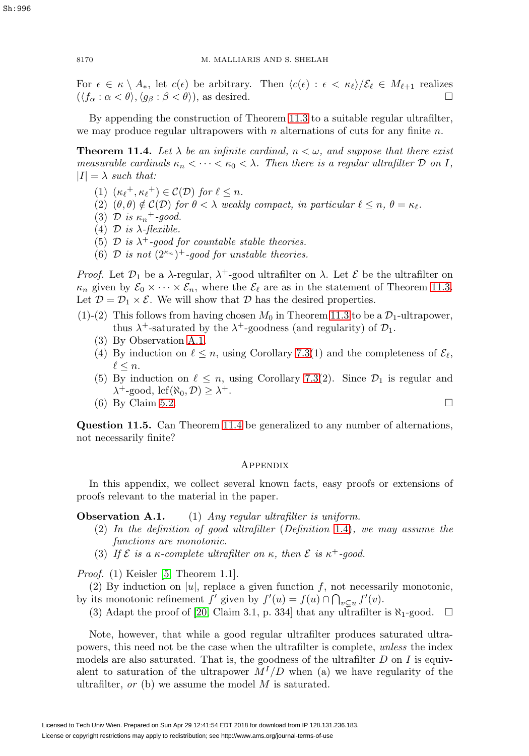For $\epsilon \in \kappa \setminus A_*$, let $c(\epsilon)$ be arbitrary. Then $\langle c(\epsilon) : \epsilon < \kappa_\ell \rangle / \mathcal{E}_\ell \in M_{\ell+1}$ realizes $(\langle f_\alpha : \alpha < \theta \rangle, \langle g_\beta : \beta < \theta \rangle)$, as desired. □

By appending the construction of Theorem 11.3 to a suitable regular ultrafilter, we may produce regular ultrapowers with $n$ alternations of cuts for any finite $n$.

**Theorem 11.4.** *Let $\lambda$ be an infinite cardinal, $n < \omega$, and suppose that there exist measurable cardinals $\kappa_n < \cdots < \kappa_0 < \lambda$. Then there is a regular ultrafilter $\mathcal{D}$ on $I$, $|I| = \lambda$ such that:*

1. *$({\kappa_\ell}^+, {\kappa_\ell}^+) \in \mathcal{C}(\mathcal{D})$ for $\ell \leq n$.*
2. *$(\theta, \theta) \notin \mathcal{C}(\mathcal{D})$ for $\theta < \lambda$ weakly compact, in particular $\ell \leq n$, $\theta = \kappa_\ell$.*
3. *$\mathcal{D}$ is ${\kappa_n}^+$-good.*
4. *$\mathcal{D}$ is $\lambda$-flexible.*
5. *$\mathcal{D}$ is $\lambda^+$-good for countable stable theories.*
6. *$\mathcal{D}$ is not $(2^{\kappa_n})^+$-good for unstable theories.*

*Proof.* Let $\mathcal{D}_1$ be a $\lambda$-regular, $\lambda^+$-good ultrafilter on $\lambda$. Let $\mathcal{E}$ be the ultrafilter on $\kappa_n$ given by $\mathcal{E}_0 \times \cdots \times \mathcal{E}_n$, where the $\mathcal{E}_\ell$ are as in the statement of Theorem 11.3. Let $\mathcal{D} = \mathcal{D}_1 \times \mathcal{E}$. We will show that $\mathcal{D}$ has the desired properties.

(1)-(2) This follows from having chosen $M_0$ in Theorem 11.3 to be a $\mathcal{D}_1$-ultrapower, thus $\lambda^+$-saturated by the $\lambda^+$-goodness (and regularity) of $\mathcal{D}_1$.

(3) By Observation A.1.

(4) By induction on $\ell \leq n$, using Corollary 7.3(1) and the completeness of $\mathcal{E}_\ell$, $\ell \leq n$.

(5) By induction on $\ell \leq n$, using Corollary 7.3(2). Since $\mathcal{D}_1$ is regular and $\lambda^+$-good, $\operatorname{lcf}(\aleph_0, \mathcal{D}) \geq \lambda^+$.

(6) By Claim 5.2. □

**Question 11.5.** Can Theorem 11.4 be generalized to any number of alternations, not necessarily finite?

## Appendix

In this appendix, we collect several known facts, easy proofs or extensions of proofs relevant to the material in the paper.

**Observation A.1.** (1) *Any regular ultrafilter is uniform.*

(2) *In the definition of good ultrafilter (Definition 1.4), we may assume the functions are monotonic.*

(3) *If $\mathcal{E}$ is a $\kappa$-complete ultrafilter on $\kappa$, then $\mathcal{E}$ is $\kappa^+$-good.*

*Proof.* (1) Keisler [5, Theorem 1.1].

(2) By induction on $|u|$, replace a given function $f$, not necessarily monotonic, by its monotonic refinement $f'$ given by $f'(u) = f(u) \cap \bigcap_{v \subsetneq u} f'(v)$.

(3) Adapt the proof of [20, Claim 3.1, p. 334] that any ultrafilter is $\aleph_1$-good. □

Note, however, that while a good regular ultrafilter produces saturated ultrapowers, this need not be the case when the ultrafilter is complete, *unless* the index models are also saturated. That is, the goodness of the ultrafilter $D$ on $I$ is equivalent to saturation of the ultrapower $M^I/D$ when (a) we have regularity of the ultrafilter, *or* (b) we assume the model $M$ is saturated.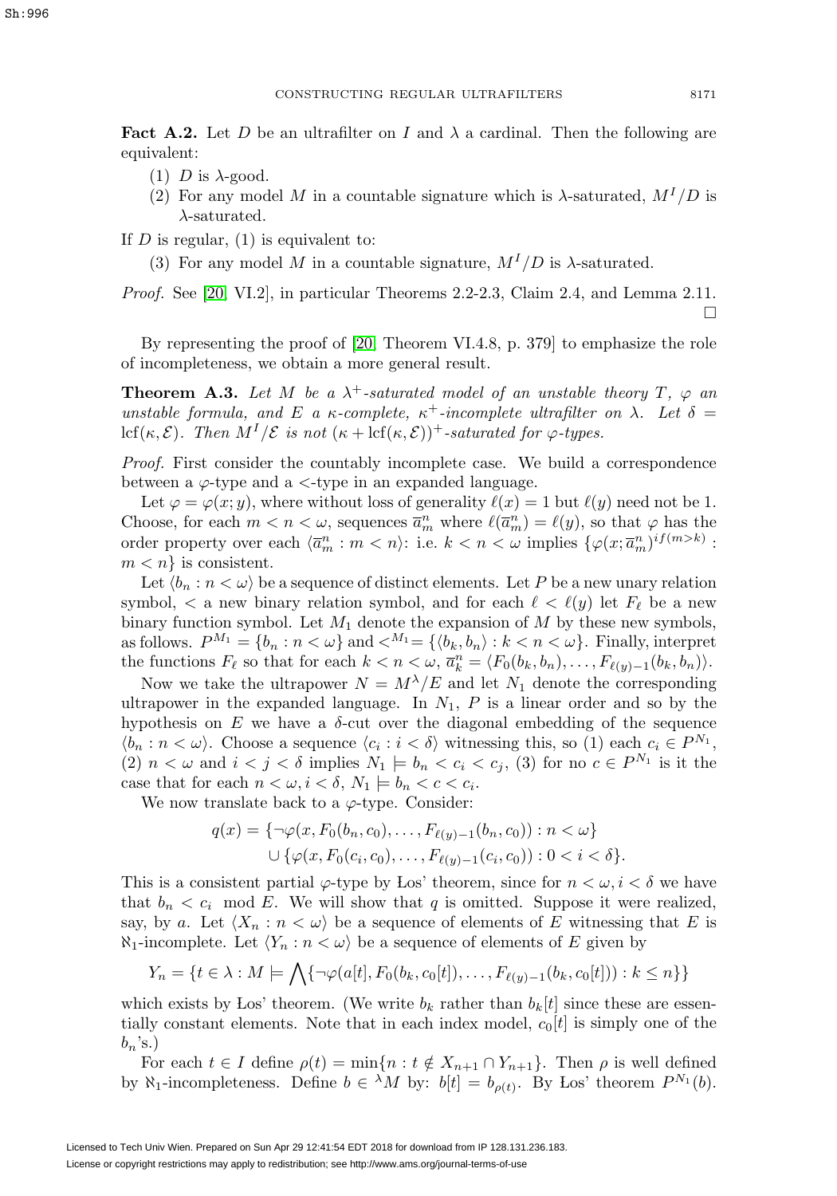**Fact A.2.** Let $D$ be an ultrafilter on $I$ and $\lambda$ a cardinal. Then the following are equivalent:

(1) $D$ is $\lambda$-good.

(2) For any model $M$ in a countable signature which is $\lambda$-saturated, $M^I/D$ is $\lambda$-saturated.

If $D$ is regular, (1) is equivalent to:

(3) For any model $M$ in a countable signature, $M^I/D$ is $\lambda$-saturated.

*Proof.* See [20, VI.2], in particular Theorems 2.2-2.3, Claim 2.4, and Lemma 2.11. $\square$

By representing the proof of [20, Theorem VI.4.8, p. 379] to emphasize the role of incompleteness, we obtain a more general result.

**Theorem A.3.** *Let $M$ be a $\lambda^+$-saturated model of an unstable theory $T$, $\varphi$ an unstable formula, and $E$ a $\kappa$-complete, $\kappa^+$-incomplete ultrafilter on $\lambda$. Let $\delta = \mathrm{lcf}(\kappa, \mathcal{E})$. Then $M^I/\mathcal{E}$ is not $(\kappa + \mathrm{lcf}(\kappa, \mathcal{E}))^+$-saturated for $\varphi$-types.*

*Proof.* First consider the countably incomplete case. We build a correspondence between a $\varphi$-type and a $<$-type in an expanded language.

Let $\varphi = \varphi(x; y)$, where without loss of generality $\ell(x) = 1$ but $\ell(y)$ need not be 1. Choose, for each $m < n < \omega$, sequences $\overline{a}^n_m$ where $\ell(\overline{a}^n_m) = \ell(y)$, so that $\varphi$ has the order property over each $\langle \overline{a}^n_m : m < n \rangle$: i.e. $k < n < \omega$ implies $\{\varphi(x; \overline{a}^n_m)^{if(m>k)} : m < n\}$ is consistent.

Let $\langle b_n : n < \omega \rangle$ be a sequence of distinct elements. Let $P$ be a new unary relation symbol, $<$ a new binary relation symbol, and for each $\ell < \ell(y)$ let $F_\ell$ be a new binary function symbol. Let $M_1$ denote the expansion of $M$ by these new symbols, as follows. $P^{M_1} = \{b_n : n < \omega\}$ and $<^{M_1} = \{\langle b_k, b_n \rangle : k < n < \omega\}$. Finally, interpret the functions $F_\ell$ so that for each $k < n < \omega$, $\overline{a}^n_k = \langle F_0(b_k, b_n), \dots, F_{\ell(y)-1}(b_k, b_n) \rangle$.

Now we take the ultrapower $N = M^\lambda/E$ and let $N_1$ denote the corresponding ultrapower in the expanded language. In $N_1$, $P$ is a linear order and so by the hypothesis on $E$ we have a $\delta$-cut over the diagonal embedding of the sequence $\langle b_n : n < \omega \rangle$. Choose a sequence $\langle c_i : i < \delta \rangle$ witnessing this, so (1) each $c_i \in P^{N_1}$, (2) $n < \omega$ and $i < j < \delta$ implies $N_1 \models b_n < c_i < c_j$, (3) for no $c \in P^{N_1}$ is it the case that for each $n < \omega, i < \delta$, $N_1 \models b_n < c < c_i$.

We now translate back to a $\varphi$-type. Consider:

$$q(x) = \{\neg\varphi(x, F_0(b_n, c_0), \dots, F_{\ell(y)-1}(b_n, c_0)) : n < \omega\}$$
$$\cup \{\varphi(x, F_0(c_i, c_0), \dots, F_{\ell(y)-1}(c_i, c_0)) : 0 < i < \delta\}.$$

This is a consistent partial $\varphi$-type by Łos' theorem, since for $n < \omega, i < \delta$ we have that $b_n < c_i \mod E$. We will show that $q$ is omitted. Suppose it were realized, say, by $a$. Let $\langle X_n : n < \omega \rangle$ be a sequence of elements of $E$ witnessing that $E$ is $\aleph_1$-incomplete. Let $\langle Y_n : n < \omega \rangle$ be a sequence of elements of $E$ given by

$$Y_n = \{t \in \lambda : M \models \bigwedge \{\neg\varphi(a[t], F_0(b_k, c_0[t]), \dots, F_{\ell(y)-1}(b_k, c_0[t])) : k \leq n\}\}$$

which exists by Łos' theorem. (We write $b_k$ rather than $b_k[t]$ since these are essentially constant elements. Note that in each index model, $c_0[t]$ is simply one of the $b_n$'s.)

For each $t \in I$ define $\rho(t) = \min\{n : t \notin X_{n+1} \cap Y_{n+1}\}$. Then $\rho$ is well defined by $\aleph_1$-incompleteness. Define $b \in {}^\lambda M$ by: $b[t] = b_{\rho(t)}$. By Łos' theorem $P^{N_1}(b)$.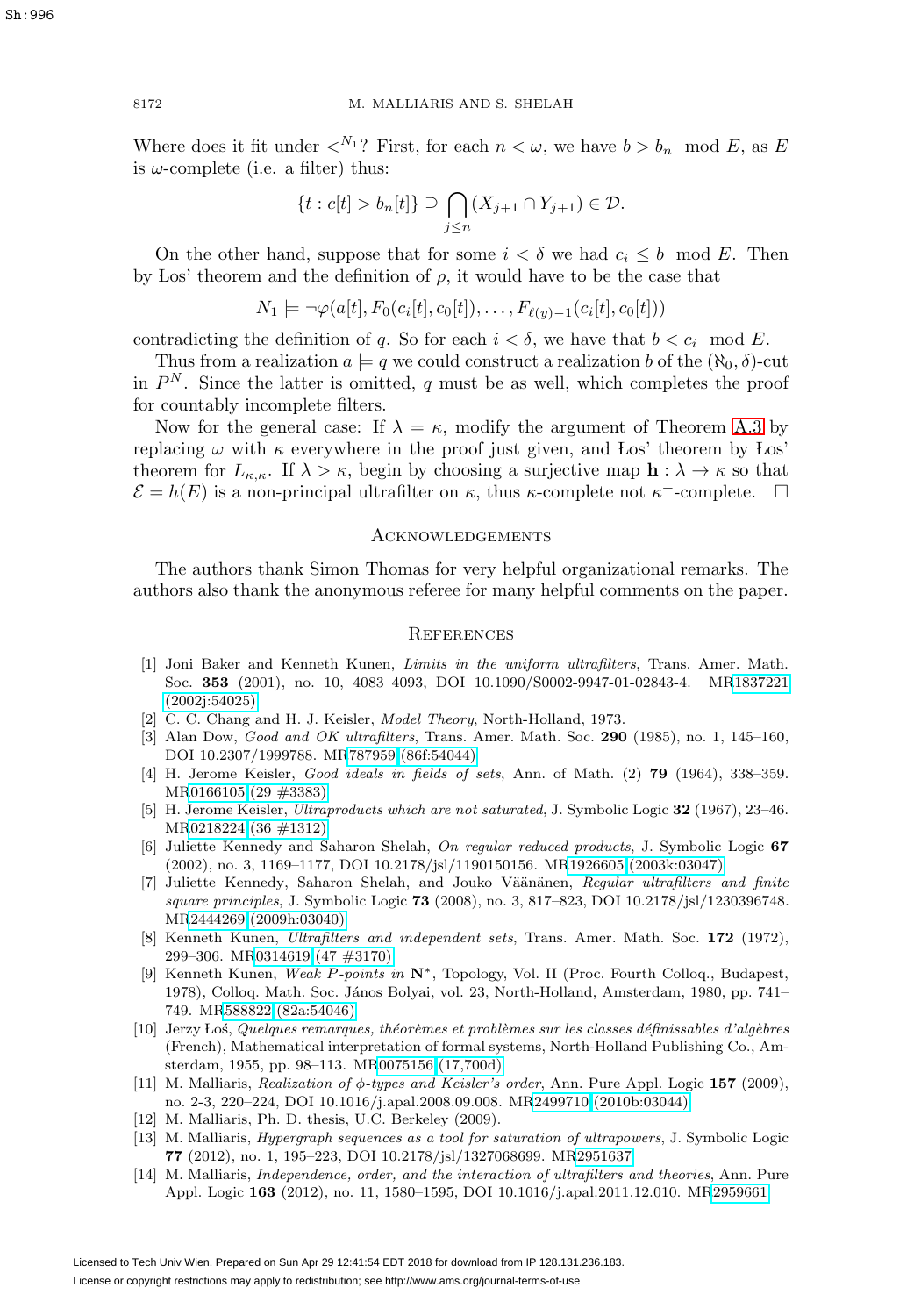Where does it fit under $<^{N_1}$? First, for each $n < \omega$, we have $b > b_n \mod E$, as $E$ is $\omega$-complete (i.e. a filter) thus:

$$\{t : c[t] > b_n[t]\} \supseteq \bigcap_{j \leq n} (X_{j+1} \cap Y_{j+1}) \in \mathcal{D}.$$

On the other hand, suppose that for some $i < \delta$ we had $c_i \leq b \mod E$. Then by Łos' theorem and the definition of $\rho$, it would have to be the case that

$$N_1 \models \neg\varphi(a[t], F_0(c_i[t], c_0[t]), \ldots, F_{\ell(y)-1}(c_i[t], c_0[t]))$$

contradicting the definition of $q$. So for each $i < \delta$, we have that $b < c_i \mod E$.

Thus from a realization $a \models q$ we could construct a realization $b$ of the $(\aleph_0, \delta)$-cut in $P^N$. Since the latter is omitted, $q$ must be as well, which completes the proof for countably incomplete filters.

Now for the general case: If $\lambda = \kappa$, modify the argument of Theorem A.3 by replacing $\omega$ with $\kappa$ everywhere in the proof just given, and Łos' theorem by Łos' theorem for $L_{\kappa,\kappa}$. If $\lambda > \kappa$, begin by choosing a surjective map $\mathbf{h} : \lambda \to \kappa$ so that $\mathcal{E} = h(E)$ is a non-principal ultrafilter on $\kappa$, thus $\kappa$-complete not $\kappa^+$-complete. $\square$

## Acknowledgements

The authors thank Simon Thomas for very helpful organizational remarks. The authors also thank the anonymous referee for many helpful comments on the paper.

## References

[1] Joni Baker and Kenneth Kunen, *Limits in the uniform ultrafilters*, Trans. Amer. Math. Soc. **353** (2001), no. 10, 4083–4093, DOI 10.1090/S0002-9947-01-02843-4. MR1837221 (2002j:54025)

[2] C. C. Chang and H. J. Keisler, *Model Theory*, North-Holland, 1973.

[3] Alan Dow, *Good and OK ultrafilters*, Trans. Amer. Math. Soc. **290** (1985), no. 1, 145–160, DOI 10.2307/1999788. MR787959 (86f:54044)

[4] H. Jerome Keisler, *Good ideals in fields of sets*, Ann. of Math. (2) **79** (1964), 338–359. MR0166105 (29 #3383)

[5] H. Jerome Keisler, *Ultraproducts which are not saturated*, J. Symbolic Logic **32** (1967), 23–46. MR0218224 (36 #1312)

[6] Juliette Kennedy and Saharon Shelah, *On regular reduced products*, J. Symbolic Logic **67** (2002), no. 3, 1169–1177, DOI 10.2178/jsl/1190150156. MR1926605 (2003k:03047)

[7] Juliette Kennedy, Saharon Shelah, and Jouko Väänänen, *Regular ultrafilters and finite square principles*, J. Symbolic Logic **73** (2008), no. 3, 817–823, DOI 10.2178/jsl/1230396748. MR2444269 (2009h:03040)

[8] Kenneth Kunen, *Ultrafilters and independent sets*, Trans. Amer. Math. Soc. **172** (1972), 299–306. MR0314619 (47 #3170)

[9] Kenneth Kunen, *Weak P-points in* $\mathbf{N}^*$, Topology, Vol. II (Proc. Fourth Colloq., Budapest, 1978), Colloq. Math. Soc. János Bolyai, vol. 23, North-Holland, Amsterdam, 1980, pp. 741–749. MR588822 (82a:54046)

[10] Jerzy Łoś, *Quelques remarques, théorèmes et problèmes sur les classes définissables d'algèbres* (French), Mathematical interpretation of formal systems, North-Holland Publishing Co., Amsterdam, 1955, pp. 98–113. MR0075156 (17,700d)

[11] M. Malliaris, *Realization of $\phi$-types and Keisler's order*, Ann. Pure Appl. Logic **157** (2009), no. 2-3, 220–224, DOI 10.1016/j.apal.2008.09.008. MR2499710 (2010b:03044)

[12] M. Malliaris, Ph. D. thesis, U.C. Berkeley (2009).

[13] M. Malliaris, *Hypergraph sequences as a tool for saturation of ultrapowers*, J. Symbolic Logic **77** (2012), no. 1, 195–223, DOI 10.2178/jsl/1327068699. MR2951637

[14] M. Malliaris, *Independence, order, and the interaction of ultrafilters and theories*, Ann. Pure Appl. Logic **163** (2012), no. 11, 1580–1595, DOI 10.1016/j.apal.2011.12.010. MR2959661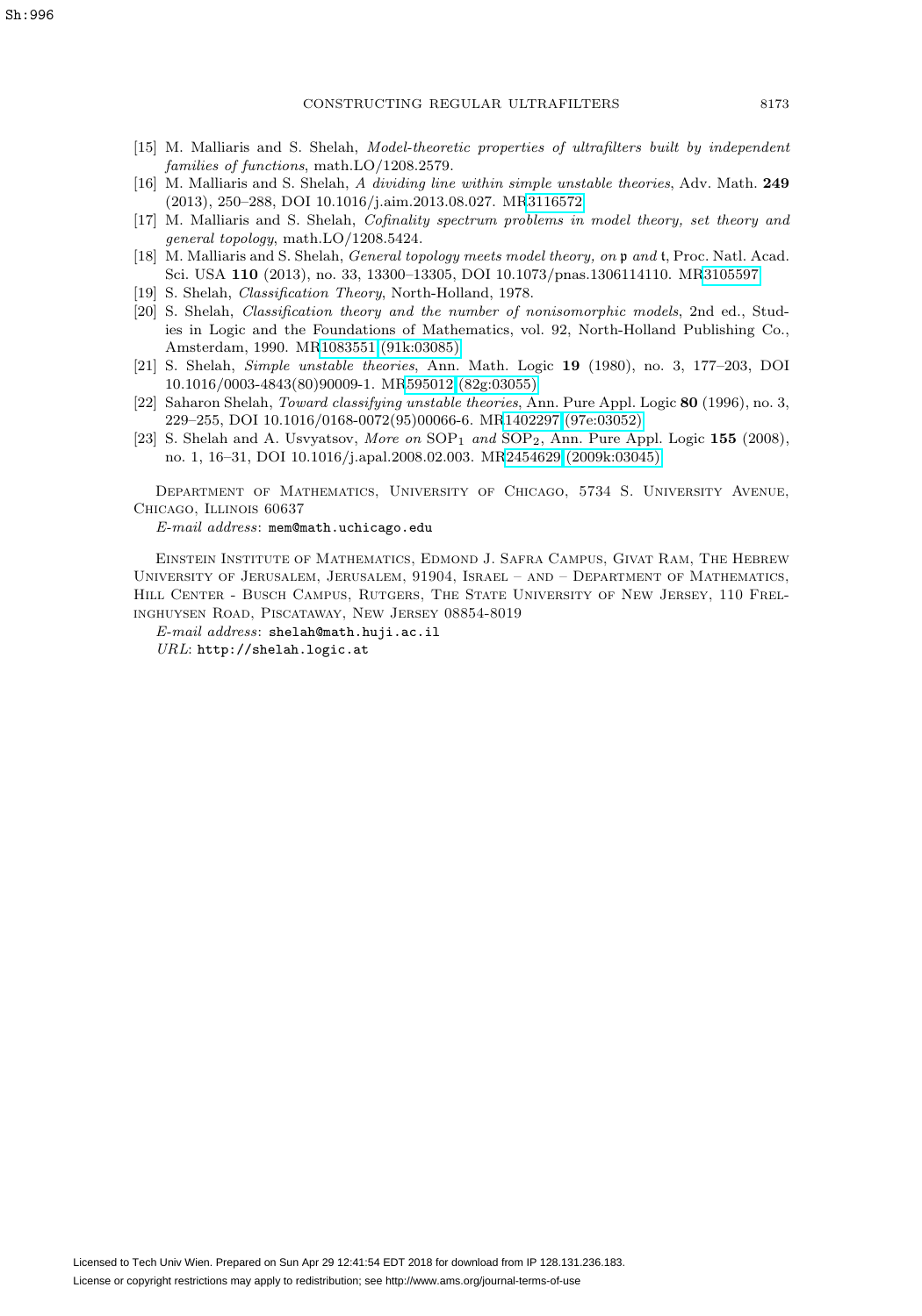[15] M. Malliaris and S. Shelah, *Model-theoretic properties of ultrafilters built by independent families of functions*, math.LO/1208.2579.

[16] M. Malliaris and S. Shelah, *A dividing line within simple unstable theories*, Adv. Math. **249** (2013), 250–288, DOI 10.1016/j.aim.2013.08.027. MR3116572

[17] M. Malliaris and S. Shelah, *Cofinality spectrum problems in model theory, set theory and general topology*, math.LO/1208.5424.

[18] M. Malliaris and S. Shelah, *General topology meets model theory, on $\mathfrak{p}$ and $\mathfrak{t}$*, Proc. Natl. Acad. Sci. USA **110** (2013), no. 33, 13300–13305, DOI 10.1073/pnas.1306114110. MR3105597

[19] S. Shelah, *Classification Theory*, North-Holland, 1978.

[20] S. Shelah, *Classification theory and the number of nonisomorphic models*, 2nd ed., Studies in Logic and the Foundations of Mathematics, vol. 92, North-Holland Publishing Co., Amsterdam, 1990. MR1083551 (91k:03085)

[21] S. Shelah, *Simple unstable theories*, Ann. Math. Logic **19** (1980), no. 3, 177–203, DOI 10.1016/0003-4843(80)90009-1. MR595012 (82g:03055)

[22] Saharon Shelah, *Toward classifying unstable theories*, Ann. Pure Appl. Logic **80** (1996), no. 3, 229–255, DOI 10.1016/0168-0072(95)00066-6. MR1402297 (97e:03052)

[23] S. Shelah and A. Usvyatsov, *More on* $\mathrm{SOP}_1$ *and* $\mathrm{SOP}_2$, Ann. Pure Appl. Logic **155** (2008), no. 1, 16–31, DOI 10.1016/j.apal.2008.02.003. MR2454629 (2009k:03045)

Department of Mathematics, University of Chicago, 5734 S. University Avenue, Chicago, Illinois 60637

*E-mail address*: mem@math.uchicago.edu

Einstein Institute of Mathematics, Edmond J. Safra Campus, Givat Ram, The Hebrew University of Jerusalem, Jerusalem, 91904, Israel – and – Department of Mathematics, Hill Center - Busch Campus, Rutgers, The State University of New Jersey, 110 Frelinghuysen Road, Piscataway, New Jersey 08854-8019

*E-mail address*: shelah@math.huji.ac.il

*URL*: http://shelah.logic.at